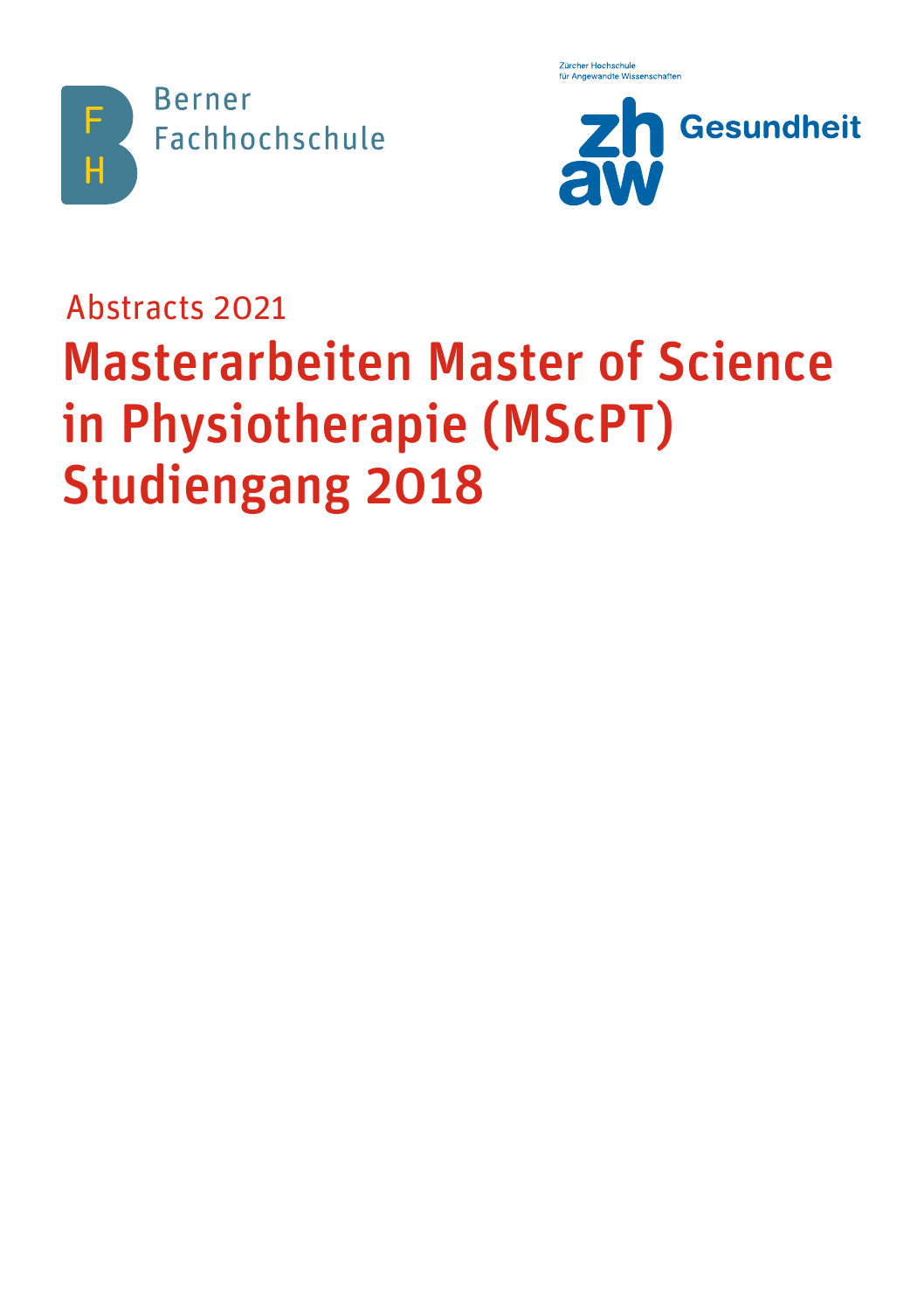Berner Fachhochschule

Zürcher Hochschule für Angewandte Wissenschaften

zh aw Gesundheit

Abstracts 2021

# Masterarbeiten Master of Science in Physiotherapie (MScPT) Studiengang 2018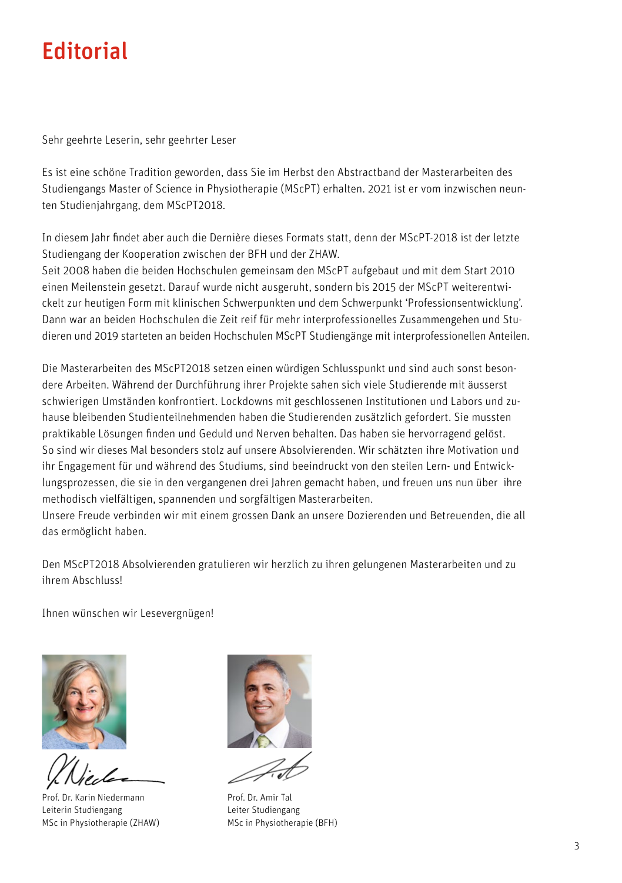# Editorial

Sehr geehrte Leserin, sehr geehrter Leser

Es ist eine schöne Tradition geworden, dass Sie im Herbst den Abstractband der Masterarbeiten des Studiengangs Master of Science in Physiotherapie (MScPT) erhalten. 2021 ist er vom inzwischen neunten Studienjahrgang, dem MScPT2018.

In diesem Jahr findet aber auch die Dernière dieses Formats statt, denn der MScPT-2018 ist der letzte Studiengang der Kooperation zwischen der BFH und der ZHAW.
Seit 2008 haben die beiden Hochschulen gemeinsam den MScPT aufgebaut und mit dem Start 2010 einen Meilenstein gesetzt. Darauf wurde nicht ausgeruht, sondern bis 2015 der MScPT weiterentwickelt zur heutigen Form mit klinischen Schwerpunkten und dem Schwerpunkt 'Professionsentwicklung'. Dann war an beiden Hochschulen die Zeit reif für mehr interprofessionelles Zusammengehen und Studieren und 2019 starteten an beiden Hochschulen MScPT Studiengänge mit interprofessionellen Anteilen.

Die Masterarbeiten des MScPT2018 setzen einen würdigen Schlusspunkt und sind auch sonst besondere Arbeiten. Während der Durchführung ihrer Projekte sahen sich viele Studierende mit äusserst schwierigen Umständen konfrontiert. Lockdowns mit geschlossenen Institutionen und Labors und zuhause bleibenden Studienteilnehmenden haben die Studierenden zusätzlich gefordert. Sie mussten praktikable Lösungen finden und Geduld und Nerven behalten. Das haben sie hervorragend gelöst.
So sind wir dieses Mal besonders stolz auf unsere Absolvierenden. Wir schätzten ihre Motivation und ihr Engagement für und während des Studiums, sind beeindruckt von den steilen Lern- und Entwicklungsprozessen, die sie in den vergangenen drei Jahren gemacht haben, und freuen uns nun über ihre methodisch vielfältigen, spannenden und sorgfältigen Masterarbeiten.
Unsere Freude verbinden wir mit einem grossen Dank an unsere Dozierenden und Betreuenden, die all das ermöglicht haben.

Den MScPT2018 Absolvierenden gratulieren wir herzlich zu ihren gelungenen Masterarbeiten und zu ihrem Abschluss!

Ihnen wünschen wir Lesevergnügen!

Prof. Dr. Karin Niedermann
Leiterin Studiengang
MSc in Physiotherapie (ZHAW)

Prof. Dr. Amir Tal
Leiter Studiengang
MSc in Physiotherapie (BFH)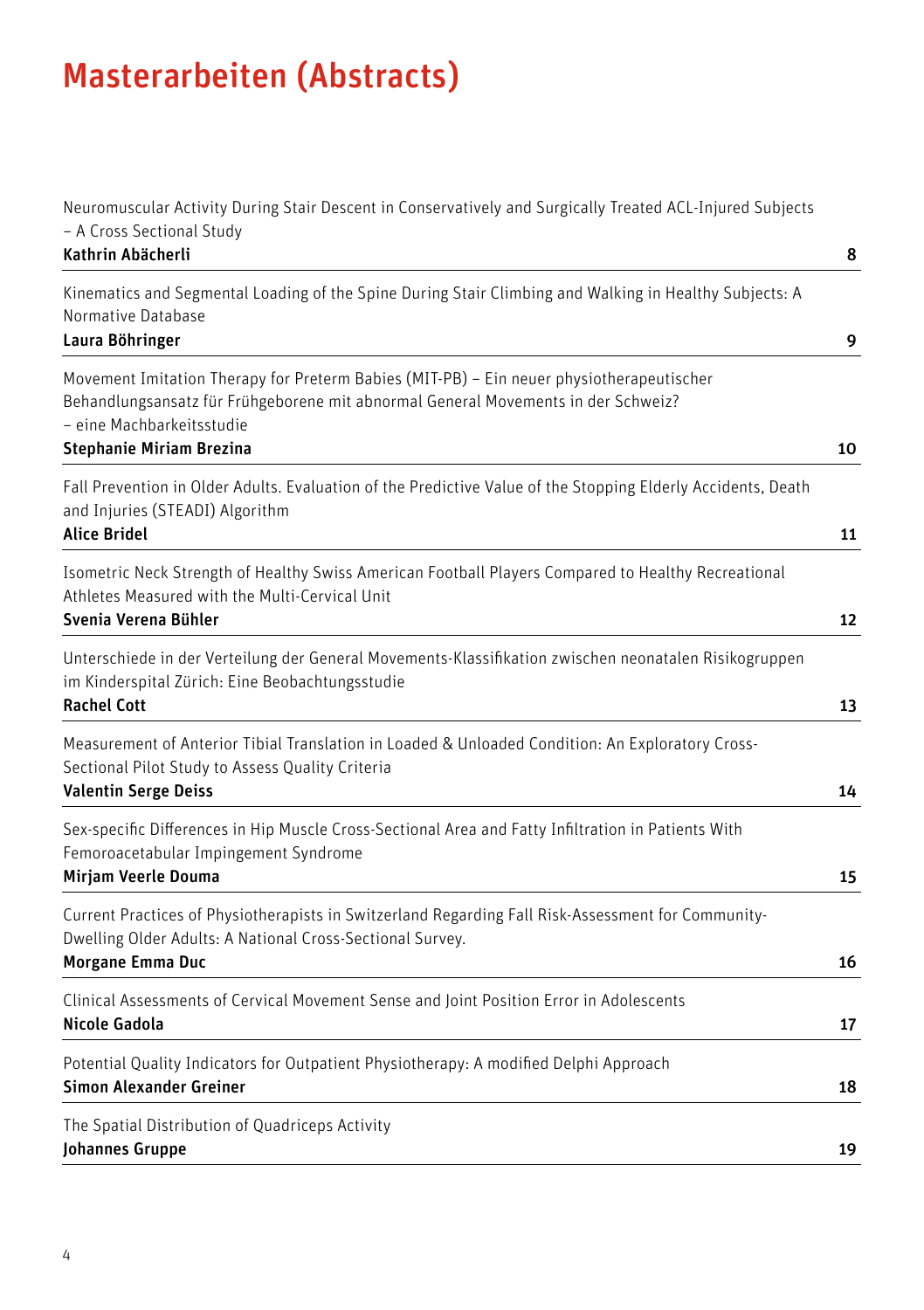# Masterarbeiten (Abstracts)

| | |
|---|---|
| Neuromuscular Activity During Stair Descent in Conservatively and Surgically Treated ACL-Injured Subjects – A Cross Sectional Study<br>**Kathrin Abächerli** | **8** |
| Kinematics and Segmental Loading of the Spine During Stair Climbing and Walking in Healthy Subjects: A Normative Database<br>**Laura Böhringer** | **9** |
| Movement Imitation Therapy for Preterm Babies (MIT-PB) – Ein neuer physiotherapeutischer Behandlungsansatz für Frühgeborene mit abnormal General Movements in der Schweiz? – eine Machbarkeitsstudie<br>**Stephanie Miriam Brezina** | **10** |
| Fall Prevention in Older Adults. Evaluation of the Predictive Value of the Stopping Elderly Accidents, Death and Injuries (STEADI) Algorithm<br>**Alice Bridel** | **11** |
| Isometric Neck Strength of Healthy Swiss American Football Players Compared to Healthy Recreational Athletes Measured with the Multi-Cervical Unit<br>**Svenia Verena Bühler** | **12** |
| Unterschiede in der Verteilung der General Movements-Klassifikation zwischen neonatalen Risikogruppen im Kinderspital Zürich: Eine Beobachtungsstudie<br>**Rachel Cott** | **13** |
| Measurement of Anterior Tibial Translation in Loaded & Unloaded Condition: An Exploratory Cross-Sectional Pilot Study to Assess Quality Criteria<br>**Valentin Serge Deiss** | **14** |
| Sex-specific Differences in Hip Muscle Cross-Sectional Area and Fatty Infiltration in Patients With Femoroacetabular Impingement Syndrome<br>**Mirjam Veerle Douma** | **15** |
| Current Practices of Physiotherapists in Switzerland Regarding Fall Risk-Assessment for Community-Dwelling Older Adults: A National Cross-Sectional Survey.<br>**Morgane Emma Duc** | **16** |
| Clinical Assessments of Cervical Movement Sense and Joint Position Error in Adolescents<br>**Nicole Gadola** | **17** |
| Potential Quality Indicators for Outpatient Physiotherapy: A modified Delphi Approach<br>**Simon Alexander Greiner** | **18** |
| The Spatial Distribution of Quadriceps Activity<br>**Johannes Gruppe** | **19** |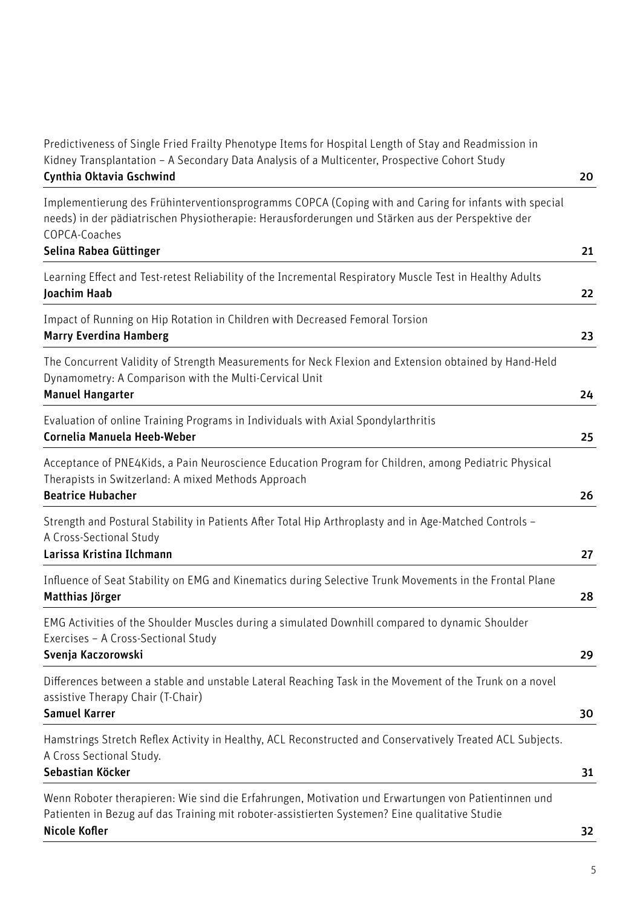Predictiveness of Single Fried Frailty Phenotype Items for Hospital Length of Stay and Readmission in Kidney Transplantation – A Secondary Data Analysis of a Multicenter, Prospective Cohort Study
**Cynthia Oktavia Gschwind** 20

Implementierung des Frühinterventionsprogramms COPCA (Coping with and Caring for infants with special needs) in der pädiatrischen Physiotherapie: Herausforderungen und Stärken aus der Perspektive der COPCA-Coaches
**Selina Rabea Güttinger** 21

Learning Effect and Test-retest Reliability of the Incremental Respiratory Muscle Test in Healthy Adults
**Joachim Haab** 22

Impact of Running on Hip Rotation in Children with Decreased Femoral Torsion
**Marry Everdina Hamberg** 23

The Concurrent Validity of Strength Measurements for Neck Flexion and Extension obtained by Hand-Held Dynamometry: A Comparison with the Multi-Cervical Unit
**Manuel Hangarter** 24

Evaluation of online Training Programs in Individuals with Axial Spondylarthritis
**Cornelia Manuela Heeb-Weber** 25

Acceptance of PNE4Kids, a Pain Neuroscience Education Program for Children, among Pediatric Physical Therapists in Switzerland: A mixed Methods Approach
**Beatrice Hubacher** 26

Strength and Postural Stability in Patients After Total Hip Arthroplasty and in Age-Matched Controls – A Cross-Sectional Study
**Larissa Kristina Ilchmann** 27

Influence of Seat Stability on EMG and Kinematics during Selective Trunk Movements in the Frontal Plane
**Matthias Jörger** 28

EMG Activities of the Shoulder Muscles during a simulated Downhill compared to dynamic Shoulder Exercises – A Cross-Sectional Study
**Svenja Kaczorowski** 29

Differences between a stable and unstable Lateral Reaching Task in the Movement of the Trunk on a novel assistive Therapy Chair (T-Chair)
**Samuel Karrer** 30

Hamstrings Stretch Reflex Activity in Healthy, ACL Reconstructed and Conservatively Treated ACL Subjects. A Cross Sectional Study.
**Sebastian Köcker** 31

Wenn Roboter therapieren: Wie sind die Erfahrungen, Motivation und Erwartungen von Patientinnen und Patienten in Bezug auf das Training mit roboter-assistierten Systemen? Eine qualitative Studie
**Nicole Kofler** 32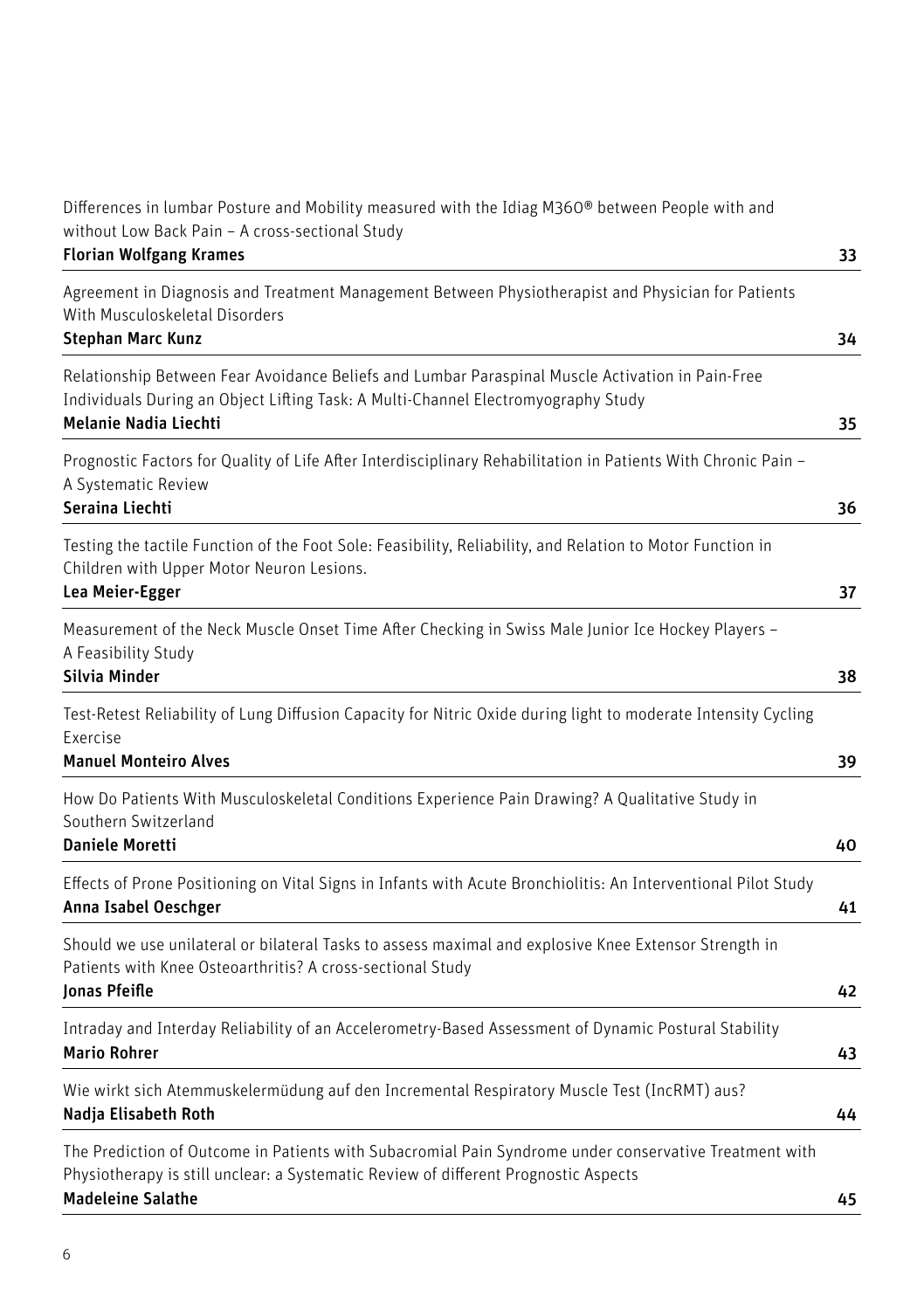Differences in lumbar Posture and Mobility measured with the Idiag M360® between People with and without Low Back Pain – A cross-sectional Study
**Florian Wolfgang Krames** 33

Agreement in Diagnosis and Treatment Management Between Physiotherapist and Physician for Patients With Musculoskeletal Disorders
**Stephan Marc Kunz** 34

Relationship Between Fear Avoidance Beliefs and Lumbar Paraspinal Muscle Activation in Pain-Free Individuals During an Object Lifting Task: A Multi-Channel Electromyography Study
**Melanie Nadia Liechti** 35

Prognostic Factors for Quality of Life After Interdisciplinary Rehabilitation in Patients With Chronic Pain – A Systematic Review
**Seraina Liechti** 36

Testing the tactile Function of the Foot Sole: Feasibility, Reliability, and Relation to Motor Function in Children with Upper Motor Neuron Lesions.
**Lea Meier-Egger** 37

Measurement of the Neck Muscle Onset Time After Checking in Swiss Male Junior Ice Hockey Players – A Feasibility Study
**Silvia Minder** 38

Test-Retest Reliability of Lung Diffusion Capacity for Nitric Oxide during light to moderate Intensity Cycling Exercise
**Manuel Monteiro Alves** 39

How Do Patients With Musculoskeletal Conditions Experience Pain Drawing? A Qualitative Study in Southern Switzerland
**Daniele Moretti** 40

Effects of Prone Positioning on Vital Signs in Infants with Acute Bronchiolitis: An Interventional Pilot Study
**Anna Isabel Oeschger** 41

Should we use unilateral or bilateral Tasks to assess maximal and explosive Knee Extensor Strength in Patients with Knee Osteoarthritis? A cross-sectional Study
**Jonas Pfeifle** 42

Intraday and Interday Reliability of an Accelerometry-Based Assessment of Dynamic Postural Stability
**Mario Rohrer** 43

Wie wirkt sich Atemmuskelermüdung auf den Incremental Respiratory Muscle Test (IncRMT) aus?
**Nadja Elisabeth Roth** 44

The Prediction of Outcome in Patients with Subacromial Pain Syndrome under conservative Treatment with Physiotherapy is still unclear: a Systematic Review of different Prognostic Aspects
**Madeleine Salathe** 45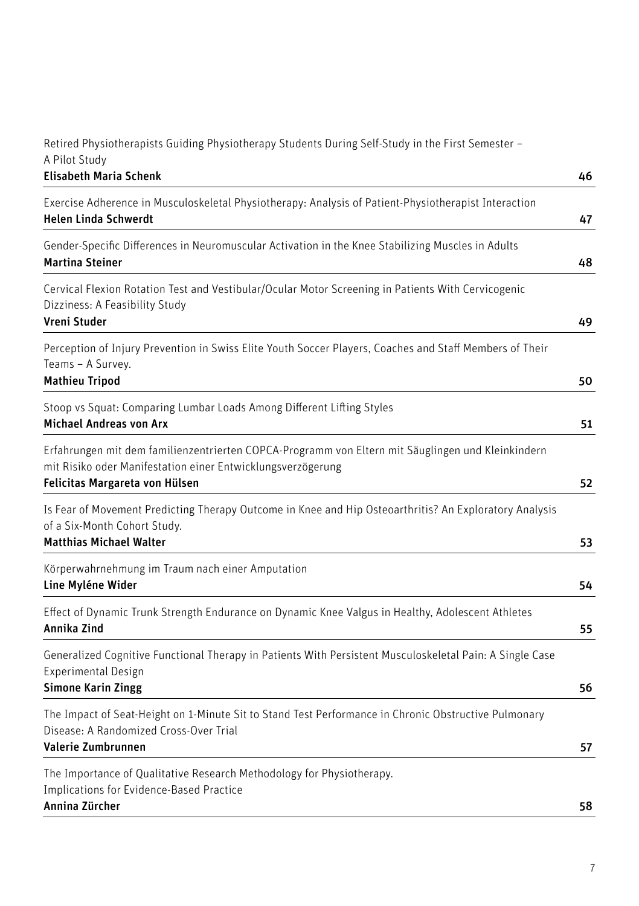Retired Physiotherapists Guiding Physiotherapy Students During Self-Study in the First Semester – A Pilot Study
**Elisabeth Maria Schenk** 46

Exercise Adherence in Musculoskeletal Physiotherapy: Analysis of Patient-Physiotherapist Interaction
**Helen Linda Schwerdt** 47

Gender-Specific Differences in Neuromuscular Activation in the Knee Stabilizing Muscles in Adults
**Martina Steiner** 48

Cervical Flexion Rotation Test and Vestibular/Ocular Motor Screening in Patients With Cervicogenic Dizziness: A Feasibility Study
**Vreni Studer** 49

Perception of Injury Prevention in Swiss Elite Youth Soccer Players, Coaches and Staff Members of Their Teams – A Survey.
**Mathieu Tripod** 50

Stoop vs Squat: Comparing Lumbar Loads Among Different Lifting Styles
**Michael Andreas von Arx** 51

Erfahrungen mit dem familienzentrierten COPCA-Programm von Eltern mit Säuglingen und Kleinkindern mit Risiko oder Manifestation einer Entwicklungsverzögerung
**Felicitas Margareta von Hülsen** 52

Is Fear of Movement Predicting Therapy Outcome in Knee and Hip Osteoarthritis? An Exploratory Analysis of a Six-Month Cohort Study.
**Matthias Michael Walter** 53

Körperwahrnehmung im Traum nach einer Amputation
**Line Myléne Wider** 54

Effect of Dynamic Trunk Strength Endurance on Dynamic Knee Valgus in Healthy, Adolescent Athletes
**Annika Zind** 55

Generalized Cognitive Functional Therapy in Patients With Persistent Musculoskeletal Pain: A Single Case Experimental Design
**Simone Karin Zingg** 56

The Impact of Seat-Height on 1-Minute Sit to Stand Test Performance in Chronic Obstructive Pulmonary Disease: A Randomized Cross-Over Trial
**Valerie Zumbrunnen** 57

The Importance of Qualitative Research Methodology for Physiotherapy. Implications for Evidence-Based Practice
**Annina Zürcher** 58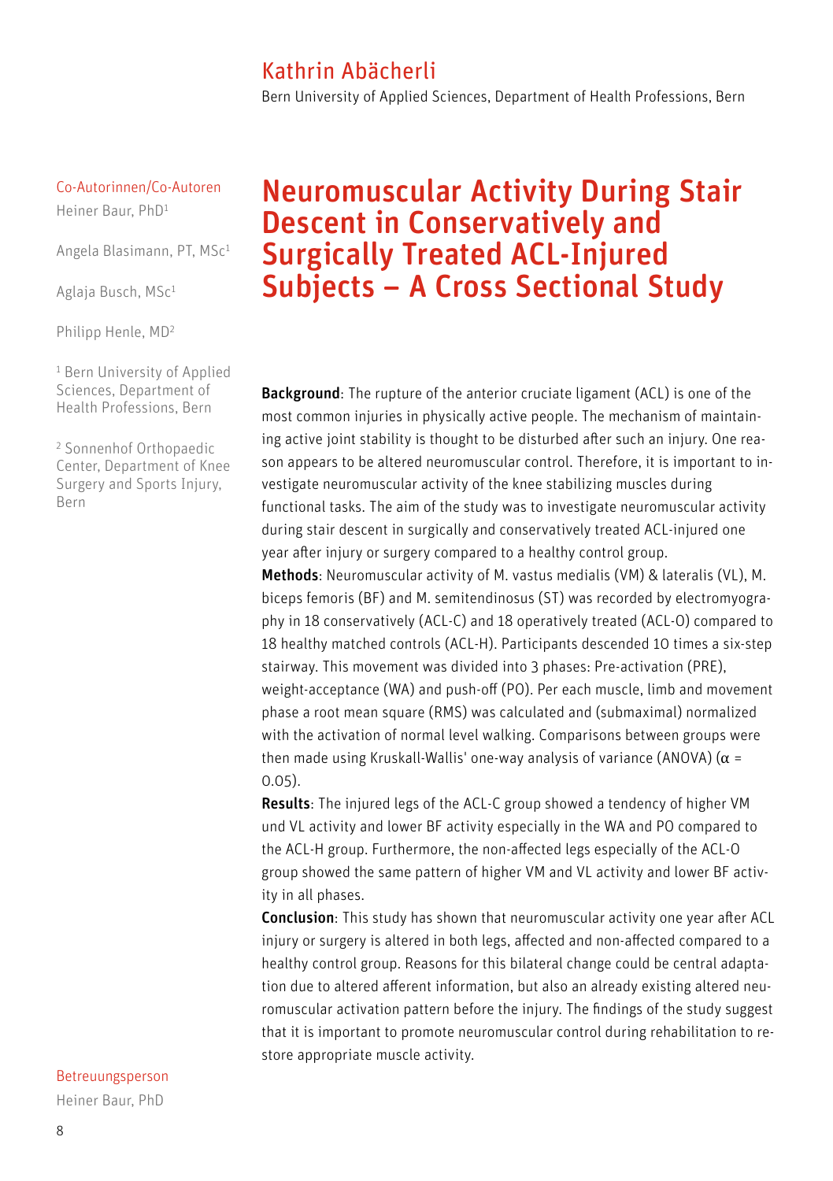## Kathrin Abächerli

Bern University of Applied Sciences, Department of Health Professions, Bern

Co-Autorinnen/Co-Autoren

Heiner Baur, PhD[1]

Angela Blasimann, PT, MSc[1]

Aglaja Busch, MSc[1]

Philipp Henle, MD[2]

[1] Bern University of Applied Sciences, Department of Health Professions, Bern

[2] Sonnenhof Orthopaedic Center, Department of Knee Surgery and Sports Injury, Bern

# Neuromuscular Activity During Stair Descent in Conservatively and Surgically Treated ACL-Injured Subjects – A Cross Sectional Study

**Background**: The rupture of the anterior cruciate ligament (ACL) is one of the most common injuries in physically active people. The mechanism of maintaining active joint stability is thought to be disturbed after such an injury. One reason appears to be altered neuromuscular control. Therefore, it is important to investigate neuromuscular activity of the knee stabilizing muscles during functional tasks. The aim of the study was to investigate neuromuscular activity during stair descent in surgically and conservatively treated ACL-injured one year after injury or surgery compared to a healthy control group.

**Methods**: Neuromuscular activity of M. vastus medialis (VM) & lateralis (VL), M. biceps femoris (BF) and M. semitendinosus (ST) was recorded by electromyography in 18 conservatively (ACL-C) and 18 operatively treated (ACL-O) compared to 18 healthy matched controls (ACL-H). Participants descended 10 times a six-step stairway. This movement was divided into 3 phases: Pre-activation (PRE), weight-acceptance (WA) and push-off (PO). Per each muscle, limb and movement phase a root mean square (RMS) was calculated and (submaximal) normalized with the activation of normal level walking. Comparisons between groups were then made using Kruskall-Wallis' one-way analysis of variance (ANOVA) ($\alpha$ = 0.05).

**Results**: The injured legs of the ACL-C group showed a tendency of higher VM und VL activity and lower BF activity especially in the WA and PO compared to the ACL-H group. Furthermore, the non-affected legs especially of the ACL-O group showed the same pattern of higher VM and VL activity and lower BF activity in all phases.

**Conclusion**: This study has shown that neuromuscular activity one year after ACL injury or surgery is altered in both legs, affected and non-affected compared to a healthy control group. Reasons for this bilateral change could be central adaptation due to altered afferent information, but also an already existing altered neuromuscular activation pattern before the injury. The findings of the study suggest that it is important to promote neuromuscular control during rehabilitation to restore appropriate muscle activity.

Betreuungsperson

Heiner Baur, PhD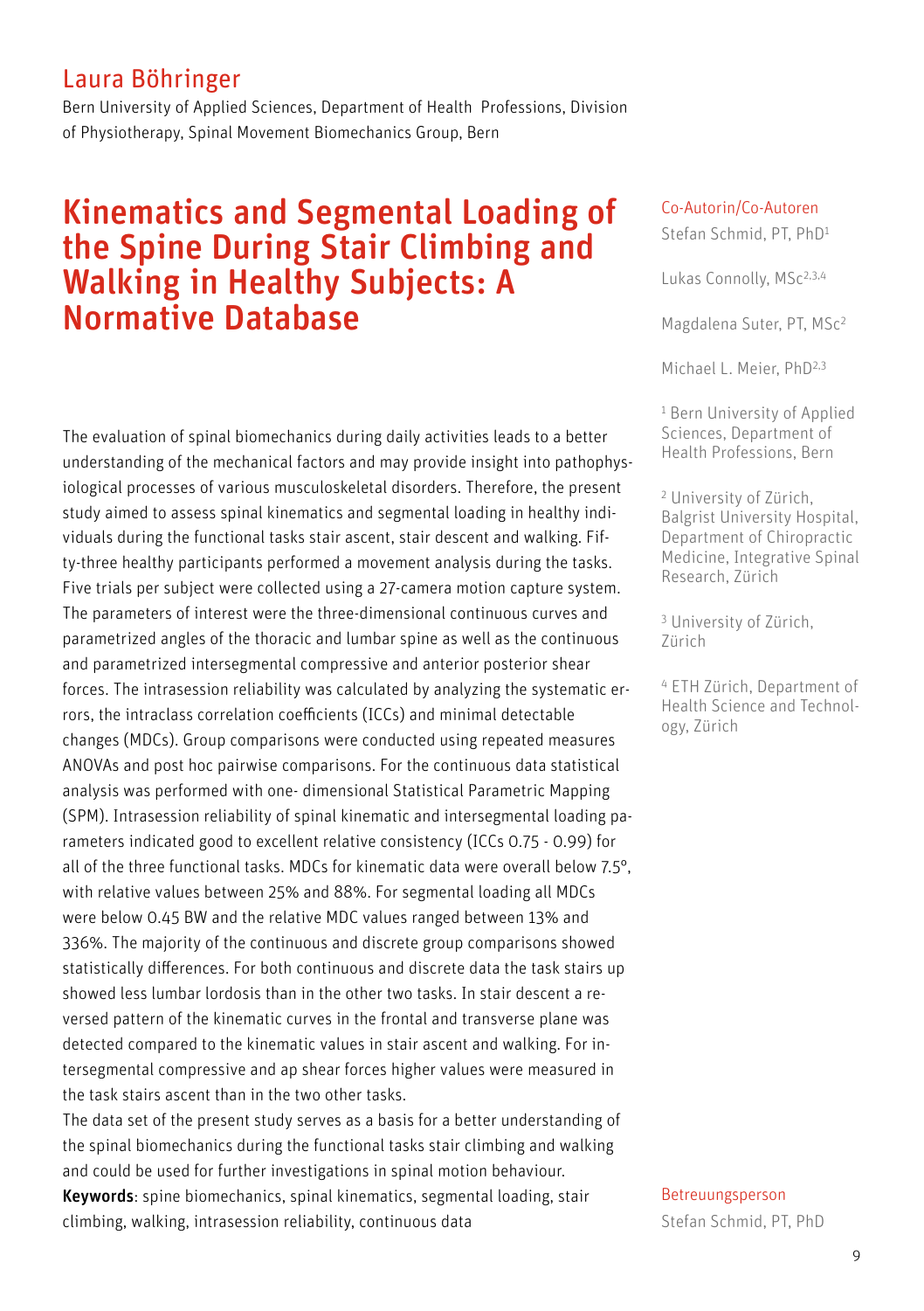## Laura Böhringer

Bern University of Applied Sciences, Department of Health Professions, Division of Physiotherapy, Spinal Movement Biomechanics Group, Bern

# Kinematics and Segmental Loading of the Spine During Stair Climbing and Walking in Healthy Subjects: A Normative Database

The evaluation of spinal biomechanics during daily activities leads to a better understanding of the mechanical factors and may provide insight into pathophysiological processes of various musculoskeletal disorders. Therefore, the present study aimed to assess spinal kinematics and segmental loading in healthy individuals during the functional tasks stair ascent, stair descent and walking. Fifty-three healthy participants performed a movement analysis during the tasks. Five trials per subject were collected using a 27-camera motion capture system. The parameters of interest were the three-dimensional continuous curves and parametrized angles of the thoracic and lumbar spine as well as the continuous and parametrized intersegmental compressive and anterior posterior shear forces. The intrasession reliability was calculated by analyzing the systematic errors, the intraclass correlation coefficients (ICCs) and minimal detectable changes (MDCs). Group comparisons were conducted using repeated measures ANOVAs and post hoc pairwise comparisons. For the continuous data statistical analysis was performed with one- dimensional Statistical Parametric Mapping (SPM). Intrasession reliability of spinal kinematic and intersegmental loading parameters indicated good to excellent relative consistency (ICCs 0.75 - 0.99) for all of the three functional tasks. MDCs for kinematic data were overall below 7.5°, with relative values between 25% and 88%. For segmental loading all MDCs were below 0.45 BW and the relative MDC values ranged between 13% and 336%. The majority of the continuous and discrete group comparisons showed statistically differences. For both continuous and discrete data the task stairs up showed less lumbar lordosis than in the other two tasks. In stair descent a reversed pattern of the kinematic curves in the frontal and transverse plane was detected compared to the kinematic values in stair ascent and walking. For intersegmental compressive and ap shear forces higher values were measured in the task stairs ascent than in the two other tasks.

The data set of the present study serves as a basis for a better understanding of the spinal biomechanics during the functional tasks stair climbing and walking and could be used for further investigations in spinal motion behaviour.

**Keywords**: spine biomechanics, spinal kinematics, segmental loading, stair climbing, walking, intrasession reliability, continuous data

Co-Autorin/Co-Autoren

Stefan Schmid, PT, PhD[1]

Lukas Connolly, MSc[2,3,4]

Magdalena Suter, PT, MSc[2]

Michael L. Meier, PhD[2,3]

[1] Bern University of Applied Sciences, Department of Health Professions, Bern

[2] University of Zürich, Balgrist University Hospital, Department of Chiropractic Medicine, Integrative Spinal Research, Zürich

[3] University of Zürich, Zürich

[4] ETH Zürich, Department of Health Science and Technology, Zürich

Betreuungsperson

Stefan Schmid, PT, PhD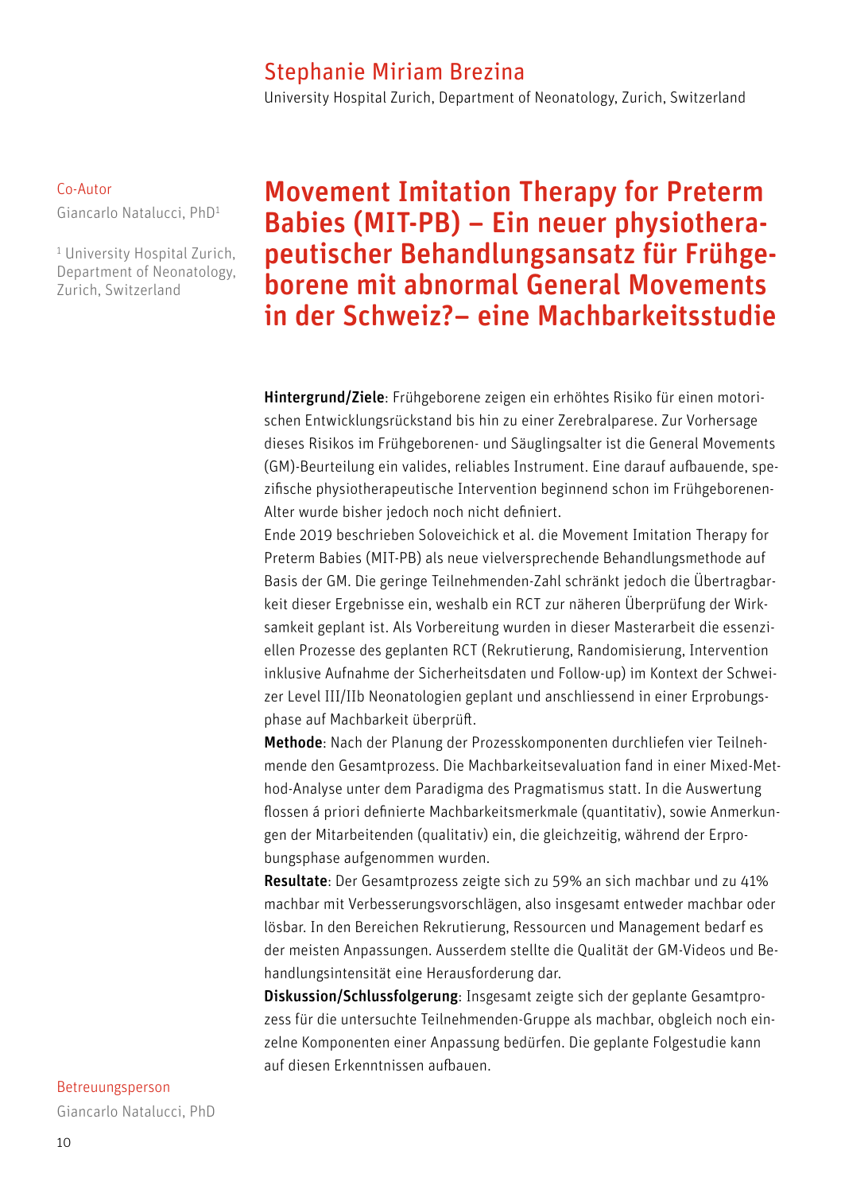Stephanie Miriam Brezina

University Hospital Zurich, Department of Neonatology, Zurich, Switzerland

Co-Autor

Giancarlo Natalucci, PhD[1]

[1] University Hospital Zurich, Department of Neonatology, Zurich, Switzerland

# Movement Imitation Therapy for Preterm Babies (MIT-PB) – Ein neuer physiotherapeutischer Behandlungsansatz für Frühgeborene mit abnormal General Movements in der Schweiz?– eine Machbarkeitsstudie

**Hintergrund/Ziele**: Frühgeborene zeigen ein erhöhtes Risiko für einen motorischen Entwicklungsrückstand bis hin zu einer Zerebralparese. Zur Vorhersage dieses Risikos im Frühgeborenen- und Säuglingsalter ist die General Movements (GM)-Beurteilung ein valides, reliables Instrument. Eine darauf aufbauende, spezifische physiotherapeutische Intervention beginnend schon im Frühgeborenen-Alter wurde bisher jedoch noch nicht definiert.

Ende 2019 beschrieben Soloveichick et al. die Movement Imitation Therapy for Preterm Babies (MIT-PB) als neue vielversprechende Behandlungsmethode auf Basis der GM. Die geringe Teilnehmenden-Zahl schränkt jedoch die Übertragbarkeit dieser Ergebnisse ein, weshalb ein RCT zur näheren Überprüfung der Wirksamkeit geplant ist. Als Vorbereitung wurden in dieser Masterarbeit die essenziellen Prozesse des geplanten RCT (Rekrutierung, Randomisierung, Intervention inklusive Aufnahme der Sicherheitsdaten und Follow-up) im Kontext der Schweizer Level III/IIb Neonatologien geplant und anschliessend in einer Erprobungsphase auf Machbarkeit überprüft.

**Methode**: Nach der Planung der Prozesskomponenten durchliefen vier Teilnehmende den Gesamtprozess. Die Machbarkeitsevaluation fand in einer Mixed-Method-Analyse unter dem Paradigma des Pragmatismus statt. In die Auswertung flossen á priori definierte Machbarkeitsmerkmale (quantitativ), sowie Anmerkungen der Mitarbeitenden (qualitativ) ein, die gleichzeitig, während der Erprobungsphase aufgenommen wurden.

**Resultate**: Der Gesamtprozess zeigte sich zu 59% an sich machbar und zu 41% machbar mit Verbesserungsvorschlägen, also insgesamt entweder machbar oder lösbar. In den Bereichen Rekrutierung, Ressourcen und Management bedarf es der meisten Anpassungen. Ausserdem stellte die Qualität der GM-Videos und Behandlungsintensität eine Herausforderung dar.

**Diskussion/Schlussfolgerung**: Insgesamt zeigte sich der geplante Gesamtprozess für die untersuchte Teilnehmenden-Gruppe als machbar, obgleich noch einzelne Komponenten einer Anpassung bedürfen. Die geplante Folgestudie kann auf diesen Erkenntnissen aufbauen.

Betreuungsperson

Giancarlo Natalucci, PhD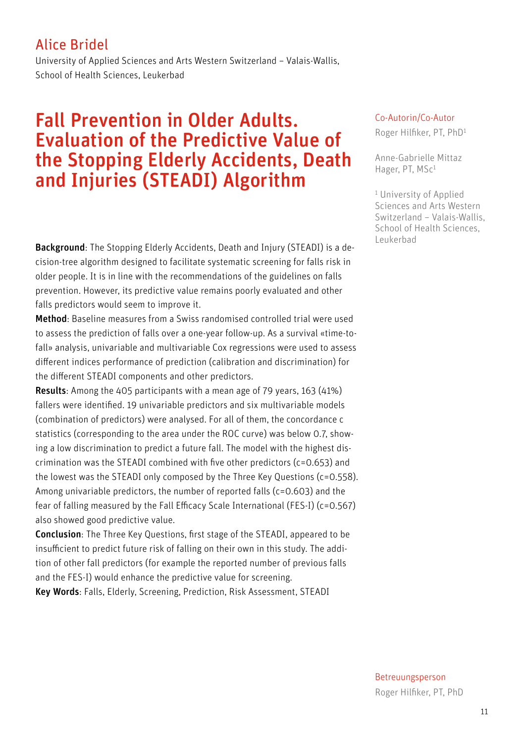## Alice Bridel

University of Applied Sciences and Arts Western Switzerland – Valais-Wallis, School of Health Sciences, Leukerbad

# Fall Prevention in Older Adults. Evaluation of the Predictive Value of the Stopping Elderly Accidents, Death and Injuries (STEADI) Algorithm

Co-Autorin/Co-Autor

Roger Hilfiker, PT, PhD[1]

Anne-Gabrielle Mittaz Hager, PT, MSc[1]

[1] University of Applied Sciences and Arts Western Switzerland – Valais-Wallis, School of Health Sciences, Leukerbad

**Background**: The Stopping Elderly Accidents, Death and Injury (STEADI) is a decision-tree algorithm designed to facilitate systematic screening for falls risk in older people. It is in line with the recommendations of the guidelines on falls prevention. However, its predictive value remains poorly evaluated and other falls predictors would seem to improve it.

**Method**: Baseline measures from a Swiss randomised controlled trial were used to assess the prediction of falls over a one-year follow-up. As a survival «time-to-fall» analysis, univariable and multivariable Cox regressions were used to assess different indices performance of prediction (calibration and discrimination) for the different STEADI components and other predictors.

**Results**: Among the 405 participants with a mean age of 79 years, 163 (41%) fallers were identified. 19 univariable predictors and six multivariable models (combination of predictors) were analysed. For all of them, the concordance c statistics (corresponding to the area under the ROC curve) was below 0.7, showing a low discrimination to predict a future fall. The model with the highest discrimination was the STEADI combined with five other predictors (c=0.653) and the lowest was the STEADI only composed by the Three Key Questions (c=0.558). Among univariable predictors, the number of reported falls (c=0.603) and the fear of falling measured by the Fall Efficacy Scale International (FES-I) (c=0.567) also showed good predictive value.

**Conclusion**: The Three Key Questions, first stage of the STEADI, appeared to be insufficient to predict future risk of falling on their own in this study. The addition of other fall predictors (for example the reported number of previous falls and the FES-I) would enhance the predictive value for screening.

**Key Words**: Falls, Elderly, Screening, Prediction, Risk Assessment, STEADI

Betreuungsperson

Roger Hilfiker, PT, PhD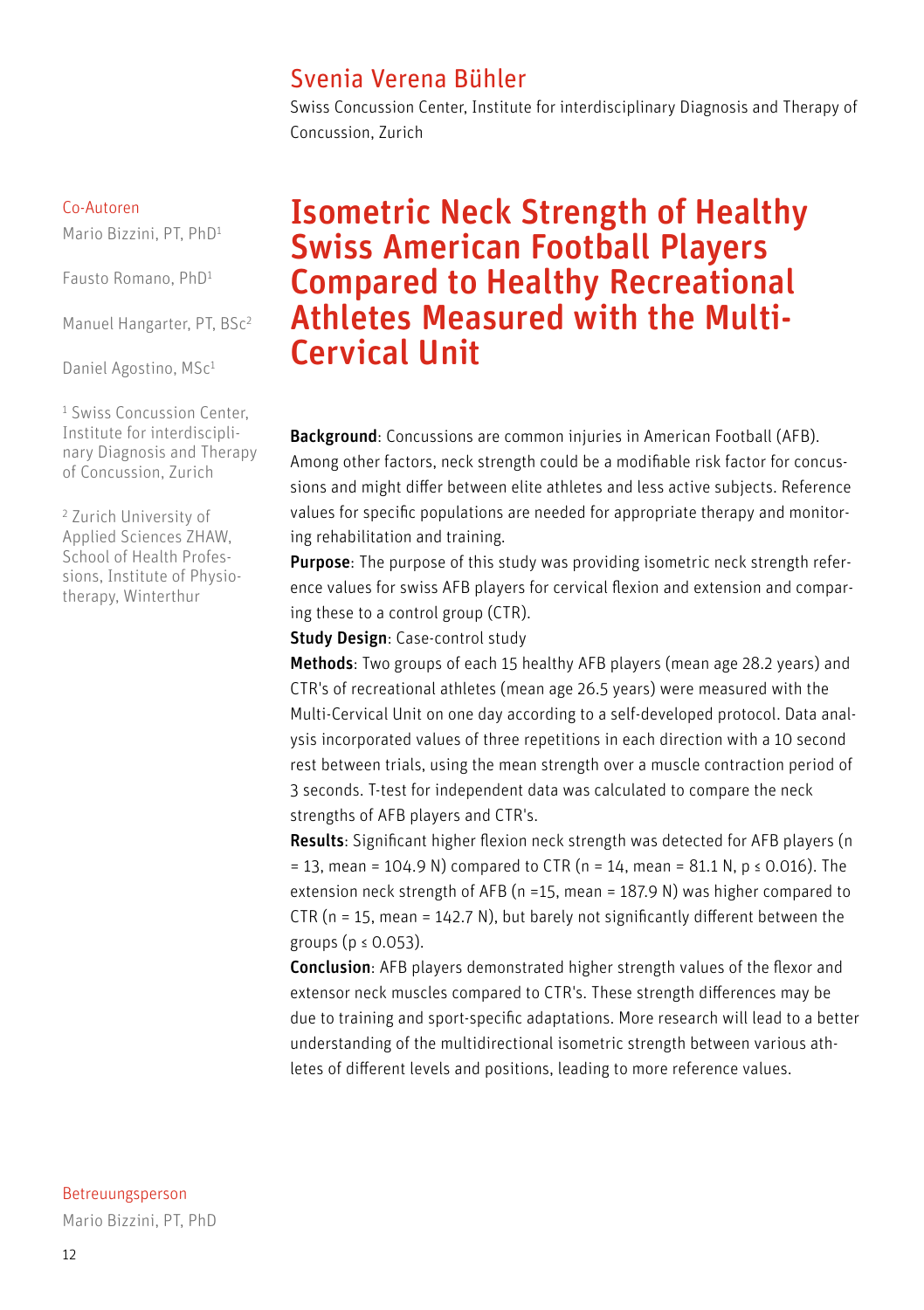## Svenia Verena Bühler

Swiss Concussion Center, Institute for interdisciplinary Diagnosis and Therapy of Concussion, Zurich

Co-Autoren

Mario Bizzini, PT, PhD[1]

Fausto Romano, PhD[1]

Manuel Hangarter, PT, BSc[2]

Daniel Agostino, MSc[1]

[1] Swiss Concussion Center, Institute for interdisciplinary Diagnosis and Therapy of Concussion, Zurich

[2] Zurich University of Applied Sciences ZHAW, School of Health Professions, Institute of Physiotherapy, Winterthur

# Isometric Neck Strength of Healthy Swiss American Football Players Compared to Healthy Recreational Athletes Measured with the Multi-Cervical Unit

**Background**: Concussions are common injuries in American Football (AFB). Among other factors, neck strength could be a modifiable risk factor for concussions and might differ between elite athletes and less active subjects. Reference values for specific populations are needed for appropriate therapy and monitoring rehabilitation and training.

**Purpose**: The purpose of this study was providing isometric neck strength reference values for swiss AFB players for cervical flexion and extension and comparing these to a control group (CTR).

**Study Design**: Case-control study

**Methods**: Two groups of each 15 healthy AFB players (mean age 28.2 years) and CTR's of recreational athletes (mean age 26.5 years) were measured with the Multi-Cervical Unit on one day according to a self-developed protocol. Data analysis incorporated values of three repetitions in each direction with a 10 second rest between trials, using the mean strength over a muscle contraction period of 3 seconds. T-test for independent data was calculated to compare the neck strengths of AFB players and CTR's.

**Results**: Significant higher flexion neck strength was detected for AFB players ($n = 13$, mean = 104.9 N) compared to CTR ($n = 14$, mean = 81.1 N, $p \leq 0.016$). The extension neck strength of AFB ($n = 15$, mean = 187.9 N) was higher compared to CTR ($n = 15$, mean = 142.7 N), but barely not significantly different between the groups ($p \leq 0.053$).

**Conclusion**: AFB players demonstrated higher strength values of the flexor and extensor neck muscles compared to CTR's. These strength differences may be due to training and sport-specific adaptations. More research will lead to a better understanding of the multidirectional isometric strength between various athletes of different levels and positions, leading to more reference values.

Betreuungsperson

Mario Bizzini, PT, PhD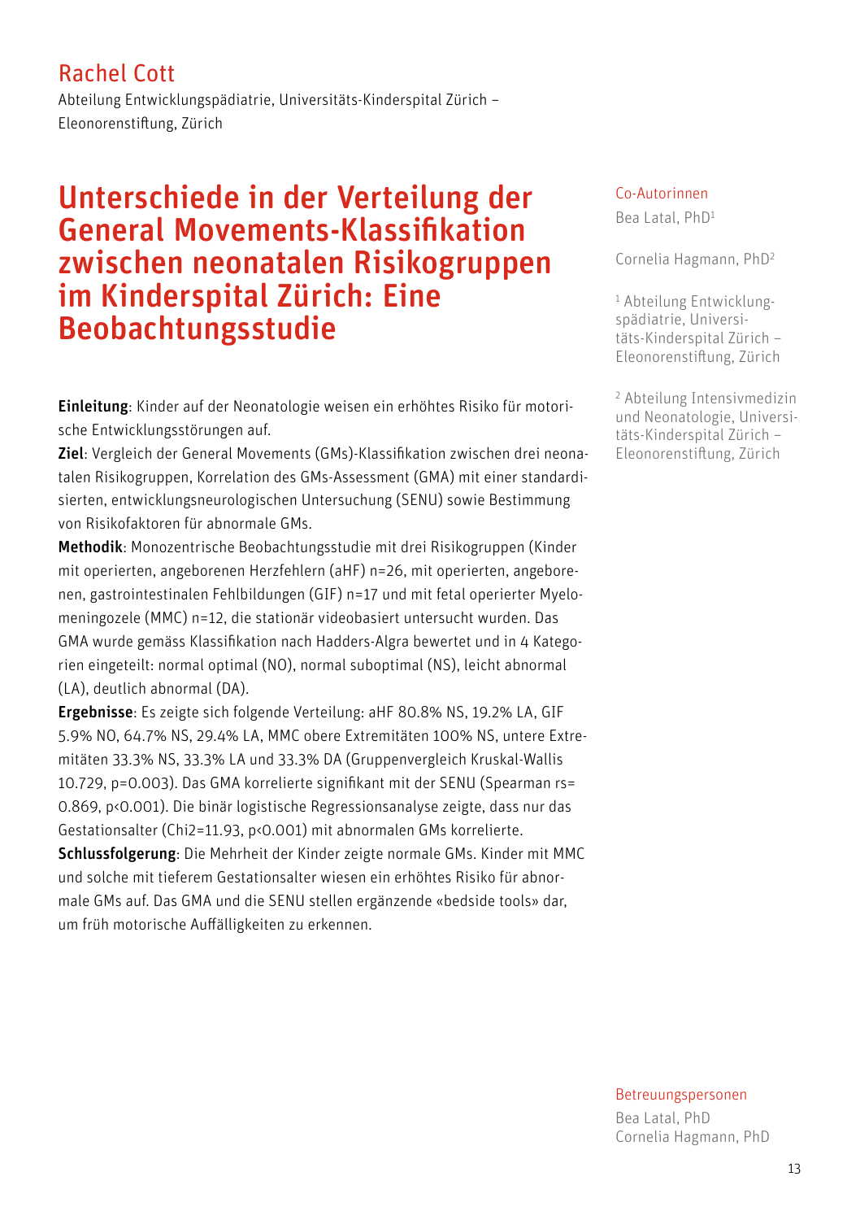## Rachel Cott

Abteilung Entwicklungspädiatrie, Universitäts-Kinderspital Zürich – Eleonorenstiftung, Zürich

# Unterschiede in der Verteilung der General Movements-Klassifikation zwischen neonatalen Risikogruppen im Kinderspital Zürich: Eine Beobachtungsstudie

**Einleitung**: Kinder auf der Neonatologie weisen ein erhöhtes Risiko für motorische Entwicklungsstörungen auf.

**Ziel**: Vergleich der General Movements (GMs)-Klassifikation zwischen drei neonatalen Risikogruppen, Korrelation des GMs-Assessment (GMA) mit einer standardisierten, entwicklungsneurologischen Untersuchung (SENU) sowie Bestimmung von Risikofaktoren für abnormale GMs.

**Methodik**: Monozentrische Beobachtungsstudie mit drei Risikogruppen (Kinder mit operierten, angeborenen Herzfehlern (aHF) n=26, mit operierten, angeborenen, gastrointestinalen Fehlbildungen (GIF) n=17 und mit fetal operierter Myelomeningozele (MMC) n=12, die stationär videobasiert untersucht wurden. Das GMA wurde gemäss Klassifikation nach Hadders-Algra bewertet und in 4 Kategorien eingeteilt: normal optimal (NO), normal suboptimal (NS), leicht abnormal (LA), deutlich abnormal (DA).

**Ergebnisse**: Es zeigte sich folgende Verteilung: aHF 80.8% NS, 19.2% LA, GIF 5.9% NO, 64.7% NS, 29.4% LA, MMC obere Extremitäten 100% NS, untere Extremitäten 33.3% NS, 33.3% LA und 33.3% DA (Gruppenvergleich Kruskal-Wallis 10.729, p=0.003). Das GMA korrelierte signifikant mit der SENU (Spearman rs= 0.869, p<0.001). Die binär logistische Regressionsanalyse zeigte, dass nur das Gestationsalter (Chi2=11.93, p<0.001) mit abnormalen GMs korrelierte.

**Schlussfolgerung**: Die Mehrheit der Kinder zeigte normale GMs. Kinder mit MMC und solche mit tieferem Gestationsalter wiesen ein erhöhtes Risiko für abnormale GMs auf. Das GMA und die SENU stellen ergänzende «bedside tools» dar, um früh motorische Auffälligkeiten zu erkennen.

**Co-Autorinnen**

Bea Latal, PhD[1]

Cornelia Hagmann, PhD[2]

[1] Abteilung Entwicklungspädiatrie, Universitäts-Kinderspital Zürich – Eleonorenstiftung, Zürich

[2] Abteilung Intensivmedizin und Neonatologie, Universitäts-Kinderspital Zürich – Eleonorenstiftung, Zürich

**Betreuungspersonen**

Bea Latal, PhD
Cornelia Hagmann, PhD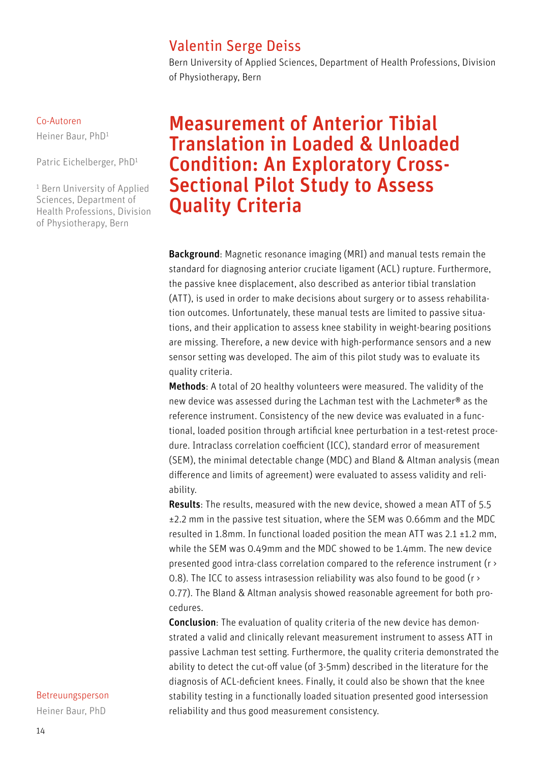## Valentin Serge Deiss

Bern University of Applied Sciences, Department of Health Professions, Division of Physiotherapy, Bern

Co-Autoren

Heiner Baur, PhD[1]

Patric Eichelberger, PhD[1]

[1] Bern University of Applied Sciences, Department of Health Professions, Division of Physiotherapy, Bern

# Measurement of Anterior Tibial Translation in Loaded & Unloaded Condition: An Exploratory Cross-Sectional Pilot Study to Assess Quality Criteria

**Background**: Magnetic resonance imaging (MRI) and manual tests remain the standard for diagnosing anterior cruciate ligament (ACL) rupture. Furthermore, the passive knee displacement, also described as anterior tibial translation (ATT), is used in order to make decisions about surgery or to assess rehabilitation outcomes. Unfortunately, these manual tests are limited to passive situations, and their application to assess knee stability in weight-bearing positions are missing. Therefore, a new device with high-performance sensors and a new sensor setting was developed. The aim of this pilot study was to evaluate its quality criteria.

**Methods**: A total of 20 healthy volunteers were measured. The validity of the new device was assessed during the Lachman test with the Lachmeter® as the reference instrument. Consistency of the new device was evaluated in a functional, loaded position through artificial knee perturbation in a test-retest procedure. Intraclass correlation coefficient (ICC), standard error of measurement (SEM), the minimal detectable change (MDC) and Bland & Altman analysis (mean difference and limits of agreement) were evaluated to assess validity and reliability.

**Results**: The results, measured with the new device, showed a mean ATT of 5.5 ±2.2 mm in the passive test situation, where the SEM was 0.66mm and the MDC resulted in 1.8mm. In functional loaded position the mean ATT was 2.1 ±1.2 mm, while the SEM was 0.49mm and the MDC showed to be 1.4mm. The new device presented good intra-class correlation compared to the reference instrument ($r > 0.8$). The ICC to assess intrasession reliability was also found to be good ($r > 0.77$). The Bland & Altman analysis showed reasonable agreement for both procedures.

**Conclusion**: The evaluation of quality criteria of the new device has demonstrated a valid and clinically relevant measurement instrument to assess ATT in passive Lachman test setting. Furthermore, the quality criteria demonstrated the ability to detect the cut-off value (of 3-5mm) described in the literature for the diagnosis of ACL-deficient knees. Finally, it could also be shown that the knee stability testing in a functionally loaded situation presented good intersession reliability and thus good measurement consistency.

Betreuungsperson

Heiner Baur, PhD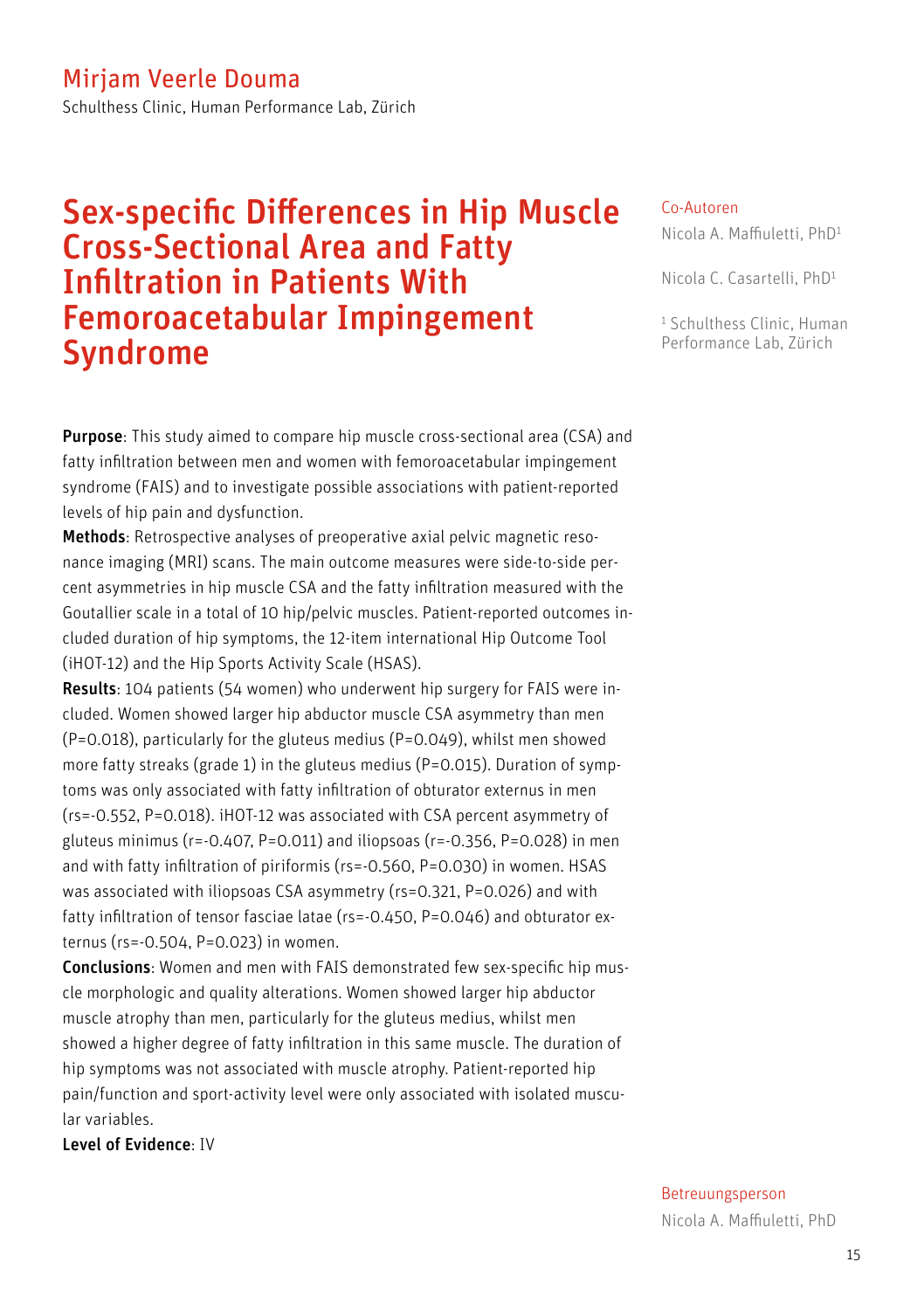## Mirjam Veerle Douma

Schulthess Clinic, Human Performance Lab, Zürich

# Sex-specific Differences in Hip Muscle Cross-Sectional Area and Fatty Infiltration in Patients With Femoroacetabular Impingement Syndrome

**Purpose**: This study aimed to compare hip muscle cross-sectional area (CSA) and fatty infiltration between men and women with femoroacetabular impingement syndrome (FAIS) and to investigate possible associations with patient-reported levels of hip pain and dysfunction.

**Methods**: Retrospective analyses of preoperative axial pelvic magnetic resonance imaging (MRI) scans. The main outcome measures were side-to-side percent asymmetries in hip muscle CSA and the fatty infiltration measured with the Goutallier scale in a total of 10 hip/pelvic muscles. Patient-reported outcomes included duration of hip symptoms, the 12-item international Hip Outcome Tool (iHOT-12) and the Hip Sports Activity Scale (HSAS).

**Results**: 104 patients (54 women) who underwent hip surgery for FAIS were included. Women showed larger hip abductor muscle CSA asymmetry than men ($P=0.018$), particularly for the gluteus medius ($P=0.049$), whilst men showed more fatty streaks (grade 1) in the gluteus medius ($P=0.015$). Duration of symptoms was only associated with fatty infiltration of obturator externus in men ($r_s=-0.552$, $P=0.018$). iHOT-12 was associated with CSA percent asymmetry of gluteus minimus ($r=-0.407$, $P=0.011$) and iliopsoas ($r=-0.356$, $P=0.028$) in men and with fatty infiltration of piriformis ($r_s=-0.560$, $P=0.030$) in women. HSAS was associated with iliopsoas CSA asymmetry ($r_s=0.321$, $P=0.026$) and with fatty infiltration of tensor fasciae latae ($r_s=-0.450$, $P=0.046$) and obturator externus ($r_s=-0.504$, $P=0.023$) in women.

**Conclusions**: Women and men with FAIS demonstrated few sex-specific hip muscle morphologic and quality alterations. Women showed larger hip abductor muscle atrophy than men, particularly for the gluteus medius, whilst men showed a higher degree of fatty infiltration in this same muscle. The duration of hip symptoms was not associated with muscle atrophy. Patient-reported hip pain/function and sport-activity level were only associated with isolated muscular variables.

**Level of Evidence**: IV

Co-Autoren

Nicola A. Maffiuletti, PhD[1]

Nicola C. Casartelli, PhD[1]

[1] Schulthess Clinic, Human Performance Lab, Zürich

Betreuungsperson

Nicola A. Maffiuletti, PhD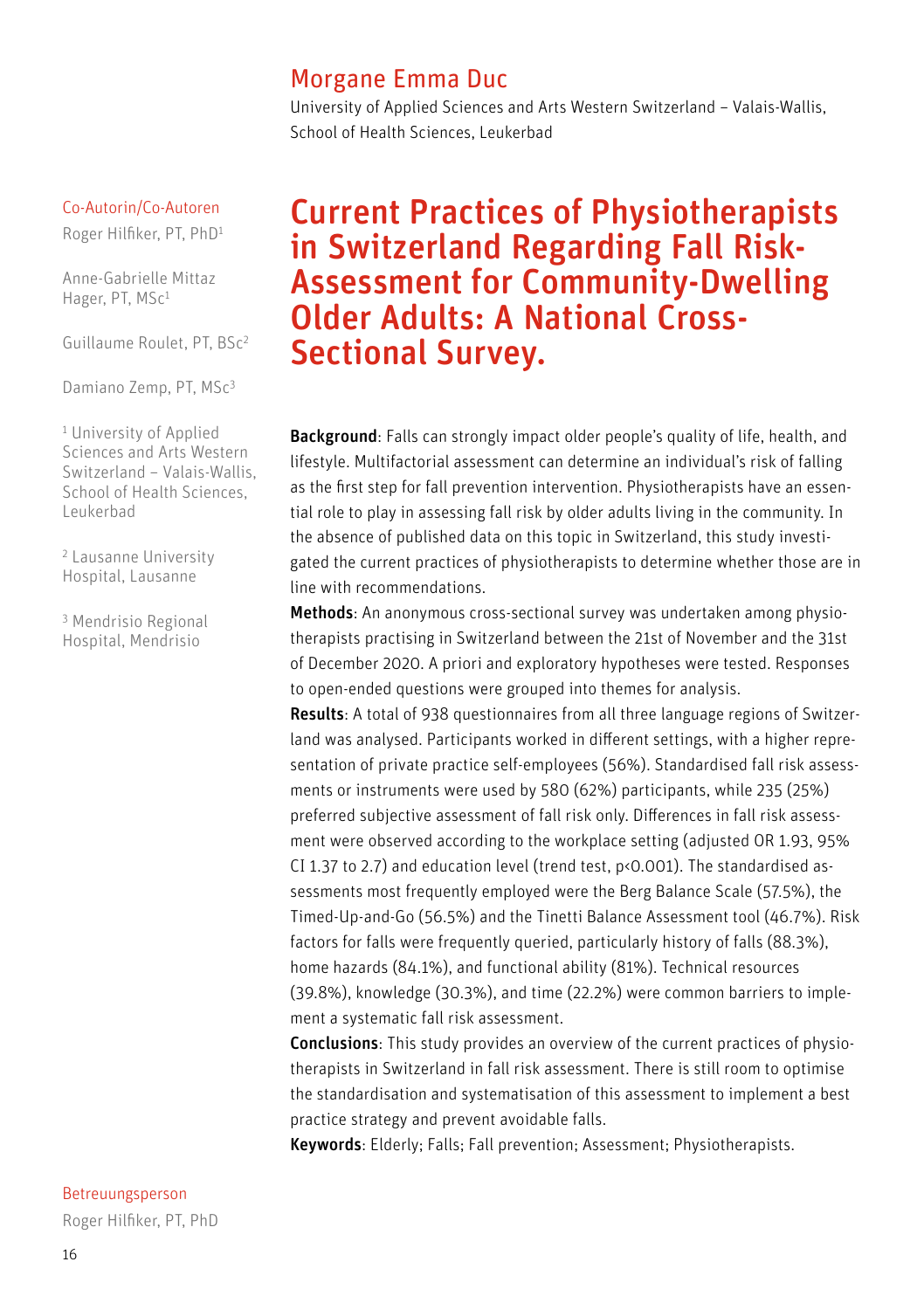## Morgane Emma Duc

University of Applied Sciences and Arts Western Switzerland – Valais-Wallis, School of Health Sciences, Leukerbad

Co-Autorin/Co-Autoren

Roger Hilfiker, PT, PhD[1]

Anne-Gabrielle Mittaz Hager, PT, MSc[1]

Guillaume Roulet, PT, BSc[2]

Damiano Zemp, PT, MSc[3]

[1] University of Applied Sciences and Arts Western Switzerland – Valais-Wallis, School of Health Sciences, Leukerbad

[2] Lausanne University Hospital, Lausanne

[3] Mendrisio Regional Hospital, Mendrisio

# Current Practices of Physiotherapists in Switzerland Regarding Fall Risk-Assessment for Community-Dwelling Older Adults: A National Cross-Sectional Survey.

**Background**: Falls can strongly impact older people's quality of life, health, and lifestyle. Multifactorial assessment can determine an individual's risk of falling as the first step for fall prevention intervention. Physiotherapists have an essential role to play in assessing fall risk by older adults living in the community. In the absence of published data on this topic in Switzerland, this study investigated the current practices of physiotherapists to determine whether those are in line with recommendations.

**Methods**: An anonymous cross-sectional survey was undertaken among physiotherapists practising in Switzerland between the 21st of November and the 31st of December 2020. A priori and exploratory hypotheses were tested. Responses to open-ended questions were grouped into themes for analysis.

**Results**: A total of 938 questionnaires from all three language regions of Switzerland was analysed. Participants worked in different settings, with a higher representation of private practice self-employees (56%). Standardised fall risk assessments or instruments were used by 580 (62%) participants, while 235 (25%) preferred subjective assessment of fall risk only. Differences in fall risk assessment were observed according to the workplace setting (adjusted OR 1.93, 95% CI 1.37 to 2.7) and education level (trend test, $p<0.001$). The standardised assessments most frequently employed were the Berg Balance Scale (57.5%), the Timed-Up-and-Go (56.5%) and the Tinetti Balance Assessment tool (46.7%). Risk factors for falls were frequently queried, particularly history of falls (88.3%), home hazards (84.1%), and functional ability (81%). Technical resources (39.8%), knowledge (30.3%), and time (22.2%) were common barriers to implement a systematic fall risk assessment.

**Conclusions**: This study provides an overview of the current practices of physiotherapists in Switzerland in fall risk assessment. There is still room to optimise the standardisation and systematisation of this assessment to implement a best practice strategy and prevent avoidable falls.

**Keywords**: Elderly; Falls; Fall prevention; Assessment; Physiotherapists.

Betreuungsperson

Roger Hilfiker, PT, PhD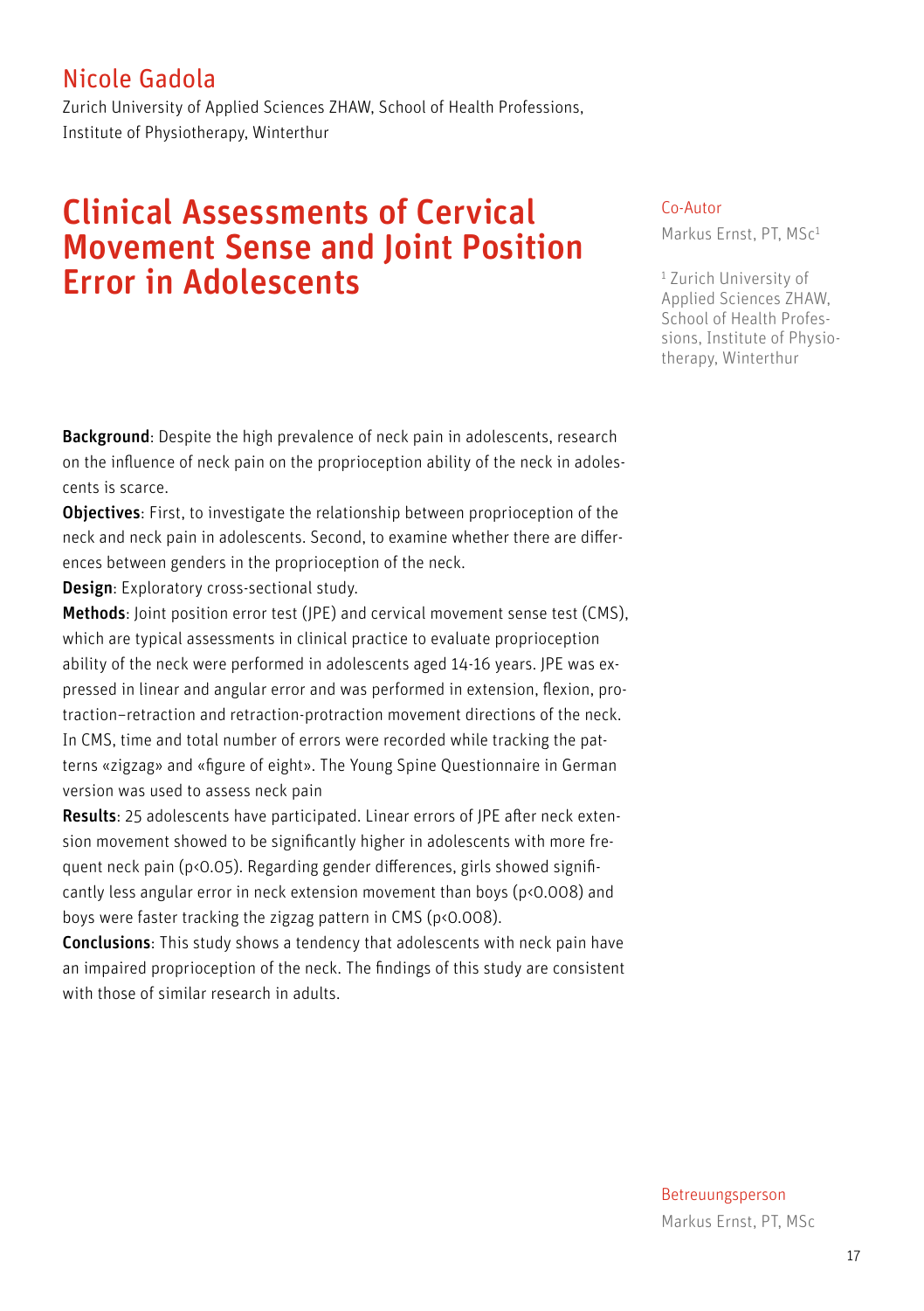## Nicole Gadola

Zurich University of Applied Sciences ZHAW, School of Health Professions, Institute of Physiotherapy, Winterthur

# Clinical Assessments of Cervical Movement Sense and Joint Position Error in Adolescents

Co-Autor

Markus Ernst, PT, MSc[1]

[1] Zurich University of Applied Sciences ZHAW, School of Health Professions, Institute of Physiotherapy, Winterthur

**Background**: Despite the high prevalence of neck pain in adolescents, research on the influence of neck pain on the proprioception ability of the neck in adolescents is scarce.

**Objectives**: First, to investigate the relationship between proprioception of the neck and neck pain in adolescents. Second, to examine whether there are differences between genders in the proprioception of the neck.

**Design**: Exploratory cross-sectional study.

**Methods**: Joint position error test (JPE) and cervical movement sense test (CMS), which are typical assessments in clinical practice to evaluate proprioception ability of the neck were performed in adolescents aged 14-16 years. JPE was expressed in linear and angular error and was performed in extension, flexion, protraction–retraction and retraction-protraction movement directions of the neck. In CMS, time and total number of errors were recorded while tracking the patterns «zigzag» and «figure of eight». The Young Spine Questionnaire in German version was used to assess neck pain

**Results**: 25 adolescents have participated. Linear errors of JPE after neck extension movement showed to be significantly higher in adolescents with more frequent neck pain ($p<0.05$). Regarding gender differences, girls showed significantly less angular error in neck extension movement than boys ($p<0.008$) and boys were faster tracking the zigzag pattern in CMS ($p<0.008$).

**Conclusions**: This study shows a tendency that adolescents with neck pain have an impaired proprioception of the neck. The findings of this study are consistent with those of similar research in adults.

Betreuungsperson

Markus Ernst, PT, MSc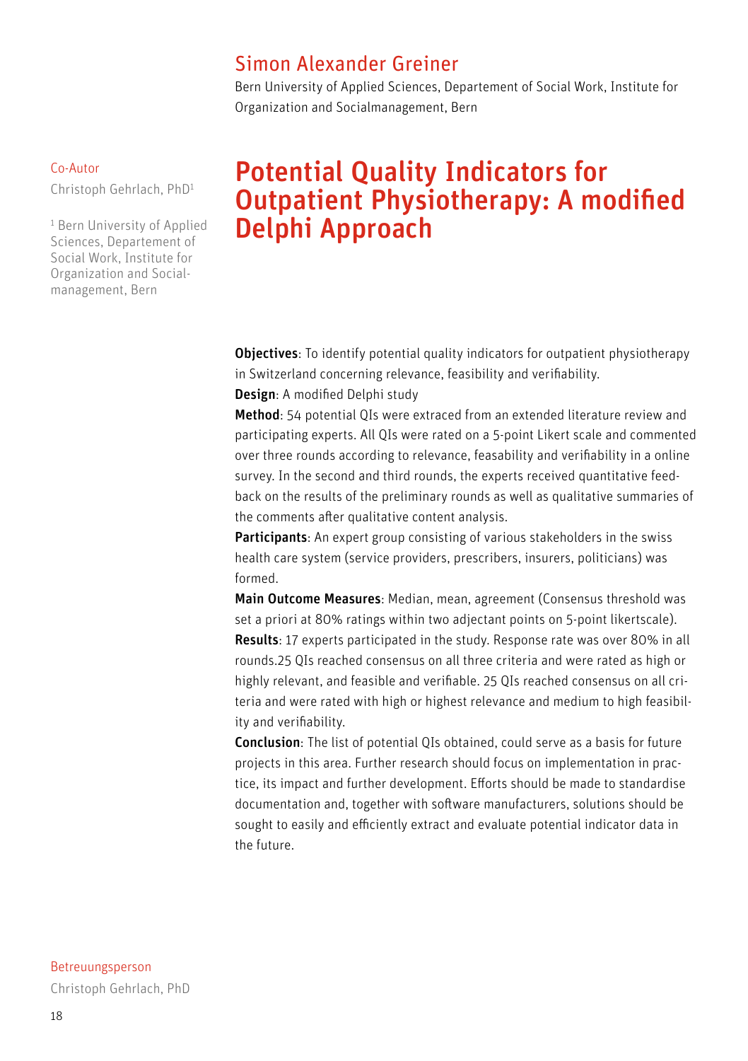## Simon Alexander Greiner

Bern University of Applied Sciences, Departement of Social Work, Institute for Organization and Socialmanagement, Bern

Co-Autor

Christoph Gehrlach, PhD[1]

[1] Bern University of Applied Sciences, Departement of Social Work, Institute for Organization and Social-management, Bern

# Potential Quality Indicators for Outpatient Physiotherapy: A modified Delphi Approach

**Objectives**: To identify potential quality indicators for outpatient physiotherapy in Switzerland concerning relevance, feasibility and verifiability.

**Design**: A modified Delphi study

**Method**: 54 potential QIs were extraced from an extended literature review and participating experts. All QIs were rated on a 5-point Likert scale and commented over three rounds according to relevance, feasability and verifiability in a online survey. In the second and third rounds, the experts received quantitative feedback on the results of the preliminary rounds as well as qualitative summaries of the comments after qualitative content analysis.

**Participants**: An expert group consisting of various stakeholders in the swiss health care system (service providers, prescribers, insurers, politicians) was formed.

**Main Outcome Measures**: Median, mean, agreement (Consensus threshold was set a priori at 80% ratings within two adjectant points on 5-point likertscale).

**Results**: 17 experts participated in the study. Response rate was over 80% in all rounds.25 QIs reached consensus on all three criteria and were rated as high or highly relevant, and feasible and verifiable. 25 QIs reached consensus on all criteria and were rated with high or highest relevance and medium to high feasibility and verifiability.

**Conclusion**: The list of potential QIs obtained, could serve as a basis for future projects in this area. Further research should focus on implementation in practice, its impact and further development. Efforts should be made to standardise documentation and, together with software manufacturers, solutions should be sought to easily and efficiently extract and evaluate potential indicator data in the future.

Betreuungsperson

Christoph Gehrlach, PhD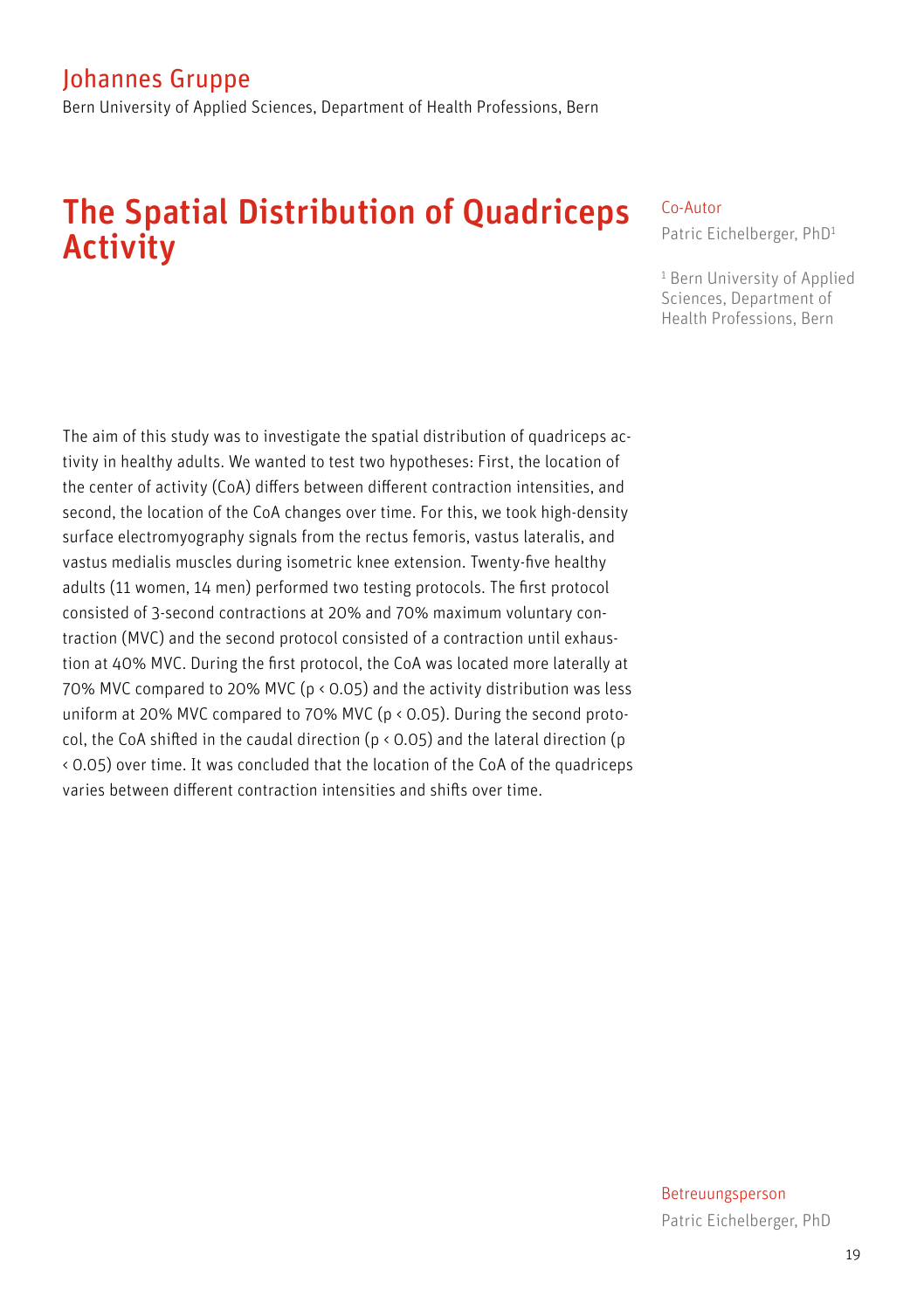## Johannes Gruppe

Bern University of Applied Sciences, Department of Health Professions, Bern

# The Spatial Distribution of Quadriceps Activity

Co-Autor

Patric Eichelberger, PhD[1]

[1] Bern University of Applied Sciences, Department of Health Professions, Bern

The aim of this study was to investigate the spatial distribution of quadriceps activity in healthy adults. We wanted to test two hypotheses: First, the location of the center of activity (CoA) differs between different contraction intensities, and second, the location of the CoA changes over time. For this, we took high-density surface electromyography signals from the rectus femoris, vastus lateralis, and vastus medialis muscles during isometric knee extension. Twenty-five healthy adults (11 women, 14 men) performed two testing protocols. The first protocol consisted of 3-second contractions at 20% and 70% maximum voluntary contraction (MVC) and the second protocol consisted of a contraction until exhaustion at 40% MVC. During the first protocol, the CoA was located more laterally at 70% MVC compared to 20% MVC ($p < 0.05$) and the activity distribution was less uniform at 20% MVC compared to 70% MVC ($p < 0.05$). During the second protocol, the CoA shifted in the caudal direction ($p < 0.05$) and the lateral direction ($p < 0.05$) over time. It was concluded that the location of the CoA of the quadriceps varies between different contraction intensities and shifts over time.

Betreuungsperson

Patric Eichelberger, PhD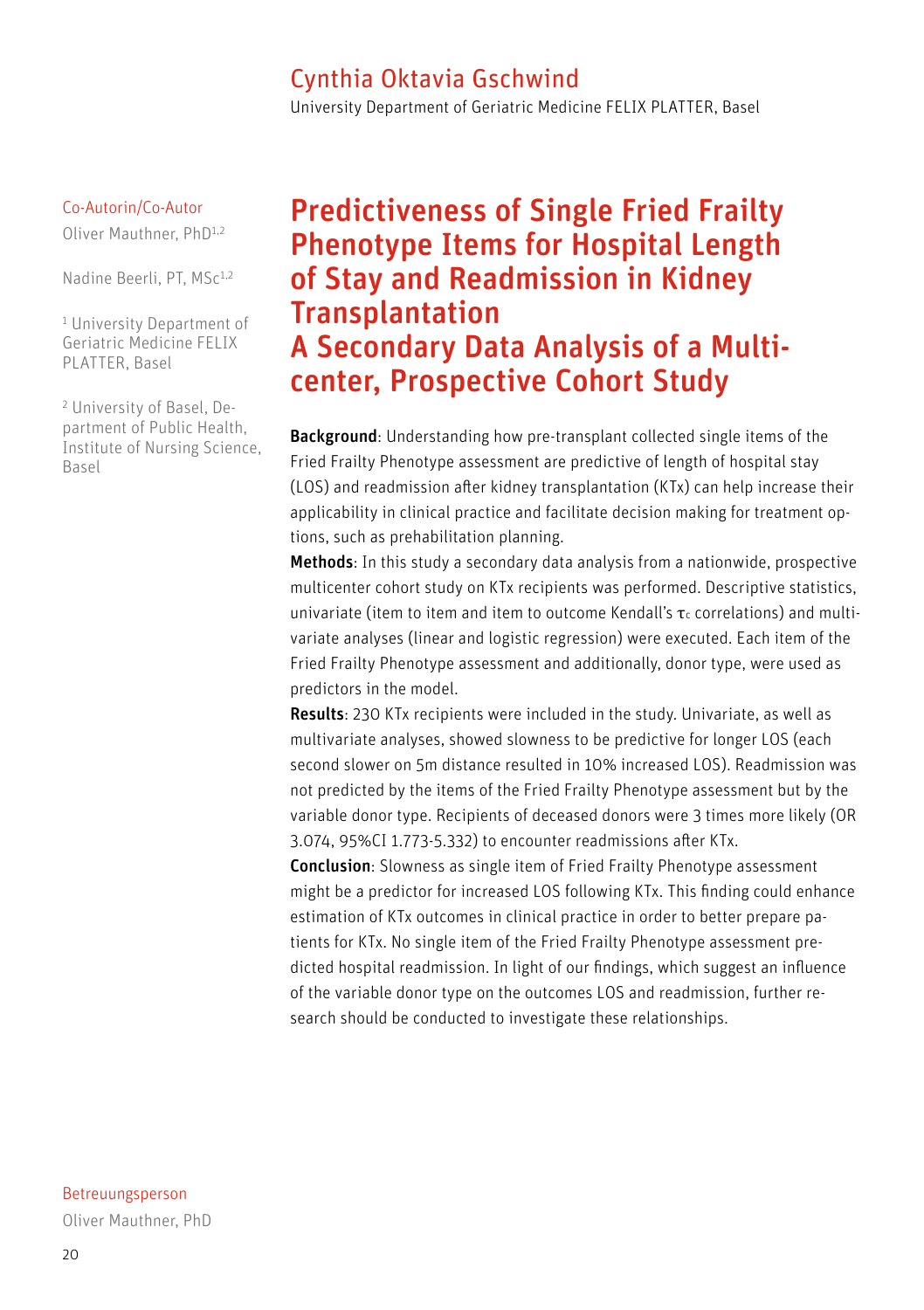Cynthia Oktavia Gschwind

University Department of Geriatric Medicine FELIX PLATTER, Basel

Co-Autorin/Co-Autor

Oliver Mauthner, PhD[1,2]

Nadine Beerli, PT, MSc[1,2]

[1] University Department of Geriatric Medicine FELIX PLATTER, Basel

[2] University of Basel, Department of Public Health, Institute of Nursing Science, Basel

# Predictiveness of Single Fried Frailty Phenotype Items for Hospital Length of Stay and Readmission in Kidney Transplantation
# A Secondary Data Analysis of a Multicenter, Prospective Cohort Study

**Background**: Understanding how pre-transplant collected single items of the Fried Frailty Phenotype assessment are predictive of length of hospital stay (LOS) and readmission after kidney transplantation (KTx) can help increase their applicability in clinical practice and facilitate decision making for treatment options, such as prehabilitation planning.

**Methods**: In this study a secondary data analysis from a nationwide, prospective multicenter cohort study on KTx recipients was performed. Descriptive statistics, univariate (item to item and item to outcome Kendall's $\tau_c$ correlations) and multivariate analyses (linear and logistic regression) were executed. Each item of the Fried Frailty Phenotype assessment and additionally, donor type, were used as predictors in the model.

**Results**: 230 KTx recipients were included in the study. Univariate, as well as multivariate analyses, showed slowness to be predictive for longer LOS (each second slower on 5m distance resulted in 10% increased LOS). Readmission was not predicted by the items of the Fried Frailty Phenotype assessment but by the variable donor type. Recipients of deceased donors were 3 times more likely (OR 3.074, 95%CI 1.773-5.332) to encounter readmissions after KTx.

**Conclusion**: Slowness as single item of Fried Frailty Phenotype assessment might be a predictor for increased LOS following KTx. This finding could enhance estimation of KTx outcomes in clinical practice in order to better prepare patients for KTx. No single item of the Fried Frailty Phenotype assessment predicted hospital readmission. In light of our findings, which suggest an influence of the variable donor type on the outcomes LOS and readmission, further research should be conducted to investigate these relationships.

Betreuungsperson

Oliver Mauthner, PhD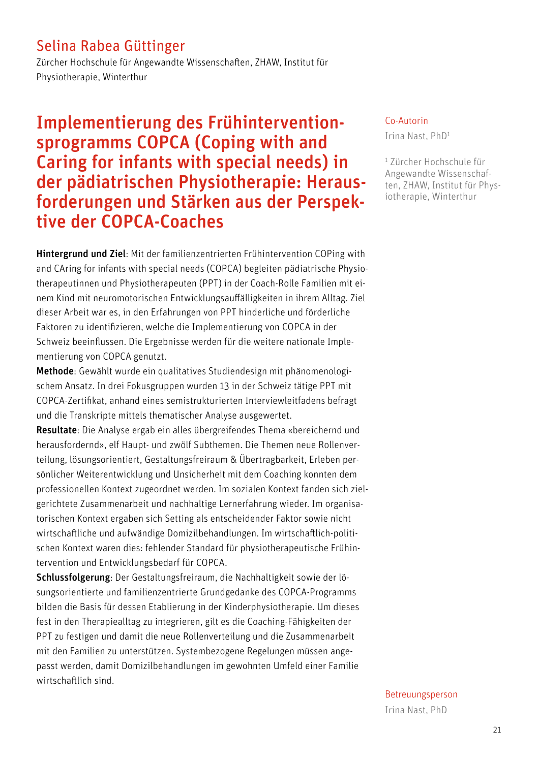## Selina Rabea Güttinger

Zürcher Hochschule für Angewandte Wissenschaften, ZHAW, Institut für Physiotherapie, Winterthur

# Implementierung des Frühinterventionsprogramms COPCA (Coping with and Caring for infants with special needs) in der pädiatrischen Physiotherapie: Herausforderungen und Stärken aus der Perspektive der COPCA-Coaches

Co-Autorin

Irina Nast, PhD[1]

[1] Zürcher Hochschule für Angewandte Wissenschaften, ZHAW, Institut für Physiotherapie, Winterthur

**Hintergrund und Ziel**: Mit der familienzentrierten Frühintervention COPing with and CAring for infants with special needs (COPCA) begleiten pädiatrische Physiotherapeutinnen und Physiotherapeuten (PPT) in der Coach-Rolle Familien mit einem Kind mit neuromotorischen Entwicklungsauffälligkeiten in ihrem Alltag. Ziel dieser Arbeit war es, in den Erfahrungen von PPT hinderliche und förderliche Faktoren zu identifizieren, welche die Implementierung von COPCA in der Schweiz beeinflussen. Die Ergebnisse werden für die weitere nationale Implementierung von COPCA genutzt.

**Methode**: Gewählt wurde ein qualitatives Studiendesign mit phänomenologischem Ansatz. In drei Fokusgruppen wurden 13 in der Schweiz tätige PPT mit COPCA-Zertifikat, anhand eines semistrukturierten Interviewleitfadens befragt und die Transkripte mittels thematischer Analyse ausgewertet.

**Resultate**: Die Analyse ergab ein alles übergreifendes Thema «bereichernd und herausfordernd», elf Haupt- und zwölf Subthemen. Die Themen neue Rollenverteilung, lösungsorientiert, Gestaltungsfreiraum & Übertragbarkeit, Erleben persönlicher Weiterentwicklung und Unsicherheit mit dem Coaching konnten dem professionellen Kontext zugeordnet werden. Im sozialen Kontext fanden sich zielgerichtete Zusammenarbeit und nachhaltige Lernerfahrung wieder. Im organisatorischen Kontext ergaben sich Setting als entscheidender Faktor sowie nicht wirtschaftliche und aufwändige Domizilbehandlungen. Im wirtschaftlich-politischen Kontext waren dies: fehlender Standard für physiotherapeutische Frühintervention und Entwicklungsbedarf für COPCA.

**Schlussfolgerung**: Der Gestaltungsfreiraum, die Nachhaltigkeit sowie der lösungsorientierte und familienzentrierte Grundgedanke des COPCA-Programms bilden die Basis für dessen Etablierung in der Kinderphysiotherapie. Um dieses fest in den Therapiealltag zu integrieren, gilt es die Coaching-Fähigkeiten der PPT zu festigen und damit die neue Rollenverteilung und die Zusammenarbeit mit den Familien zu unterstützen. Systembezogene Regelungen müssen angepasst werden, damit Domizilbehandlungen im gewohnten Umfeld einer Familie wirtschaftlich sind.

Betreuungsperson

Irina Nast, PhD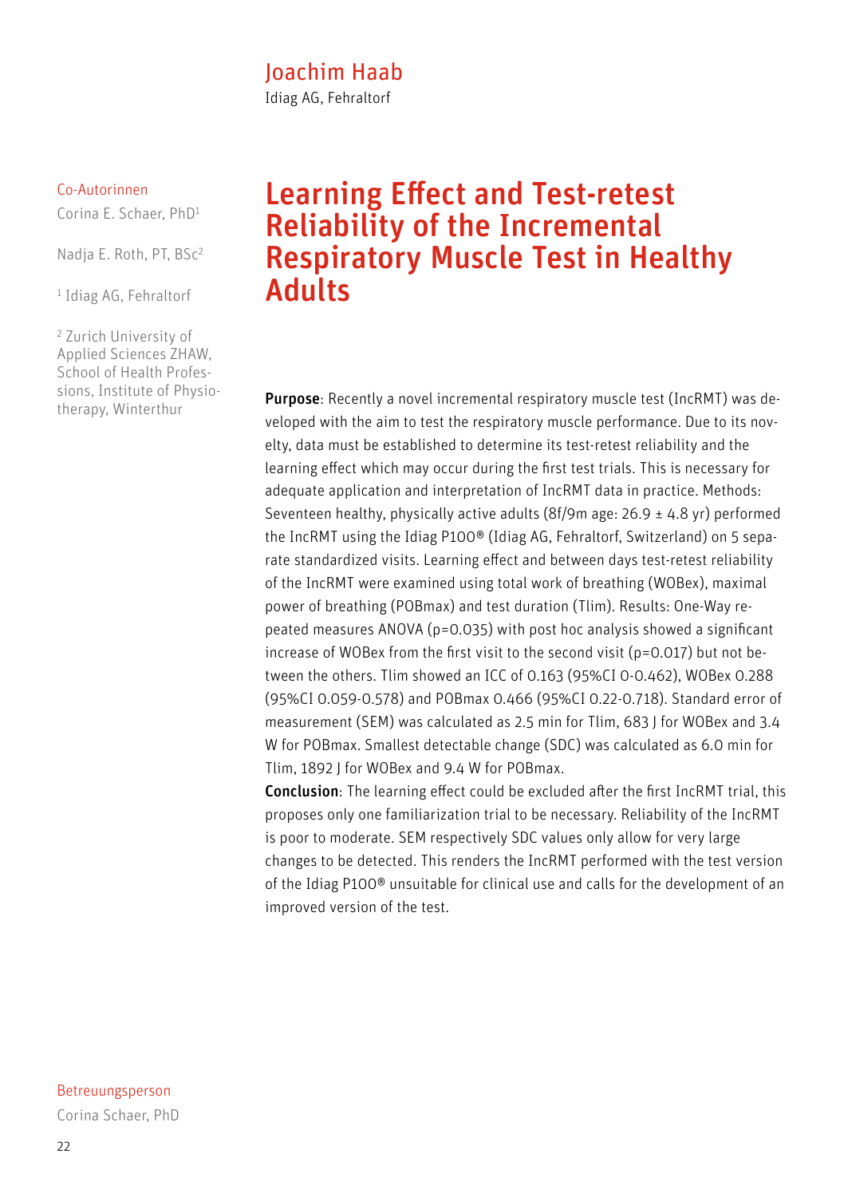## Joachim Haab

Idiag AG, Fehraltorf

Co-Autorinnen

Corina E. Schaer, PhD[1]

Nadja E. Roth, PT, BSc[2]

[1] Idiag AG, Fehraltorf

[2] Zurich University of Applied Sciences ZHAW, School of Health Professions, Institute of Physiotherapy, Winterthur

# Learning Effect and Test-retest Reliability of the Incremental Respiratory Muscle Test in Healthy Adults

**Purpose**: Recently a novel incremental respiratory muscle test (IncRMT) was developed with the aim to test the respiratory muscle performance. Due to its novelty, data must be established to determine its test-retest reliability and the learning effect which may occur during the first test trials. This is necessary for adequate application and interpretation of IncRMT data in practice. Methods: Seventeen healthy, physically active adults (8f/9m age: 26.9 ± 4.8 yr) performed the IncRMT using the Idiag P100® (Idiag AG, Fehraltorf, Switzerland) on 5 separate standardized visits. Learning effect and between days test-retest reliability of the IncRMT were examined using total work of breathing (WOBex), maximal power of breathing (POBmax) and test duration (Tlim). Results: One-Way repeated measures ANOVA (p=0.035) with post hoc analysis showed a significant increase of WOBex from the first visit to the second visit (p=0.017) but not between the others. Tlim showed an ICC of 0.163 (95%CI 0-0.462), WOBex 0.288 (95%CI 0.059-0.578) and POBmax 0.466 (95%CI 0.22-0.718). Standard error of measurement (SEM) was calculated as 2.5 min for Tlim, 683 J for WOBex and 3.4 W for POBmax. Smallest detectable change (SDC) was calculated as 6.0 min for Tlim, 1892 J for WOBex and 9.4 W for POBmax.

**Conclusion**: The learning effect could be excluded after the first IncRMT trial, this proposes only one familiarization trial to be necessary. Reliability of the IncRMT is poor to moderate. SEM respectively SDC values only allow for very large changes to be detected. This renders the IncRMT performed with the test version of the Idiag P100® unsuitable for clinical use and calls for the development of an improved version of the test.

Betreuungsperson

Corina Schaer, PhD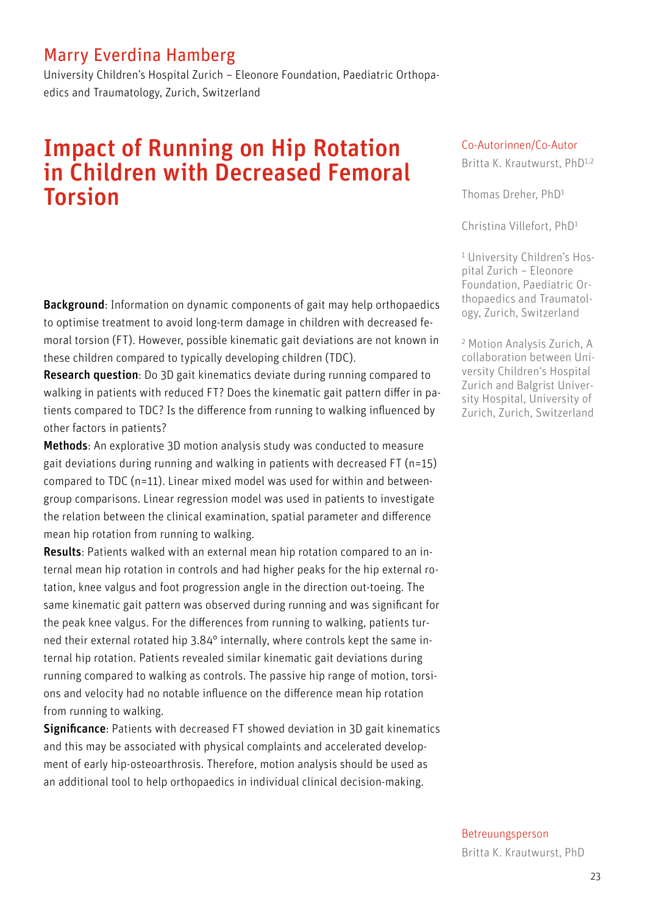## Marry Everdina Hamberg

University Children's Hospital Zurich – Eleonore Foundation, Paediatric Orthopaedics and Traumatology, Zurich, Switzerland

# Impact of Running on Hip Rotation in Children with Decreased Femoral Torsion

**Background**: Information on dynamic components of gait may help orthopaedics to optimise treatment to avoid long-term damage in children with decreased femoral torsion (FT). However, possible kinematic gait deviations are not known in these children compared to typically developing children (TDC).

**Research question**: Do 3D gait kinematics deviate during running compared to walking in patients with reduced FT? Does the kinematic gait pattern differ in patients compared to TDC? Is the difference from running to walking influenced by other factors in patients?

**Methods**: An explorative 3D motion analysis study was conducted to measure gait deviations during running and walking in patients with decreased FT (n=15) compared to TDC (n=11). Linear mixed model was used for within and between-group comparisons. Linear regression model was used in patients to investigate the relation between the clinical examination, spatial parameter and difference mean hip rotation from running to walking.

**Results**: Patients walked with an external mean hip rotation compared to an internal mean hip rotation in controls and had higher peaks for the hip external rotation, knee valgus and foot progression angle in the direction out-toeing. The same kinematic gait pattern was observed during running and was significant for the peak knee valgus. For the differences from running to walking, patients turned their external rotated hip 3.84° internally, where controls kept the same internal hip rotation. Patients revealed similar kinematic gait deviations during running compared to walking as controls. The passive hip range of motion, torsions and velocity had no notable influence on the difference mean hip rotation from running to walking.

**Significance**: Patients with decreased FT showed deviation in 3D gait kinematics and this may be associated with physical complaints and accelerated development of early hip-osteoarthrosis. Therefore, motion analysis should be used as an additional tool to help orthopaedics in individual clinical decision-making.

**Co-Autorinnen/Co-Autor**

Britta K. Krautwurst, PhD[1,2]

Thomas Dreher, PhD[1]

Christina Villefort, PhD[1]

[1] University Children's Hospital Zurich – Eleonore Foundation, Paediatric Orthopaedics and Traumatology, Zurich, Switzerland

[2] Motion Analysis Zurich, A collaboration between University Children's Hospital Zurich and Balgrist University Hospital, University of Zurich, Zurich, Switzerland

**Betreuungsperson**

Britta K. Krautwurst, PhD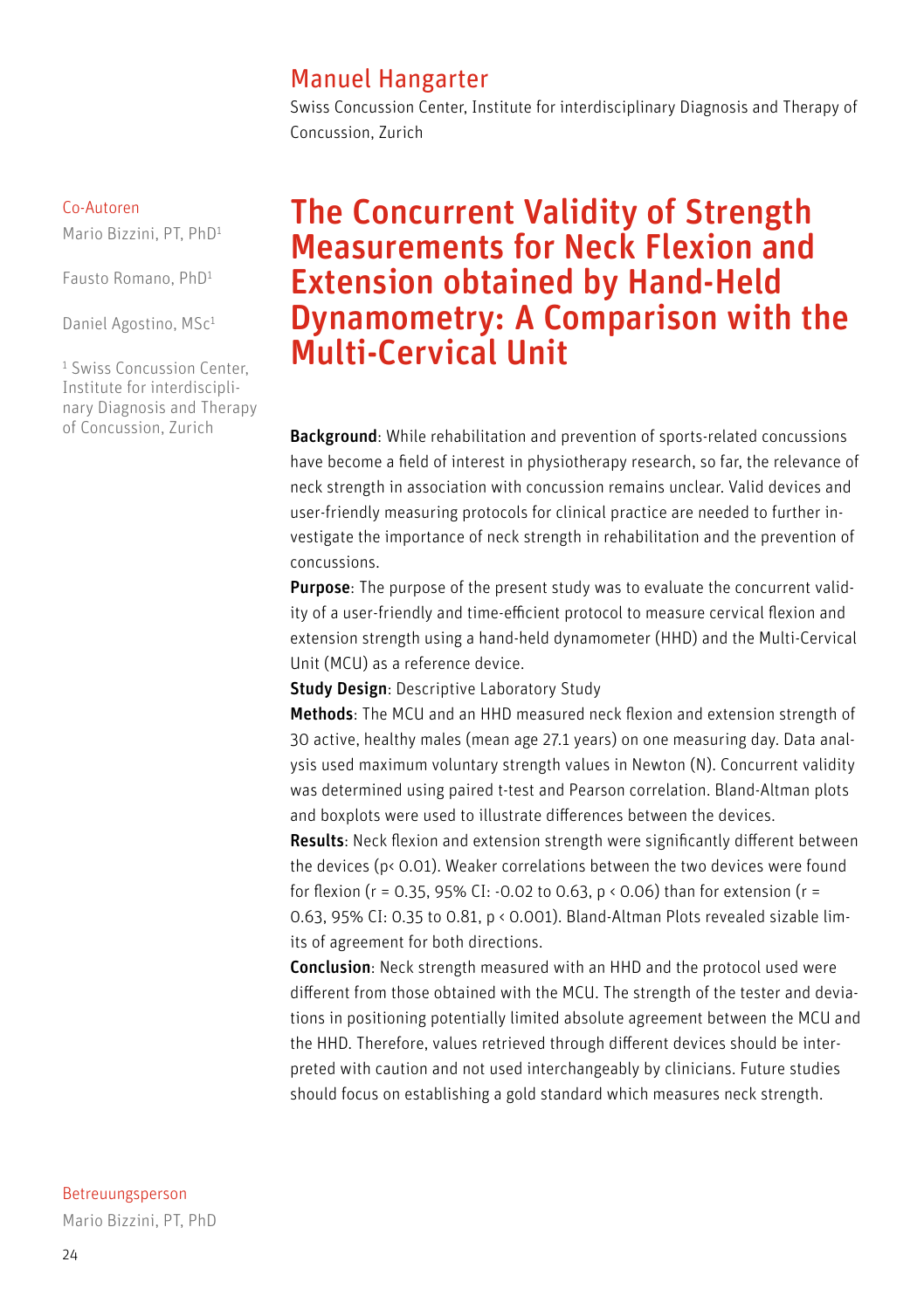## Manuel Hangarter

Swiss Concussion Center, Institute for interdisciplinary Diagnosis and Therapy of Concussion, Zurich

Co-Autoren

Mario Bizzini, PT, PhD[1]

Fausto Romano, PhD[1]

Daniel Agostino, MSc[1]

[1] Swiss Concussion Center, Institute for interdisciplinary Diagnosis and Therapy of Concussion, Zurich

# The Concurrent Validity of Strength Measurements for Neck Flexion and Extension obtained by Hand-Held Dynamometry: A Comparison with the Multi-Cervical Unit

**Background**: While rehabilitation and prevention of sports-related concussions have become a field of interest in physiotherapy research, so far, the relevance of neck strength in association with concussion remains unclear. Valid devices and user-friendly measuring protocols for clinical practice are needed to further investigate the importance of neck strength in rehabilitation and the prevention of concussions.

**Purpose**: The purpose of the present study was to evaluate the concurrent validity of a user-friendly and time-efficient protocol to measure cervical flexion and extension strength using a hand-held dynamometer (HHD) and the Multi-Cervical Unit (MCU) as a reference device.

**Study Design**: Descriptive Laboratory Study

**Methods**: The MCU and an HHD measured neck flexion and extension strength of 30 active, healthy males (mean age 27.1 years) on one measuring day. Data analysis used maximum voluntary strength values in Newton (N). Concurrent validity was determined using paired t-test and Pearson correlation. Bland-Altman plots and boxplots were used to illustrate differences between the devices.

**Results**: Neck flexion and extension strength were significantly different between the devices ($p < 0.01$). Weaker correlations between the two devices were found for flexion ($r = 0.35$, 95% CI: -0.02 to 0.63, $p < 0.06$) than for extension ($r = 0.63$, 95% CI: 0.35 to 0.81, $p < 0.001$). Bland-Altman Plots revealed sizable limits of agreement for both directions.

**Conclusion**: Neck strength measured with an HHD and the protocol used were different from those obtained with the MCU. The strength of the tester and deviations in positioning potentially limited absolute agreement between the MCU and the HHD. Therefore, values retrieved through different devices should be interpreted with caution and not used interchangeably by clinicians. Future studies should focus on establishing a gold standard which measures neck strength.

Betreuungsperson

Mario Bizzini, PT, PhD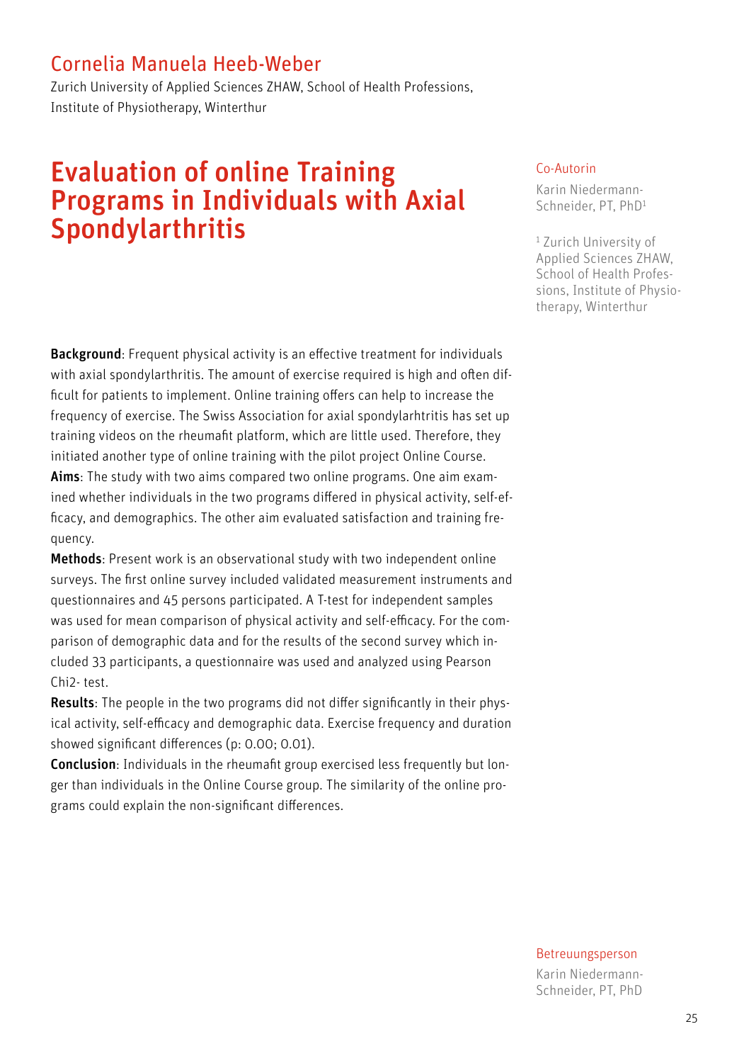## Cornelia Manuela Heeb-Weber

Zurich University of Applied Sciences ZHAW, School of Health Professions, Institute of Physiotherapy, Winterthur

# Evaluation of online Training Programs in Individuals with Axial Spondylarthritis

Co-Autorin

Karin Niedermann-Schneider, PT, PhD[1]

[1] Zurich University of Applied Sciences ZHAW, School of Health Professions, Institute of Physiotherapy, Winterthur

**Background**: Frequent physical activity is an effective treatment for individuals with axial spondylarthritis. The amount of exercise required is high and often difficult for patients to implement. Online training offers can help to increase the frequency of exercise. The Swiss Association for axial spondylarhtritis has set up training videos on the rheumafit platform, which are little used. Therefore, they initiated another type of online training with the pilot project Online Course.

**Aims**: The study with two aims compared two online programs. One aim examined whether individuals in the two programs differed in physical activity, self-efficacy, and demographics. The other aim evaluated satisfaction and training frequency.

**Methods**: Present work is an observational study with two independent online surveys. The first online survey included validated measurement instruments and questionnaires and 45 persons participated. A T-test for independent samples was used for mean comparison of physical activity and self-efficacy. For the comparison of demographic data and for the results of the second survey which included 33 participants, a questionnaire was used and analyzed using Pearson Chi2- test.

**Results**: The people in the two programs did not differ significantly in their physical activity, self-efficacy and demographic data. Exercise frequency and duration showed significant differences (p: 0.00; 0.01).

**Conclusion**: Individuals in the rheumafit group exercised less frequently but longer than individuals in the Online Course group. The similarity of the online programs could explain the non-significant differences.

Betreuungsperson

Karin Niedermann-Schneider, PT, PhD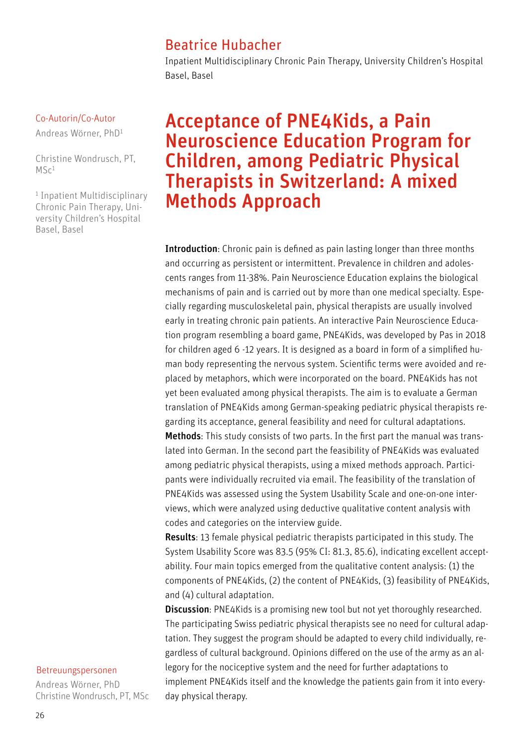## Beatrice Hubacher

Inpatient Multidisciplinary Chronic Pain Therapy, University Children's Hospital Basel, Basel

Co-Autorin/Co-Autor

Andreas Wörner, PhD[1]

Christine Wondrusch, PT, MSc[1]

[1] Inpatient Multidisciplinary Chronic Pain Therapy, University Children's Hospital Basel, Basel

# Acceptance of PNE4Kids, a Pain Neuroscience Education Program for Children, among Pediatric Physical Therapists in Switzerland: A mixed Methods Approach

**Introduction**: Chronic pain is defined as pain lasting longer than three months and occurring as persistent or intermittent. Prevalence in children and adolescents ranges from 11-38%. Pain Neuroscience Education explains the biological mechanisms of pain and is carried out by more than one medical specialty. Especially regarding musculoskeletal pain, physical therapists are usually involved early in treating chronic pain patients. An interactive Pain Neuroscience Education program resembling a board game, PNE4Kids, was developed by Pas in 2018 for children aged 6 -12 years. It is designed as a board in form of a simplified human body representing the nervous system. Scientific terms were avoided and replaced by metaphors, which were incorporated on the board. PNE4Kids has not yet been evaluated among physical therapists. The aim is to evaluate a German translation of PNE4Kids among German-speaking pediatric physical therapists regarding its acceptance, general feasibility and need for cultural adaptations.

**Methods**: This study consists of two parts. In the first part the manual was translated into German. In the second part the feasibility of PNE4Kids was evaluated among pediatric physical therapists, using a mixed methods approach. Participants were individually recruited via email. The feasibility of the translation of PNE4Kids was assessed using the System Usability Scale and one-on-one interviews, which were analyzed using deductive qualitative content analysis with codes and categories on the interview guide.

**Results**: 13 female physical pediatric therapists participated in this study. The System Usability Score was 83.5 (95% CI: 81.3, 85.6), indicating excellent acceptability. Four main topics emerged from the qualitative content analysis: (1) the components of PNE4Kids, (2) the content of PNE4Kids, (3) feasibility of PNE4Kids, and (4) cultural adaptation.

**Discussion**: PNE4Kids is a promising new tool but not yet thoroughly researched. The participating Swiss pediatric physical therapists see no need for cultural adaptation. They suggest the program should be adapted to every child individually, regardless of cultural background. Opinions differed on the use of the army as an allegory for the nociceptive system and the need for further adaptations to implement PNE4Kids itself and the knowledge the patients gain from it into everyday physical therapy.

Betreuungspersonen

Andreas Wörner, PhD

Christine Wondrusch, PT, MSc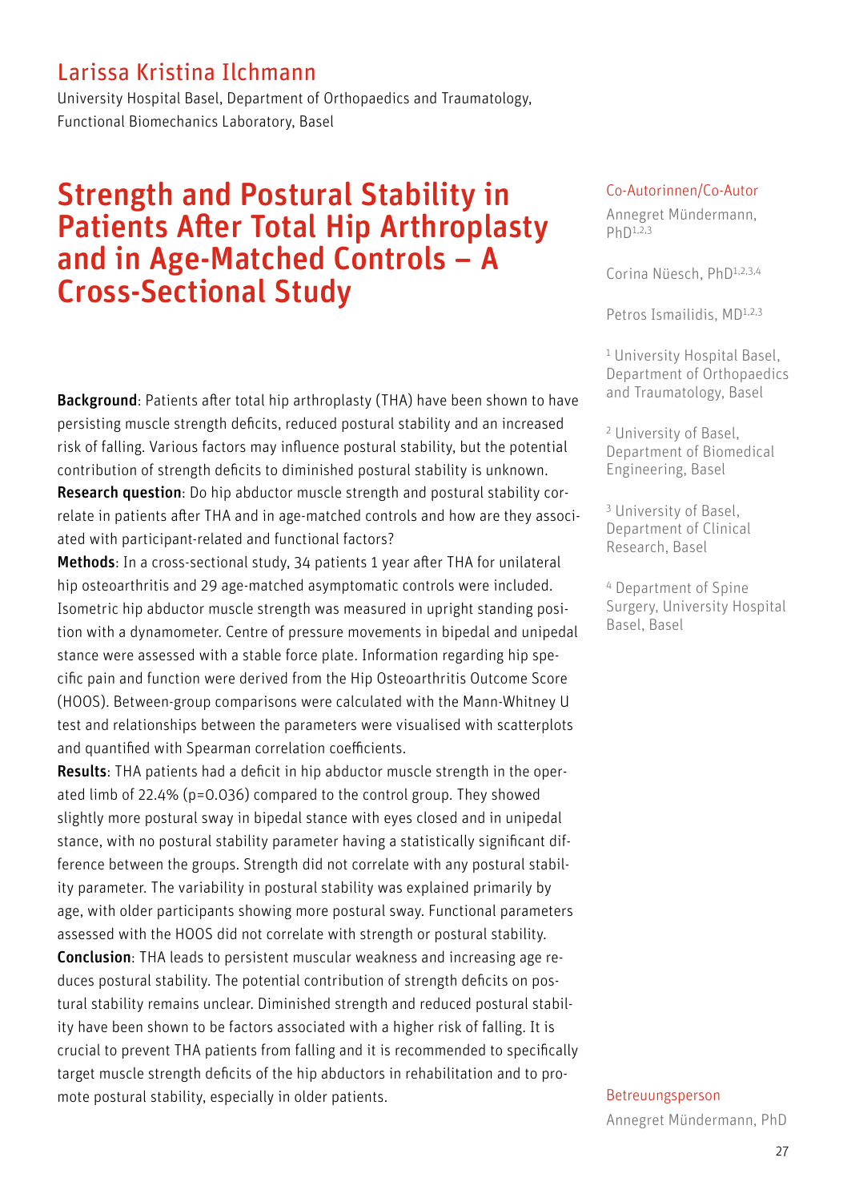## Larissa Kristina Ilchmann

University Hospital Basel, Department of Orthopaedics and Traumatology, Functional Biomechanics Laboratory, Basel

# Strength and Postural Stability in Patients After Total Hip Arthroplasty and in Age-Matched Controls – A Cross-Sectional Study

**Background**: Patients after total hip arthroplasty (THA) have been shown to have persisting muscle strength deficits, reduced postural stability and an increased risk of falling. Various factors may influence postural stability, but the potential contribution of strength deficits to diminished postural stability is unknown.
**Research question**: Do hip abductor muscle strength and postural stability correlate in patients after THA and in age-matched controls and how are they associated with participant-related and functional factors?
**Methods**: In a cross-sectional study, 34 patients 1 year after THA for unilateral hip osteoarthritis and 29 age-matched asymptomatic controls were included. Isometric hip abductor muscle strength was measured in upright standing position with a dynamometer. Centre of pressure movements in bipedal and unipedal stance were assessed with a stable force plate. Information regarding hip specific pain and function were derived from the Hip Osteoarthritis Outcome Score (HOOS). Between-group comparisons were calculated with the Mann-Whitney U test and relationships between the parameters were visualised with scatterplots and quantified with Spearman correlation coefficients.
**Results**: THA patients had a deficit in hip abductor muscle strength in the operated limb of 22.4% ($p=0.036$) compared to the control group. They showed slightly more postural sway in bipedal stance with eyes closed and in unipedal stance, with no postural stability parameter having a statistically significant difference between the groups. Strength did not correlate with any postural stability parameter. The variability in postural stability was explained primarily by age, with older participants showing more postural sway. Functional parameters assessed with the HOOS did not correlate with strength or postural stability.
**Conclusion**: THA leads to persistent muscular weakness and increasing age reduces postural stability. The potential contribution of strength deficits on postural stability remains unclear. Diminished strength and reduced postural stability have been shown to be factors associated with a higher risk of falling. It is crucial to prevent THA patients from falling and it is recommended to specifically target muscle strength deficits of the hip abductors in rehabilitation and to promote postural stability, especially in older patients.

**Co-Autorinnen/Co-Autor**

Annegret Mündermann, PhD[1,2,3]

Corina Nüesch, PhD[1,2,3,4]

Petros Ismailidis, MD[1,2,3]

[1] University Hospital Basel, Department of Orthopaedics and Traumatology, Basel

[2] University of Basel, Department of Biomedical Engineering, Basel

[3] University of Basel, Department of Clinical Research, Basel

[4] Department of Spine Surgery, University Hospital Basel, Basel

**Betreuungsperson**

Annegret Mündermann, PhD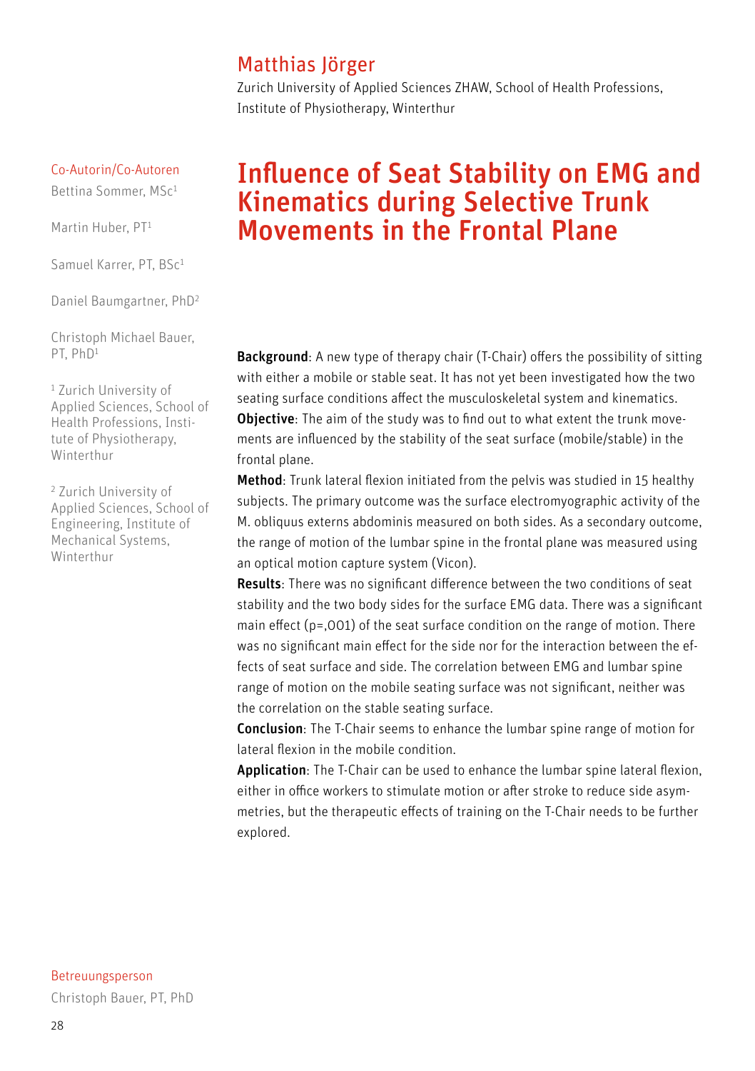## Matthias Jörger

Zurich University of Applied Sciences ZHAW, School of Health Professions, Institute of Physiotherapy, Winterthur

# Influence of Seat Stability on EMG and Kinematics during Selective Trunk Movements in the Frontal Plane

**Co-Autorin/Co-Autoren**

Bettina Sommer, MSc[1]

Martin Huber, PT[1]

Samuel Karrer, PT, BSc[1]

Daniel Baumgartner, PhD[2]

Christoph Michael Bauer, PT, PhD[1]

[1] Zurich University of Applied Sciences, School of Health Professions, Institute of Physiotherapy, Winterthur

[2] Zurich University of Applied Sciences, School of Engineering, Institute of Mechanical Systems, Winterthur

**Background**: A new type of therapy chair (T-Chair) offers the possibility of sitting with either a mobile or stable seat. It has not yet been investigated how the two seating surface conditions affect the musculoskeletal system and kinematics.

**Objective**: The aim of the study was to find out to what extent the trunk movements are influenced by the stability of the seat surface (mobile/stable) in the frontal plane.

**Method**: Trunk lateral flexion initiated from the pelvis was studied in 15 healthy subjects. The primary outcome was the surface electromyographic activity of the M. obliquus externs abdominis measured on both sides. As a secondary outcome, the range of motion of the lumbar spine in the frontal plane was measured using an optical motion capture system (Vicon).

**Results**: There was no significant difference between the two conditions of seat stability and the two body sides for the surface EMG data. There was a significant main effect (p=,001) of the seat surface condition on the range of motion. There was no significant main effect for the side nor for the interaction between the effects of seat surface and side. The correlation between EMG and lumbar spine range of motion on the mobile seating surface was not significant, neither was the correlation on the stable seating surface.

**Conclusion**: The T-Chair seems to enhance the lumbar spine range of motion for lateral flexion in the mobile condition.

**Application**: The T-Chair can be used to enhance the lumbar spine lateral flexion, either in office workers to stimulate motion or after stroke to reduce side asymmetries, but the therapeutic effects of training on the T-Chair needs to be further explored.

**Betreuungsperson**

Christoph Bauer, PT, PhD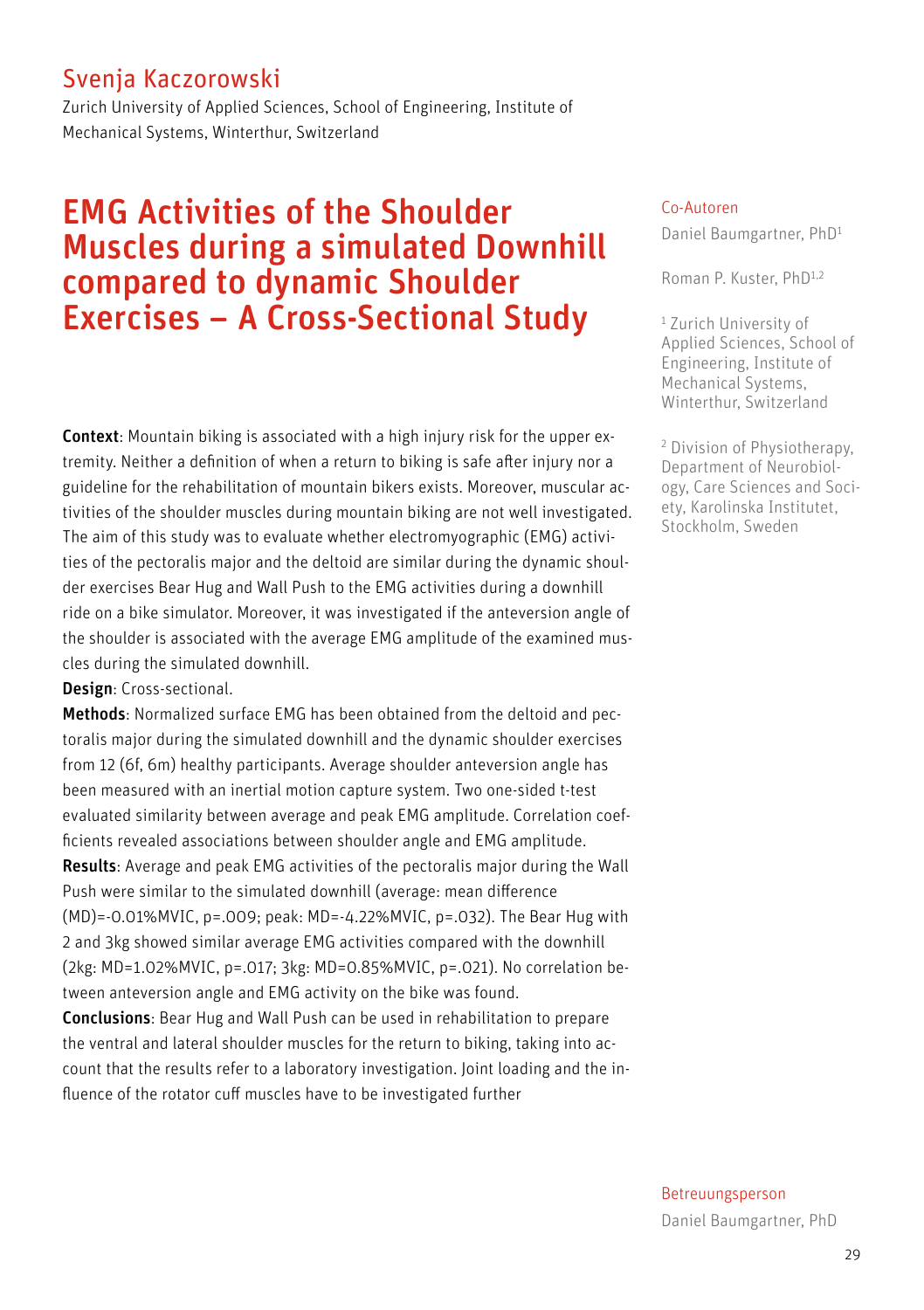## Svenja Kaczorowski

Zurich University of Applied Sciences, School of Engineering, Institute of Mechanical Systems, Winterthur, Switzerland

# EMG Activities of the Shoulder Muscles during a simulated Downhill compared to dynamic Shoulder Exercises – A Cross-Sectional Study

**Context**: Mountain biking is associated with a high injury risk for the upper extremity. Neither a definition of when a return to biking is safe after injury nor a guideline for the rehabilitation of mountain bikers exists. Moreover, muscular activities of the shoulder muscles during mountain biking are not well investigated. The aim of this study was to evaluate whether electromyographic (EMG) activities of the pectoralis major and the deltoid are similar during the dynamic shoulder exercises Bear Hug and Wall Push to the EMG activities during a downhill ride on a bike simulator. Moreover, it was investigated if the anteversion angle of the shoulder is associated with the average EMG amplitude of the examined muscles during the simulated downhill.

**Design**: Cross-sectional.

**Methods**: Normalized surface EMG has been obtained from the deltoid and pectoralis major during the simulated downhill and the dynamic shoulder exercises from 12 (6f, 6m) healthy participants. Average shoulder anteversion angle has been measured with an inertial motion capture system. Two one-sided t-test evaluated similarity between average and peak EMG amplitude. Correlation coefficients revealed associations between shoulder angle and EMG amplitude.

**Results**: Average and peak EMG activities of the pectoralis major during the Wall Push were similar to the simulated downhill (average: mean difference (MD)=-0.01%MVIC, p=.009; peak: MD=-4.22%MVIC, p=.032). The Bear Hug with 2 and 3kg showed similar average EMG activities compared with the downhill (2kg: MD=1.02%MVIC, p=.017; 3kg: MD=0.85%MVIC, p=.021). No correlation between anteversion angle and EMG activity on the bike was found.

**Conclusions**: Bear Hug and Wall Push can be used in rehabilitation to prepare the ventral and lateral shoulder muscles for the return to biking, taking into account that the results refer to a laboratory investigation. Joint loading and the influence of the rotator cuff muscles have to be investigated further

Co-Autoren

Daniel Baumgartner, PhD[1]

Roman P. Kuster, PhD[1,2]

[1] Zurich University of Applied Sciences, School of Engineering, Institute of Mechanical Systems, Winterthur, Switzerland

[2] Division of Physiotherapy, Department of Neurobiology, Care Sciences and Society, Karolinska Institutet, Stockholm, Sweden

Betreuungsperson

Daniel Baumgartner, PhD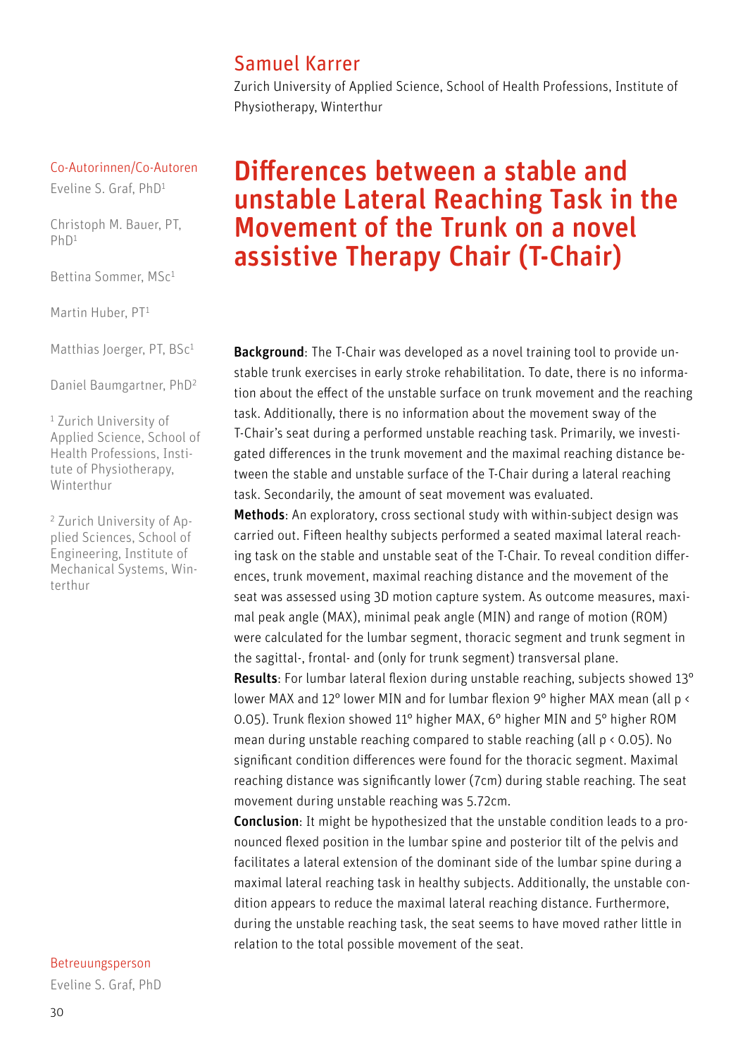## Samuel Karrer

Zurich University of Applied Science, School of Health Professions, Institute of Physiotherapy, Winterthur

Co-Autorinnen/Co-Autoren

Eveline S. Graf, PhD[1]

Christoph M. Bauer, PT, PhD[1]

Bettina Sommer, MSc[1]

Martin Huber, PT[1]

Matthias Joerger, PT, BSc[1]

Daniel Baumgartner, PhD[2]

[1] Zurich University of Applied Science, School of Health Professions, Institute of Physiotherapy, Winterthur

[2] Zurich University of Applied Sciences, School of Engineering, Institute of Mechanical Systems, Winterthur

# Differences between a stable and unstable Lateral Reaching Task in the Movement of the Trunk on a novel assistive Therapy Chair (T-Chair)

**Background**: The T-Chair was developed as a novel training tool to provide unstable trunk exercises in early stroke rehabilitation. To date, there is no information about the effect of the unstable surface on trunk movement and the reaching task. Additionally, there is no information about the movement sway of the T-Chair's seat during a performed unstable reaching task. Primarily, we investigated differences in the trunk movement and the maximal reaching distance between the stable and unstable surface of the T-Chair during a lateral reaching task. Secondarily, the amount of seat movement was evaluated.

**Methods**: An exploratory, cross sectional study with within-subject design was carried out. Fifteen healthy subjects performed a seated maximal lateral reaching task on the stable and unstable seat of the T-Chair. To reveal condition differences, trunk movement, maximal reaching distance and the movement of the seat was assessed using 3D motion capture system. As outcome measures, maximal peak angle (MAX), minimal peak angle (MIN) and range of motion (ROM) were calculated for the lumbar segment, thoracic segment and trunk segment in the sagittal-, frontal- and (only for trunk segment) transversal plane.

**Results**: For lumbar lateral flexion during unstable reaching, subjects showed 13° lower MAX and 12° lower MIN and for lumbar flexion 9° higher MAX mean (all $p < 0.05$). Trunk flexion showed 11° higher MAX, 6° higher MIN and 5° higher ROM mean during unstable reaching compared to stable reaching (all $p < 0.05$). No significant condition differences were found for the thoracic segment. Maximal reaching distance was significantly lower (7cm) during stable reaching. The seat movement during unstable reaching was 5.72cm.

**Conclusion**: It might be hypothesized that the unstable condition leads to a pronounced flexed position in the lumbar spine and posterior tilt of the pelvis and facilitates a lateral extension of the dominant side of the lumbar spine during a maximal lateral reaching task in healthy subjects. Additionally, the unstable condition appears to reduce the maximal lateral reaching distance. Furthermore, during the unstable reaching task, the seat seems to have moved rather little in relation to the total possible movement of the seat.

Betreuungsperson

Eveline S. Graf, PhD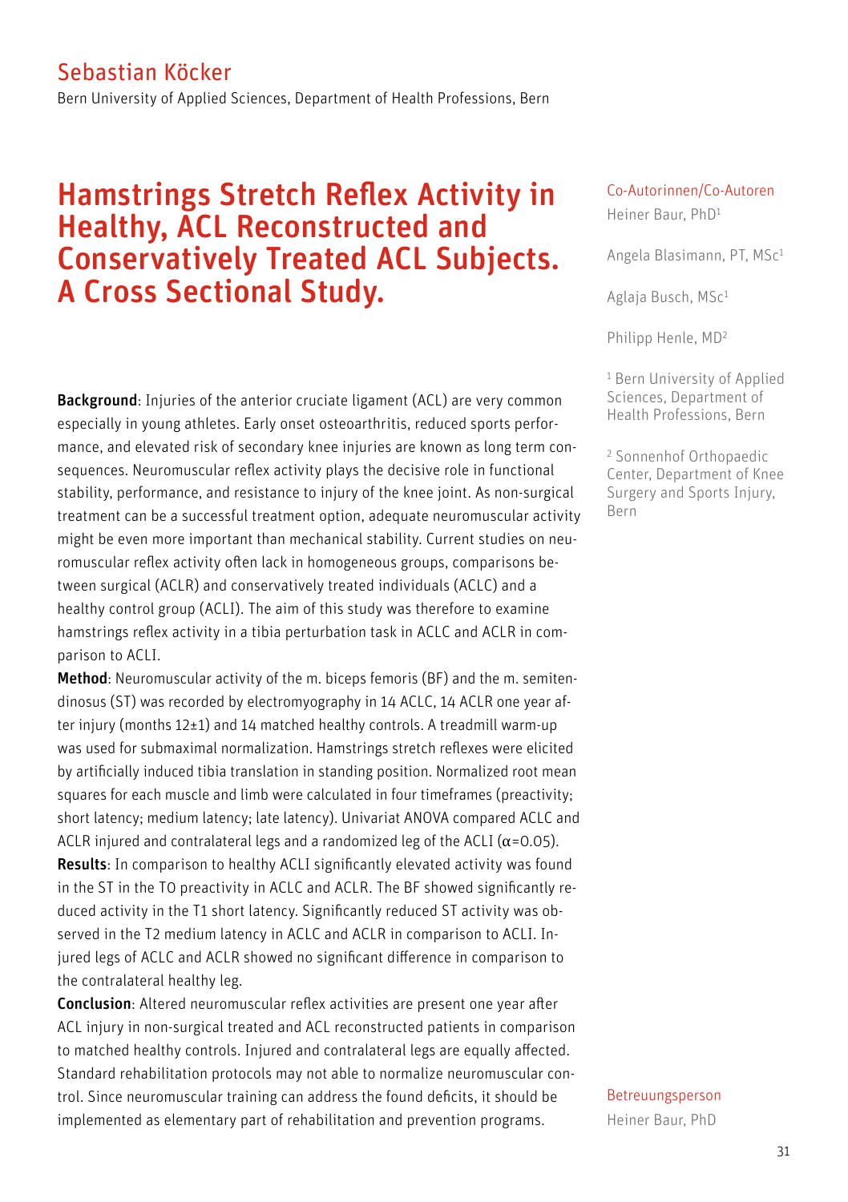Sebastian Köcker

Bern University of Applied Sciences, Department of Health Professions, Bern

# Hamstrings Stretch Reflex Activity in Healthy, ACL Reconstructed and Conservatively Treated ACL Subjects. A Cross Sectional Study.

Co-Autorinnen/Co-Autoren

Heiner Baur, PhD[1]

Angela Blasimann, PT, MSc[1]

Aglaja Busch, MSc[1]

Philipp Henle, MD[2]

[1] Bern University of Applied Sciences, Department of Health Professions, Bern

[2] Sonnenhof Orthopaedic Center, Department of Knee Surgery and Sports Injury, Bern

**Background**: Injuries of the anterior cruciate ligament (ACL) are very common especially in young athletes. Early onset osteoarthritis, reduced sports performance, and elevated risk of secondary knee injuries are known as long term consequences. Neuromuscular reflex activity plays the decisive role in functional stability, performance, and resistance to injury of the knee joint. As non-surgical treatment can be a successful treatment option, adequate neuromuscular activity might be even more important than mechanical stability. Current studies on neuromuscular reflex activity often lack in homogeneous groups, comparisons between surgical (ACLR) and conservatively treated individuals (ACLC) and a healthy control group (ACLI). The aim of this study was therefore to examine hamstrings reflex activity in a tibia perturbation task in ACLC and ACLR in comparison to ACLI.

**Method**: Neuromuscular activity of the m. biceps femoris (BF) and the m. semitendinosus (ST) was recorded by electromyography in 14 ACLC, 14 ACLR one year after injury (months 12±1) and 14 matched healthy controls. A treadmill warm-up was used for submaximal normalization. Hamstrings stretch reflexes were elicited by artificially induced tibia translation in standing position. Normalized root mean squares for each muscle and limb were calculated in four timeframes (preactivity; short latency; medium latency; late latency). Univariat ANOVA compared ACLC and ACLR injured and contralateral legs and a randomized leg of the ACLI ($\alpha=0.05$).

**Results**: In comparison to healthy ACLI significantly elevated activity was found in the ST in the T0 preactivity in ACLC and ACLR. The BF showed significantly reduced activity in the T1 short latency. Significantly reduced ST activity was observed in the T2 medium latency in ACLC and ACLR in comparison to ACLI. Injured legs of ACLC and ACLR showed no significant difference in comparison to the contralateral healthy leg.

**Conclusion**: Altered neuromuscular reflex activities are present one year after ACL injury in non-surgical treated and ACL reconstructed patients in comparison to matched healthy controls. Injured and contralateral legs are equally affected. Standard rehabilitation protocols may not able to normalize neuromuscular control. Since neuromuscular training can address the found deficits, it should be implemented as elementary part of rehabilitation and prevention programs.

Betreuungsperson

Heiner Baur, PhD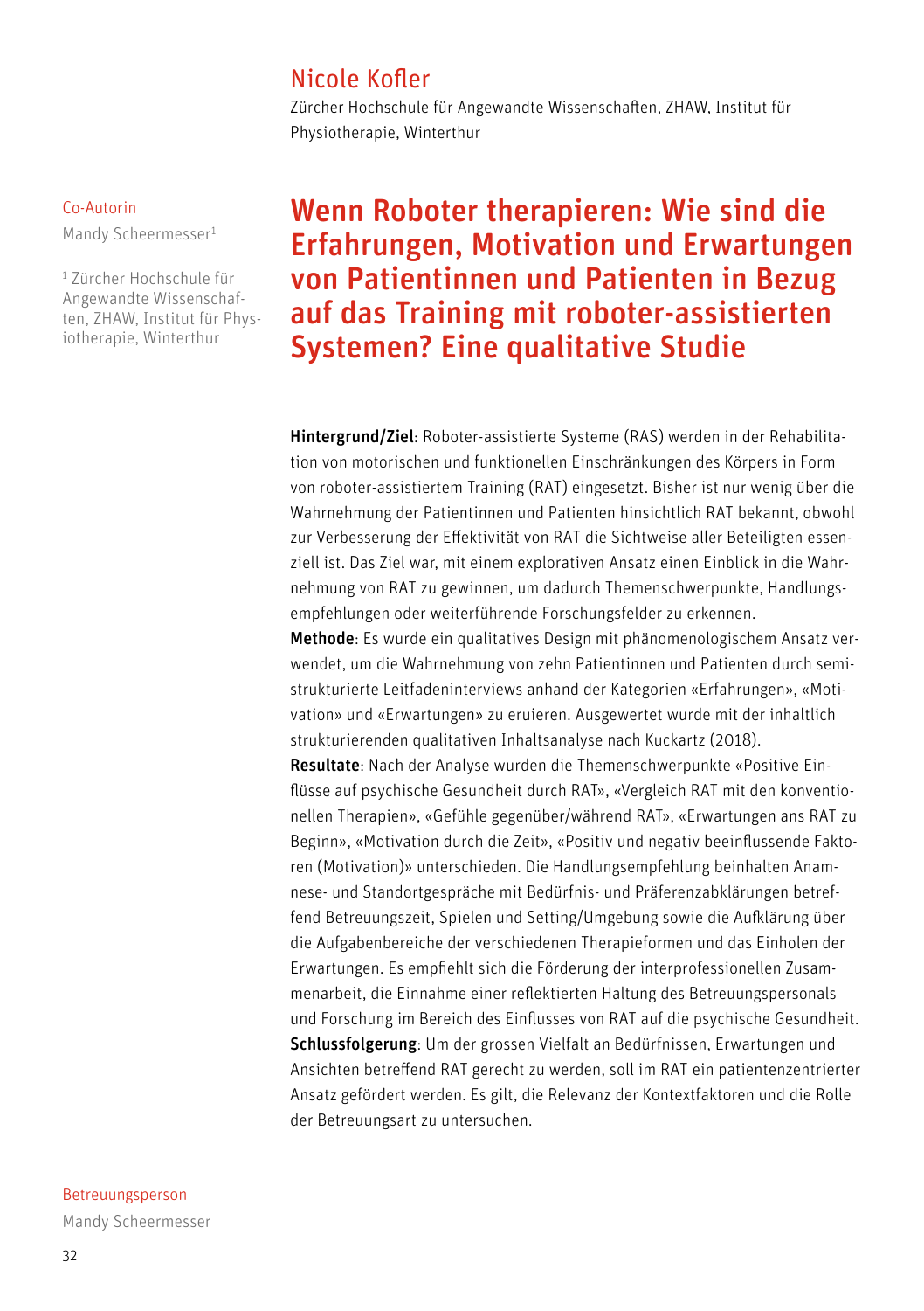## Nicole Kofler

Zürcher Hochschule für Angewandte Wissenschaften, ZHAW, Institut für Physiotherapie, Winterthur

Co-Autorin

Mandy Scheermesser[1]

[1] Zürcher Hochschule für Angewandte Wissenschaften, ZHAW, Institut für Physiotherapie, Winterthur

# Wenn Roboter therapieren: Wie sind die Erfahrungen, Motivation und Erwartungen von Patientinnen und Patienten in Bezug auf das Training mit roboter-assistierten Systemen? Eine qualitative Studie

**Hintergrund/Ziel**: Roboter-assistierte Systeme (RAS) werden in der Rehabilitation von motorischen und funktionellen Einschränkungen des Körpers in Form von roboter-assistiertem Training (RAT) eingesetzt. Bisher ist nur wenig über die Wahrnehmung der Patientinnen und Patienten hinsichtlich RAT bekannt, obwohl zur Verbesserung der Effektivität von RAT die Sichtweise aller Beteiligten essenziell ist. Das Ziel war, mit einem explorativen Ansatz einen Einblick in die Wahrnehmung von RAT zu gewinnen, um dadurch Themenschwerpunkte, Handlungsempfehlungen oder weiterführende Forschungsfelder zu erkennen.

**Methode**: Es wurde ein qualitatives Design mit phänomenologischem Ansatz verwendet, um die Wahrnehmung von zehn Patientinnen und Patienten durch semistrukturierte Leitfadeninterviews anhand der Kategorien «Erfahrungen», «Motivation» und «Erwartungen» zu eruieren. Ausgewertet wurde mit der inhaltlich strukturierenden qualitativen Inhaltsanalyse nach Kuckartz (2018).

**Resultate**: Nach der Analyse wurden die Themenschwerpunkte «Positive Einflüsse auf psychische Gesundheit durch RAT», «Vergleich RAT mit den konventionellen Therapien», «Gefühle gegenüber/während RAT», «Erwartungen ans RAT zu Beginn», «Motivation durch die Zeit», «Positiv und negativ beeinflussende Faktoren (Motivation)» unterschieden. Die Handlungsempfehlung beinhalten Anamnese- und Standortgespräche mit Bedürfnis- und Präferenzabklärungen betreffend Betreuungszeit, Spielen und Setting/Umgebung sowie die Aufklärung über die Aufgabenbereiche der verschiedenen Therapieformen und das Einholen der Erwartungen. Es empfiehlt sich die Förderung der interprofessionellen Zusammenarbeit, die Einnahme einer reflektierten Haltung des Betreuungspersonals und Forschung im Bereich des Einflusses von RAT auf die psychische Gesundheit.

**Schlussfolgerung**: Um der grossen Vielfalt an Bedürfnissen, Erwartungen und Ansichten betreffend RAT gerecht zu werden, soll im RAT ein patientenzentrierter Ansatz gefördert werden. Es gilt, die Relevanz der Kontextfaktoren und die Rolle der Betreuungsart zu untersuchen.

Betreuungsperson

Mandy Scheermesser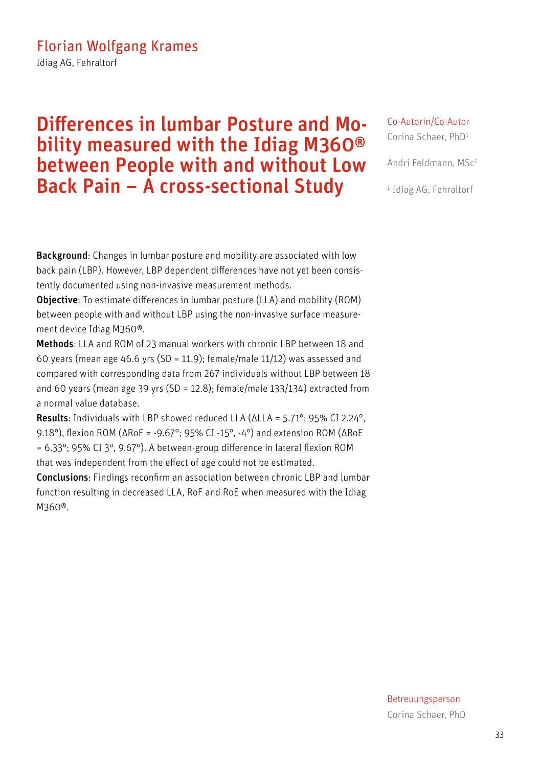Florian Wolfgang Krames

Idiag AG, Fehraltorf

# Differences in lumbar Posture and Mobility measured with the Idiag M360® between People with and without Low Back Pain – A cross-sectional Study

Co-Autorin/Co-Autor

Corina Schaer, PhD[1]

Andri Feldmann, MSc[1]

[1] Idiag AG, Fehraltorf

**Background**: Changes in lumbar posture and mobility are associated with low back pain (LBP). However, LBP dependent differences have not yet been consistently documented using non-invasive measurement methods.

**Objective**: To estimate differences in lumbar posture (LLA) and mobility (ROM) between people with and without LBP using the non-invasive surface measurement device Idiag M360®.

**Methods**: LLA and ROM of 23 manual workers with chronic LBP between 18 and 60 years (mean age 46.6 yrs (SD = 11.9); female/male 11/12) was assessed and compared with corresponding data from 267 individuals without LBP between 18 and 60 years (mean age 39 yrs (SD = 12.8); female/male 133/134) extracted from a normal value database.

**Results**: Individuals with LBP showed reduced LLA (ΔLLA = 5.71°; 95% CI 2.24°, 9.18°), flexion ROM (ΔRoF = -9.67°; 95% CI -15°, -4°) and extension ROM (ΔRoE = 6.33°; 95% CI 3°, 9.67°). A between-group difference in lateral flexion ROM that was independent from the effect of age could not be estimated.

**Conclusions**: Findings reconfirm an association between chronic LBP and lumbar function resulting in decreased LLA, RoF and RoE when measured with the Idiag M360®.

Betreuungsperson

Corina Schaer, PhD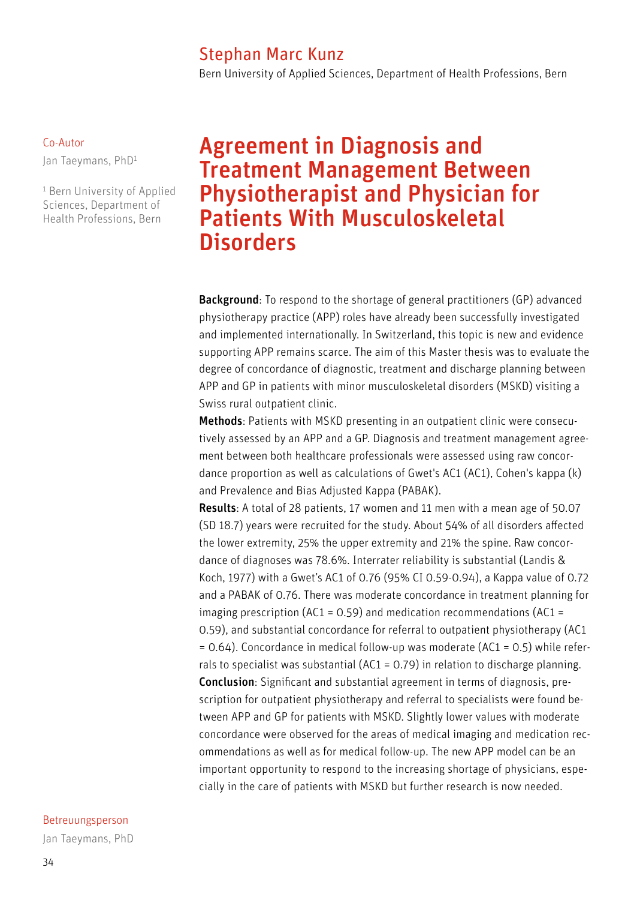Stephan Marc Kunz

Bern University of Applied Sciences, Department of Health Professions, Bern

Co-Autor

Jan Taeymans, PhD[1]

[1] Bern University of Applied Sciences, Department of Health Professions, Bern

# Agreement in Diagnosis and Treatment Management Between Physiotherapist and Physician for Patients With Musculoskeletal Disorders

**Background**: To respond to the shortage of general practitioners (GP) advanced physiotherapy practice (APP) roles have already been successfully investigated and implemented internationally. In Switzerland, this topic is new and evidence supporting APP remains scarce. The aim of this Master thesis was to evaluate the degree of concordance of diagnostic, treatment and discharge planning between APP and GP in patients with minor musculoskeletal disorders (MSKD) visiting a Swiss rural outpatient clinic.

**Methods**: Patients with MSKD presenting in an outpatient clinic were consecutively assessed by an APP and a GP. Diagnosis and treatment management agreement between both healthcare professionals were assessed using raw concordance proportion as well as calculations of Gwet's AC1 (AC1), Cohen's kappa (k) and Prevalence and Bias Adjusted Kappa (PABAK).

**Results**: A total of 28 patients, 17 women and 11 men with a mean age of 50.07 (SD 18.7) years were recruited for the study. About 54% of all disorders affected the lower extremity, 25% the upper extremity and 21% the spine. Raw concordance of diagnoses was 78.6%. Interrater reliability is substantial (Landis & Koch, 1977) with a Gwet's AC1 of 0.76 (95% CI 0.59-0.94), a Kappa value of 0.72 and a PABAK of 0.76. There was moderate concordance in treatment planning for imaging prescription (AC1 = 0.59) and medication recommendations (AC1 = 0.59), and substantial concordance for referral to outpatient physiotherapy (AC1 = 0.64). Concordance in medical follow-up was moderate (AC1 = 0.5) while referrals to specialist was substantial (AC1 = 0.79) in relation to discharge planning.

**Conclusion**: Significant and substantial agreement in terms of diagnosis, prescription for outpatient physiotherapy and referral to specialists were found between APP and GP for patients with MSKD. Slightly lower values with moderate concordance were observed for the areas of medical imaging and medication recommendations as well as for medical follow-up. The new APP model can be an important opportunity to respond to the increasing shortage of physicians, especially in the care of patients with MSKD but further research is now needed.

Betreuungsperson

Jan Taeymans, PhD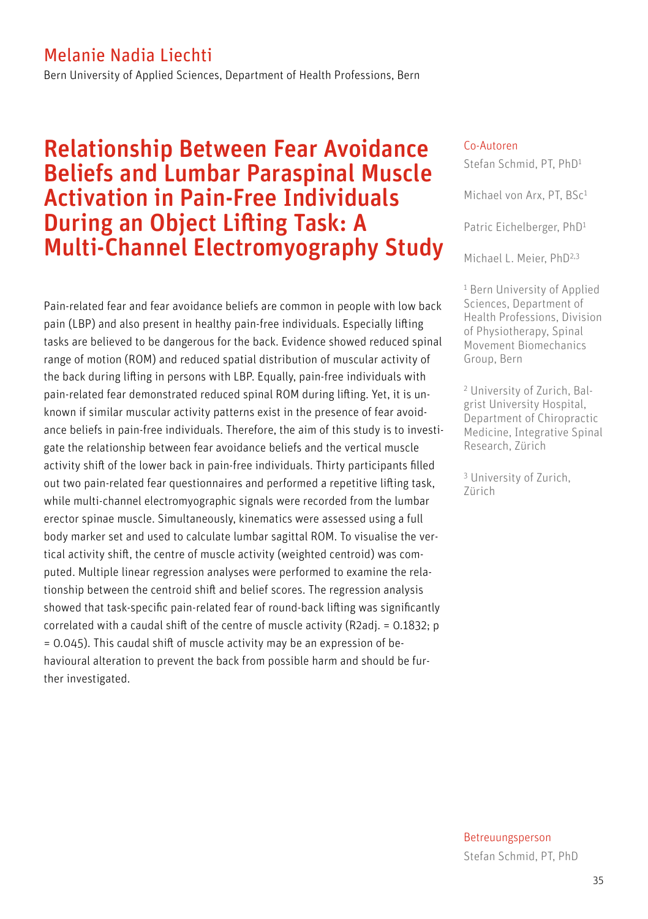## Melanie Nadia Liechti

Bern University of Applied Sciences, Department of Health Professions, Bern

# Relationship Between Fear Avoidance Beliefs and Lumbar Paraspinal Muscle Activation in Pain-Free Individuals During an Object Lifting Task: A Multi-Channel Electromyography Study

Pain-related fear and fear avoidance beliefs are common in people with low back pain (LBP) and also present in healthy pain-free individuals. Especially lifting tasks are believed to be dangerous for the back. Evidence showed reduced spinal range of motion (ROM) and reduced spatial distribution of muscular activity of the back during lifting in persons with LBP. Equally, pain-free individuals with pain-related fear demonstrated reduced spinal ROM during lifting. Yet, it is unknown if similar muscular activity patterns exist in the presence of fear avoidance beliefs in pain-free individuals. Therefore, the aim of this study is to investigate the relationship between fear avoidance beliefs and the vertical muscle activity shift of the lower back in pain-free individuals. Thirty participants filled out two pain-related fear questionnaires and performed a repetitive lifting task, while multi-channel electromyographic signals were recorded from the lumbar erector spinae muscle. Simultaneously, kinematics were assessed using a full body marker set and used to calculate lumbar sagittal ROM. To visualise the vertical activity shift, the centre of muscle activity (weighted centroid) was computed. Multiple linear regression analyses were performed to examine the relationship between the centroid shift and belief scores. The regression analysis showed that task-specific pain-related fear of round-back lifting was significantly correlated with a caudal shift of the centre of muscle activity ($R^2_{adj.} = 0.1832$; $p = 0.045$). This caudal shift of muscle activity may be an expression of behavioural alteration to prevent the back from possible harm and should be further investigated.

**Co-Autoren**

Stefan Schmid, PT, PhD[1]

Michael von Arx, PT, BSc[1]

Patric Eichelberger, PhD[1]

Michael L. Meier, PhD[2,3]

[1] Bern University of Applied Sciences, Department of Health Professions, Division of Physiotherapy, Spinal Movement Biomechanics Group, Bern

[2] University of Zurich, Balgrist University Hospital, Department of Chiropractic Medicine, Integrative Spinal Research, Zürich

[3] University of Zurich, Zürich

**Betreuungsperson**

Stefan Schmid, PT, PhD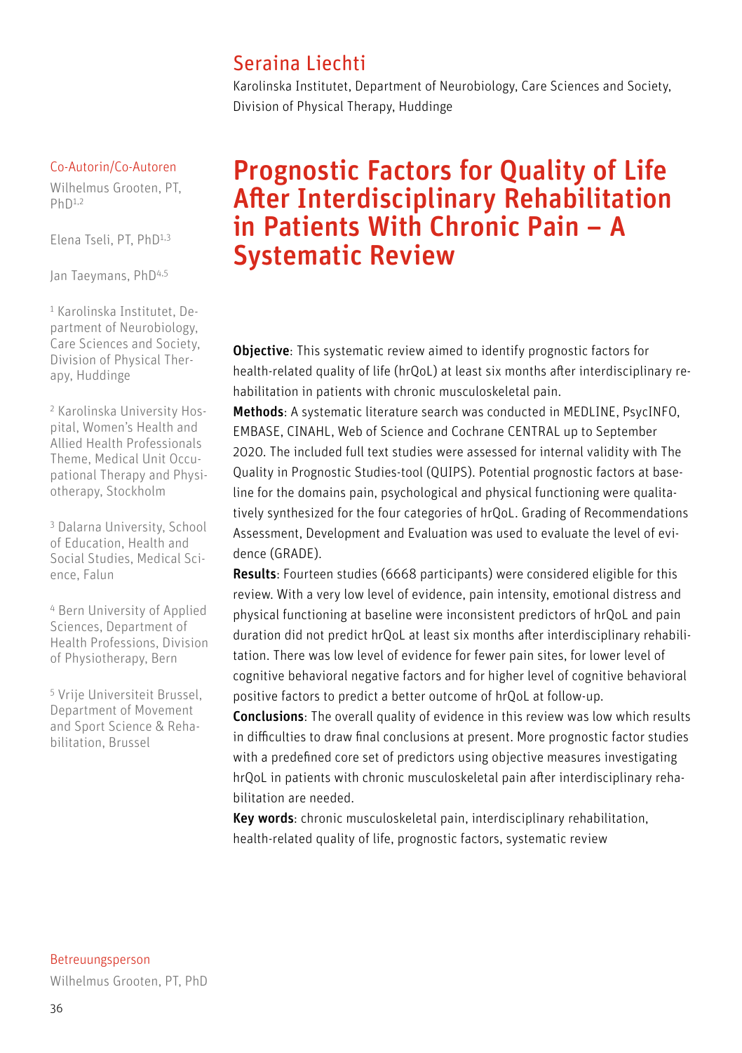## Seraina Liechti

Karolinska Institutet, Department of Neurobiology, Care Sciences and Society, Division of Physical Therapy, Huddinge

# Prognostic Factors for Quality of Life After Interdisciplinary Rehabilitation in Patients With Chronic Pain – A Systematic Review

Co-Autorin/Co-Autoren

Wilhelmus Grooten, PT, PhD[1,2]

Elena Tseli, PT, PhD[1,3]

Jan Taeymans, PhD[4,5]

[1] Karolinska Institutet, Department of Neurobiology, Care Sciences and Society, Division of Physical Therapy, Huddinge

[2] Karolinska University Hospital, Women's Health and Allied Health Professionals Theme, Medical Unit Occupational Therapy and Physiotherapy, Stockholm

[3] Dalarna University, School of Education, Health and Social Studies, Medical Science, Falun

[4] Bern University of Applied Sciences, Department of Health Professions, Division of Physiotherapy, Bern

[5] Vrije Universiteit Brussel, Department of Movement and Sport Science & Rehabilitation, Brussel

**Objective**: This systematic review aimed to identify prognostic factors for health-related quality of life (hrQoL) at least six months after interdisciplinary rehabilitation in patients with chronic musculoskeletal pain.

**Methods**: A systematic literature search was conducted in MEDLINE, PsycINFO, EMBASE, CINAHL, Web of Science and Cochrane CENTRAL up to September 2020. The included full text studies were assessed for internal validity with The Quality in Prognostic Studies-tool (QUIPS). Potential prognostic factors at baseline for the domains pain, psychological and physical functioning were qualitatively synthesized for the four categories of hrQoL. Grading of Recommendations Assessment, Development and Evaluation was used to evaluate the level of evidence (GRADE).

**Results**: Fourteen studies (6668 participants) were considered eligible for this review. With a very low level of evidence, pain intensity, emotional distress and physical functioning at baseline were inconsistent predictors of hrQoL and pain duration did not predict hrQoL at least six months after interdisciplinary rehabilitation. There was low level of evidence for fewer pain sites, for lower level of cognitive behavioral negative factors and for higher level of cognitive behavioral positive factors to predict a better outcome of hrQoL at follow-up.

**Conclusions**: The overall quality of evidence in this review was low which results in difficulties to draw final conclusions at present. More prognostic factor studies with a predefined core set of predictors using objective measures investigating hrQoL in patients with chronic musculoskeletal pain after interdisciplinary rehabilitation are needed.

**Key words**: chronic musculoskeletal pain, interdisciplinary rehabilitation, health-related quality of life, prognostic factors, systematic review

Betreuungsperson

Wilhelmus Grooten, PT, PhD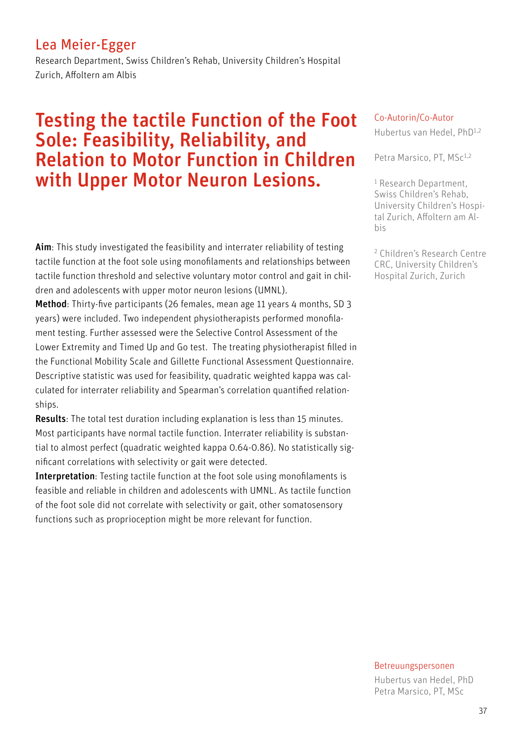## Lea Meier-Egger

Research Department, Swiss Children's Rehab, University Children's Hospital Zurich, Affoltern am Albis

# Testing the tactile Function of the Foot Sole: Feasibility, Reliability, and Relation to Motor Function in Children with Upper Motor Neuron Lesions.

**Aim**: This study investigated the feasibility and interrater reliability of testing tactile function at the foot sole using monofilaments and relationships between tactile function threshold and selective voluntary motor control and gait in children and adolescents with upper motor neuron lesions (UMNL).

**Method**: Thirty-five participants (26 females, mean age 11 years 4 months, SD 3 years) were included. Two independent physiotherapists performed monofilament testing. Further assessed were the Selective Control Assessment of the Lower Extremity and Timed Up and Go test. The treating physiotherapist filled in the Functional Mobility Scale and Gillette Functional Assessment Questionnaire. Descriptive statistic was used for feasibility, quadratic weighted kappa was calculated for interrater reliability and Spearman's correlation quantified relationships.

**Results**: The total test duration including explanation is less than 15 minutes. Most participants have normal tactile function. Interrater reliability is substantial to almost perfect (quadratic weighted kappa 0.64-0.86). No statistically significant correlations with selectivity or gait were detected.

**Interpretation**: Testing tactile function at the foot sole using monofilaments is feasible and reliable in children and adolescents with UMNL. As tactile function of the foot sole did not correlate with selectivity or gait, other somatosensory functions such as proprioception might be more relevant for function.

Co-Autorin/Co-Autor

Hubertus van Hedel, PhD[1,2]

Petra Marsico, PT, MSc[1,2]

[1] Research Department, Swiss Children's Rehab, University Children's Hospital Zurich, Affoltern am Albis

[2] Children's Research Centre CRC, University Children's Hospital Zurich, Zurich

Betreuungspersonen

Hubertus van Hedel, PhD
Petra Marsico, PT, MSc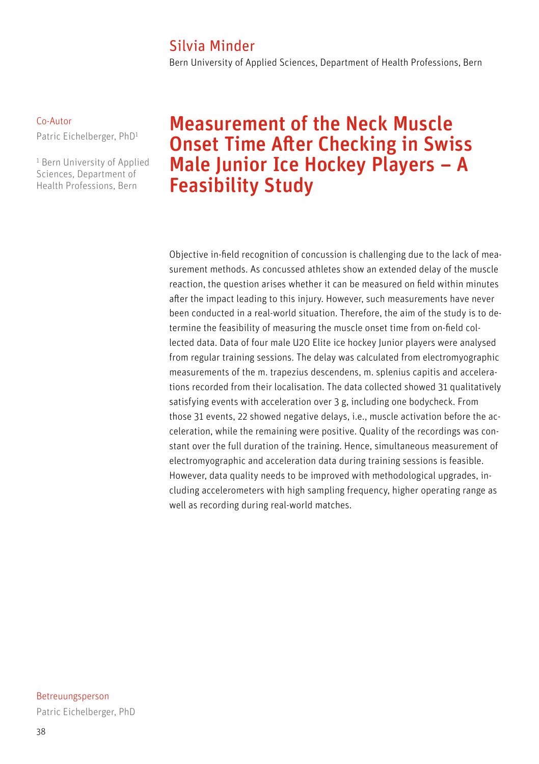Silvia Minder

Bern University of Applied Sciences, Department of Health Professions, Bern

Co-Autor

Patric Eichelberger, PhD[1]

[1] Bern University of Applied Sciences, Department of Health Professions, Bern

# Measurement of the Neck Muscle Onset Time After Checking in Swiss Male Junior Ice Hockey Players – A Feasibility Study

Objective in-field recognition of concussion is challenging due to the lack of measurement methods. As concussed athletes show an extended delay of the muscle reaction, the question arises whether it can be measured on field within minutes after the impact leading to this injury. However, such measurements have never been conducted in a real-world situation. Therefore, the aim of the study is to determine the feasibility of measuring the muscle onset time from on-field collected data. Data of four male U20 Elite ice hockey Junior players were analysed from regular training sessions. The delay was calculated from electromyographic measurements of the m. trapezius descendens, m. splenius capitis and accelerations recorded from their localisation. The data collected showed 31 qualitatively satisfying events with acceleration over 3 g, including one bodycheck. From those 31 events, 22 showed negative delays, i.e., muscle activation before the acceleration, while the remaining were positive. Quality of the recordings was constant over the full duration of the training. Hence, simultaneous measurement of electromyographic and acceleration data during training sessions is feasible. However, data quality needs to be improved with methodological upgrades, including accelerometers with high sampling frequency, higher operating range as well as recording during real-world matches.

Betreuungsperson

Patric Eichelberger, PhD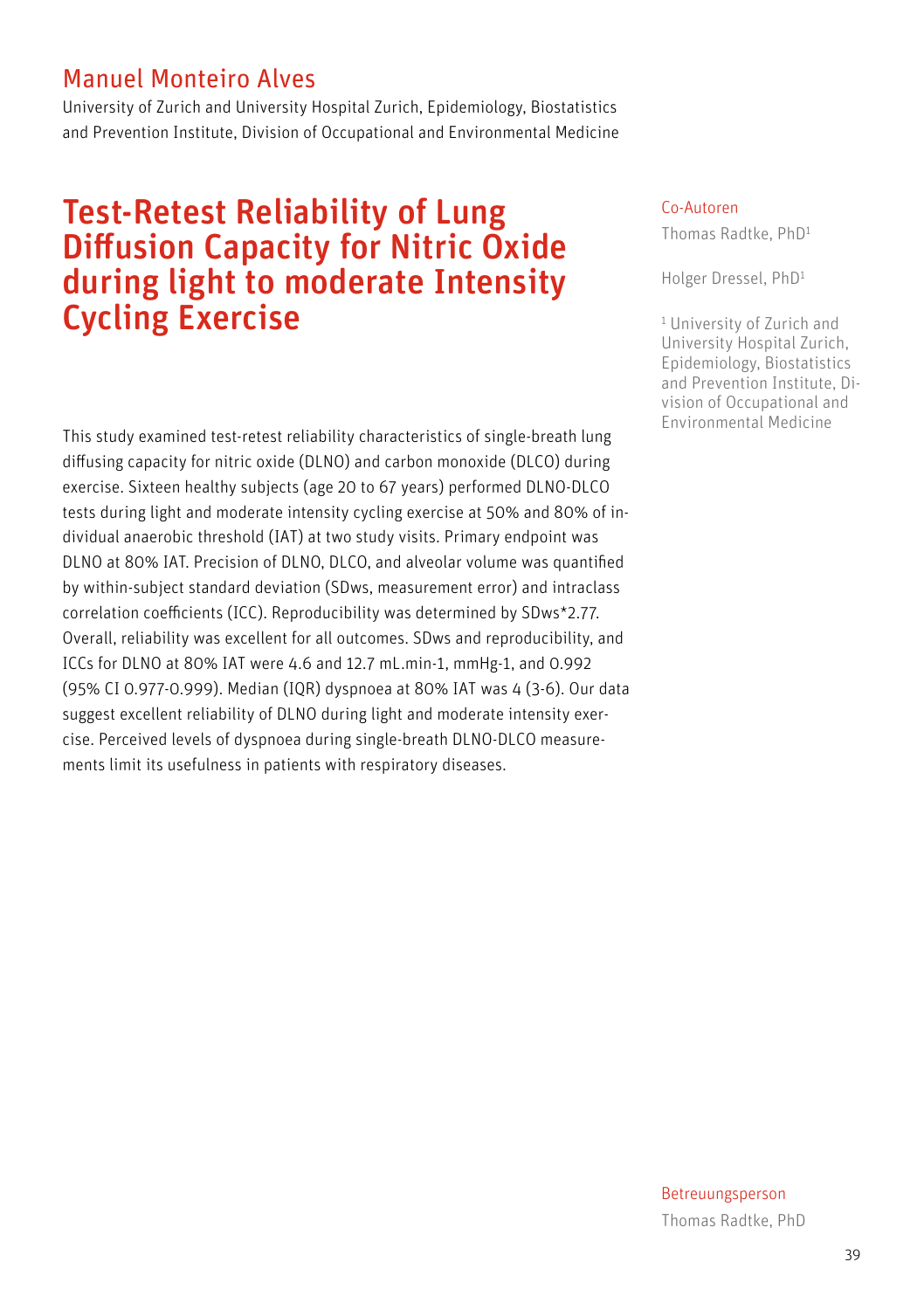## Manuel Monteiro Alves

University of Zurich and University Hospital Zurich, Epidemiology, Biostatistics and Prevention Institute, Division of Occupational and Environmental Medicine

# Test-Retest Reliability of Lung Diffusion Capacity for Nitric Oxide during light to moderate Intensity Cycling Exercise

Co-Autoren

Thomas Radtke, PhD[1]

Holger Dressel, PhD[1]

[1] University of Zurich and University Hospital Zurich, Epidemiology, Biostatistics and Prevention Institute, Division of Occupational and Environmental Medicine

This study examined test-retest reliability characteristics of single-breath lung diffusing capacity for nitric oxide (DLNO) and carbon monoxide (DLCO) during exercise. Sixteen healthy subjects (age 20 to 67 years) performed DLNO-DLCO tests during light and moderate intensity cycling exercise at 50% and 80% of individual anaerobic threshold (IAT) at two study visits. Primary endpoint was DLNO at 80% IAT. Precision of DLNO, DLCO, and alveolar volume was quantified by within-subject standard deviation (SDws, measurement error) and intraclass correlation coefficients (ICC). Reproducibility was determined by SDws*2.77. Overall, reliability was excellent for all outcomes. SDws and reproducibility, and ICCs for DLNO at 80% IAT were 4.6 and 12.7 mL.min-1, mmHg-1, and 0.992 (95% CI 0.977-0.999). Median (IQR) dyspnoea at 80% IAT was 4 (3-6). Our data suggest excellent reliability of DLNO during light and moderate intensity exercise. Perceived levels of dyspnoea during single-breath DLNO-DLCO measurements limit its usefulness in patients with respiratory diseases.

Betreuungsperson

Thomas Radtke, PhD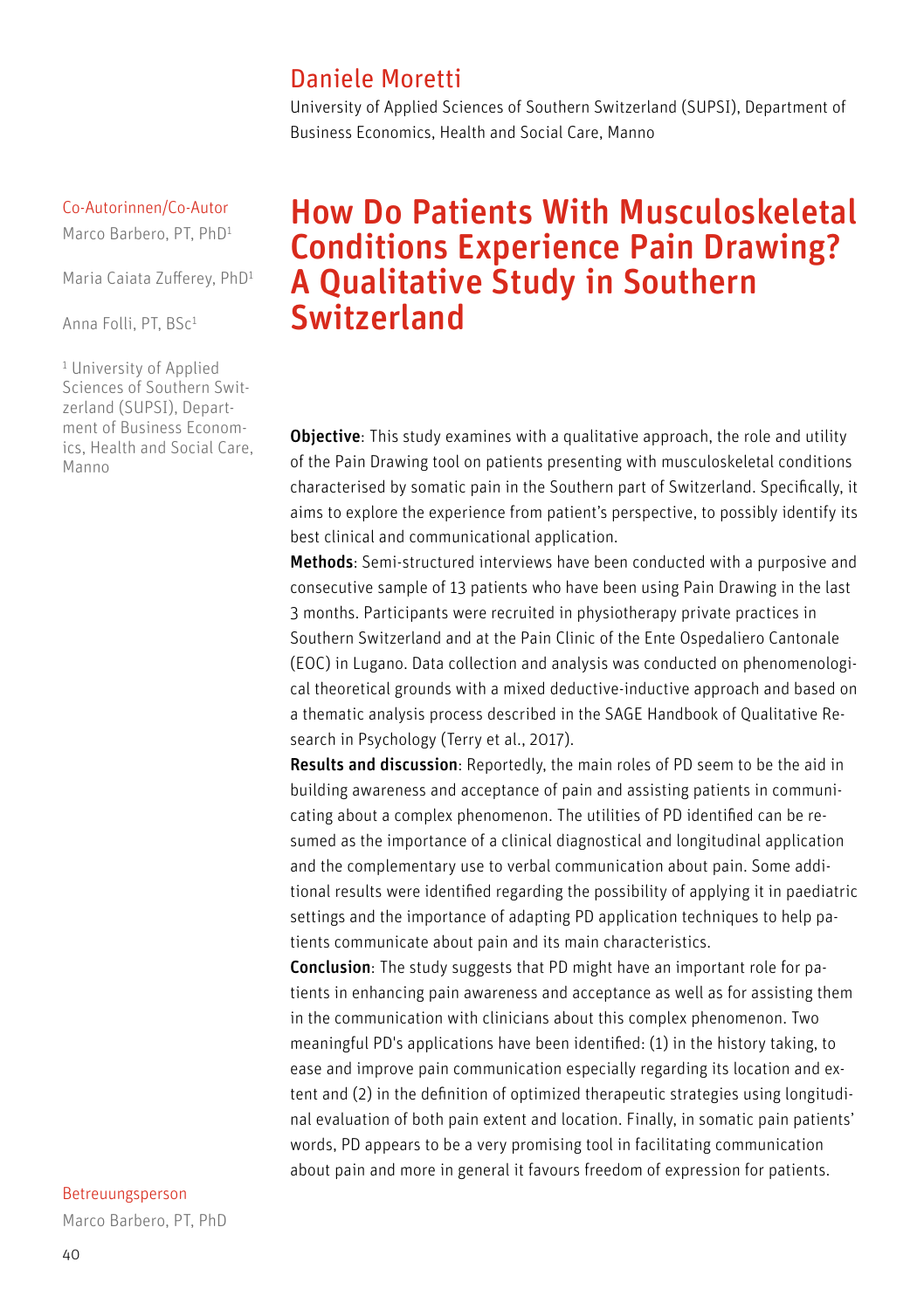## Daniele Moretti

University of Applied Sciences of Southern Switzerland (SUPSI), Department of Business Economics, Health and Social Care, Manno

Co-Autorinnen/Co-Autor

Marco Barbero, PT, PhD[1]

Maria Caiata Zufferey, PhD[1]

Anna Folli, PT, BSc[1]

[1] University of Applied Sciences of Southern Switzerland (SUPSI), Department of Business Economics, Health and Social Care, Manno

# How Do Patients With Musculoskeletal Conditions Experience Pain Drawing? A Qualitative Study in Southern Switzerland

**Objective**: This study examines with a qualitative approach, the role and utility of the Pain Drawing tool on patients presenting with musculoskeletal conditions characterised by somatic pain in the Southern part of Switzerland. Specifically, it aims to explore the experience from patient's perspective, to possibly identify its best clinical and communicational application.

**Methods**: Semi-structured interviews have been conducted with a purposive and consecutive sample of 13 patients who have been using Pain Drawing in the last 3 months. Participants were recruited in physiotherapy private practices in Southern Switzerland and at the Pain Clinic of the Ente Ospedaliero Cantonale (EOC) in Lugano. Data collection and analysis was conducted on phenomenological theoretical grounds with a mixed deductive-inductive approach and based on a thematic analysis process described in the SAGE Handbook of Qualitative Research in Psychology (Terry et al., 2017).

**Results and discussion**: Reportedly, the main roles of PD seem to be the aid in building awareness and acceptance of pain and assisting patients in communicating about a complex phenomenon. The utilities of PD identified can be resumed as the importance of a clinical diagnostical and longitudinal application and the complementary use to verbal communication about pain. Some additional results were identified regarding the possibility of applying it in paediatric settings and the importance of adapting PD application techniques to help patients communicate about pain and its main characteristics.

**Conclusion**: The study suggests that PD might have an important role for patients in enhancing pain awareness and acceptance as well as for assisting them in the communication with clinicians about this complex phenomenon. Two meaningful PD's applications have been identified: (1) in the history taking, to ease and improve pain communication especially regarding its location and extent and (2) in the definition of optimized therapeutic strategies using longitudinal evaluation of both pain extent and location. Finally, in somatic pain patients' words, PD appears to be a very promising tool in facilitating communication about pain and more in general it favours freedom of expression for patients.

Betreuungsperson

Marco Barbero, PT, PhD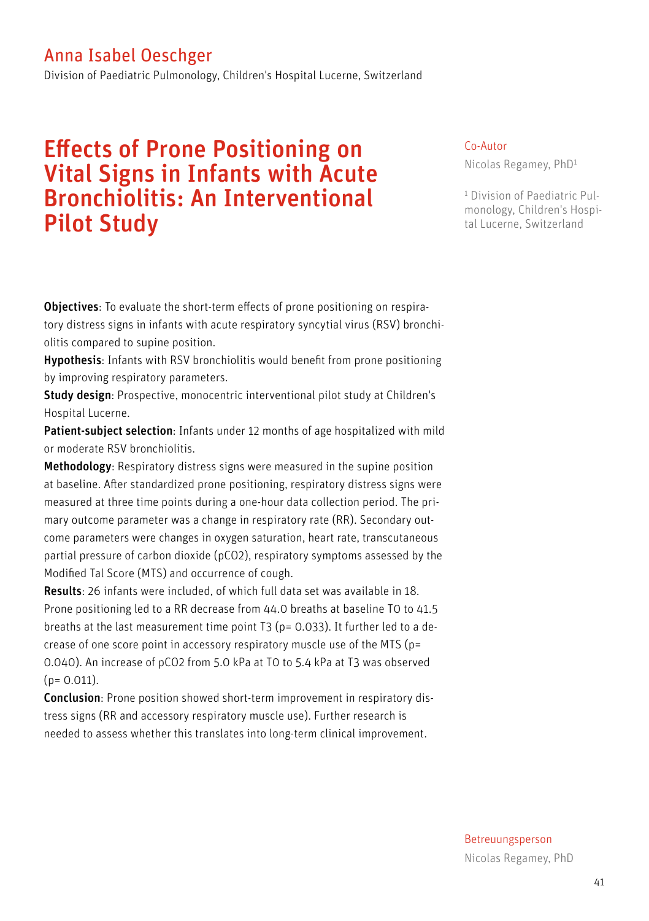## Anna Isabel Oeschger

Division of Paediatric Pulmonology, Children's Hospital Lucerne, Switzerland

# Effects of Prone Positioning on Vital Signs in Infants with Acute Bronchiolitis: An Interventional Pilot Study

Co-Autor

Nicolas Regamey, PhD[1]

[1] Division of Paediatric Pulmonology, Children's Hospital Lucerne, Switzerland

**Objectives**: To evaluate the short-term effects of prone positioning on respiratory distress signs in infants with acute respiratory syncytial virus (RSV) bronchiolitis compared to supine position.

**Hypothesis**: Infants with RSV bronchiolitis would benefit from prone positioning by improving respiratory parameters.

**Study design**: Prospective, monocentric interventional pilot study at Children's Hospital Lucerne.

**Patient-subject selection**: Infants under 12 months of age hospitalized with mild or moderate RSV bronchiolitis.

**Methodology**: Respiratory distress signs were measured in the supine position at baseline. After standardized prone positioning, respiratory distress signs were measured at three time points during a one-hour data collection period. The primary outcome parameter was a change in respiratory rate (RR). Secondary outcome parameters were changes in oxygen saturation, heart rate, transcutaneous partial pressure of carbon dioxide ($pCO_2$), respiratory symptoms assessed by the Modified Tal Score (MTS) and occurrence of cough.

**Results**: 26 infants were included, of which full data set was available in 18. Prone positioning led to a RR decrease from 44.0 breaths at baseline T0 to 41.5 breaths at the last measurement time point T3 ($p= 0.033$). It further led to a decrease of one score point in accessory respiratory muscle use of the MTS ($p= 0.040$). An increase of $pCO_2$ from 5.0 kPa at T0 to 5.4 kPa at T3 was observed ($p= 0.011$).

**Conclusion**: Prone position showed short-term improvement in respiratory distress signs (RR and accessory respiratory muscle use). Further research is needed to assess whether this translates into long-term clinical improvement.

Betreuungsperson

Nicolas Regamey, PhD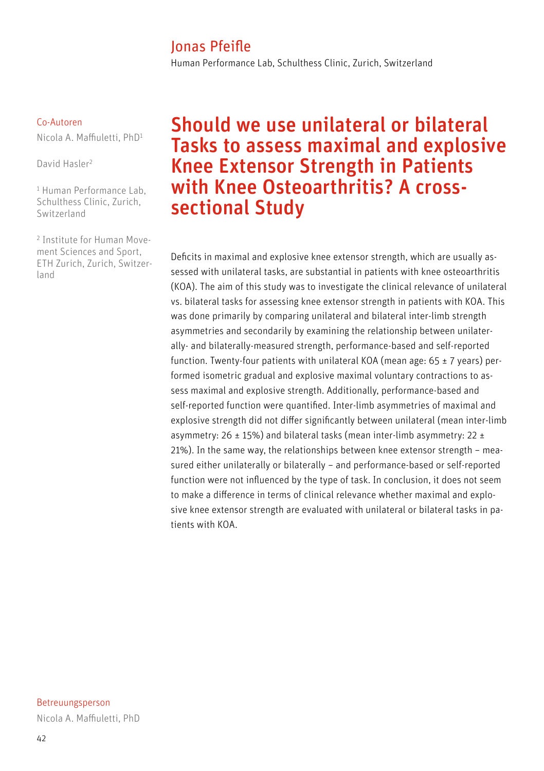Jonas Pfeifle

Human Performance Lab, Schulthess Clinic, Zurich, Switzerland

Co-Autoren

Nicola A. Maffiuletti, PhD[1]

David Hasler[2]

[1] Human Performance Lab, Schulthess Clinic, Zurich, Switzerland

[2] Institute for Human Movement Sciences and Sport, ETH Zurich, Zurich, Switzerland

# Should we use unilateral or bilateral Tasks to assess maximal and explosive Knee Extensor Strength in Patients with Knee Osteoarthritis? A cross-sectional Study

Deficits in maximal and explosive knee extensor strength, which are usually assessed with unilateral tasks, are substantial in patients with knee osteoarthritis (KOA). The aim of this study was to investigate the clinical relevance of unilateral vs. bilateral tasks for assessing knee extensor strength in patients with KOA. This was done primarily by comparing unilateral and bilateral inter-limb strength asymmetries and secondarily by examining the relationship between unilaterally- and bilaterally-measured strength, performance-based and self-reported function. Twenty-four patients with unilateral KOA (mean age: 65 ± 7 years) performed isometric gradual and explosive maximal voluntary contractions to assess maximal and explosive strength. Additionally, performance-based and self-reported function were quantified. Inter-limb asymmetries of maximal and explosive strength did not differ significantly between unilateral (mean inter-limb asymmetry: 26 ± 15%) and bilateral tasks (mean inter-limb asymmetry: 22 ± 21%). In the same way, the relationships between knee extensor strength – measured either unilaterally or bilaterally – and performance-based or self-reported function were not influenced by the type of task. In conclusion, it does not seem to make a difference in terms of clinical relevance whether maximal and explosive knee extensor strength are evaluated with unilateral or bilateral tasks in patients with KOA.

Betreuungsperson

Nicola A. Maffiuletti, PhD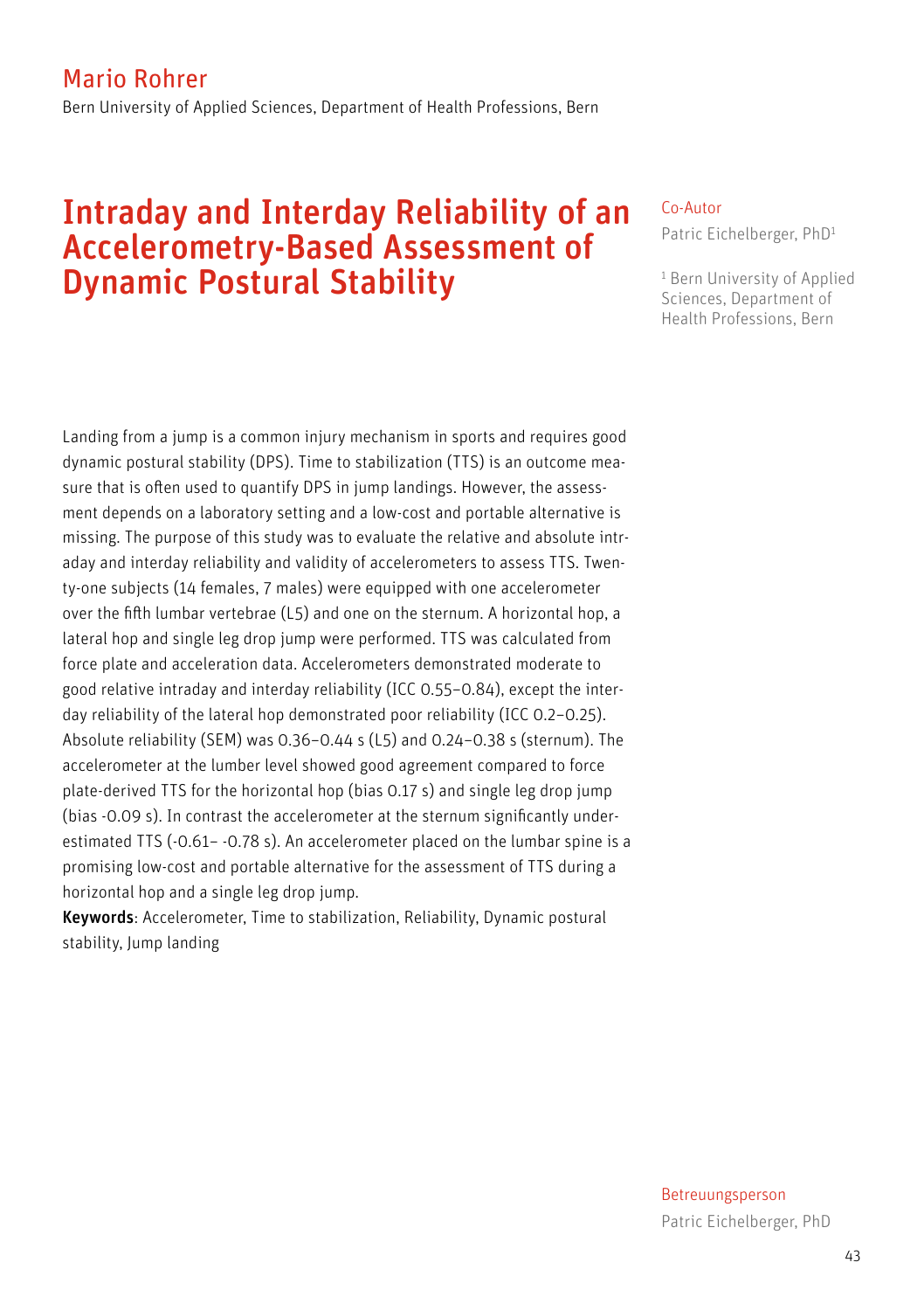Mario Rohrer

Bern University of Applied Sciences, Department of Health Professions, Bern

# Intraday and Interday Reliability of an Accelerometry-Based Assessment of Dynamic Postural Stability

Co-Autor

Patric Eichelberger, PhD[1]

[1] Bern University of Applied Sciences, Department of Health Professions, Bern

Landing from a jump is a common injury mechanism in sports and requires good dynamic postural stability (DPS). Time to stabilization (TTS) is an outcome measure that is often used to quantify DPS in jump landings. However, the assessment depends on a laboratory setting and a low-cost and portable alternative is missing. The purpose of this study was to evaluate the relative and absolute intraday and interday reliability and validity of accelerometers to assess TTS. Twenty-one subjects (14 females, 7 males) were equipped with one accelerometer over the fifth lumbar vertebrae (L5) and one on the sternum. A horizontal hop, a lateral hop and single leg drop jump were performed. TTS was calculated from force plate and acceleration data. Accelerometers demonstrated moderate to good relative intraday and interday reliability (ICC 0.55–0.84), except the interday reliability of the lateral hop demonstrated poor reliability (ICC 0.2–0.25). Absolute reliability (SEM) was 0.36–0.44 s (L5) and 0.24–0.38 s (sternum). The accelerometer at the lumber level showed good agreement compared to force plate-derived TTS for the horizontal hop (bias 0.17 s) and single leg drop jump (bias -0.09 s). In contrast the accelerometer at the sternum significantly underestimated TTS (-0.61– -0.78 s). An accelerometer placed on the lumbar spine is a promising low-cost and portable alternative for the assessment of TTS during a horizontal hop and a single leg drop jump.

**Keywords**: Accelerometer, Time to stabilization, Reliability, Dynamic postural stability, Jump landing

Betreuungsperson

Patric Eichelberger, PhD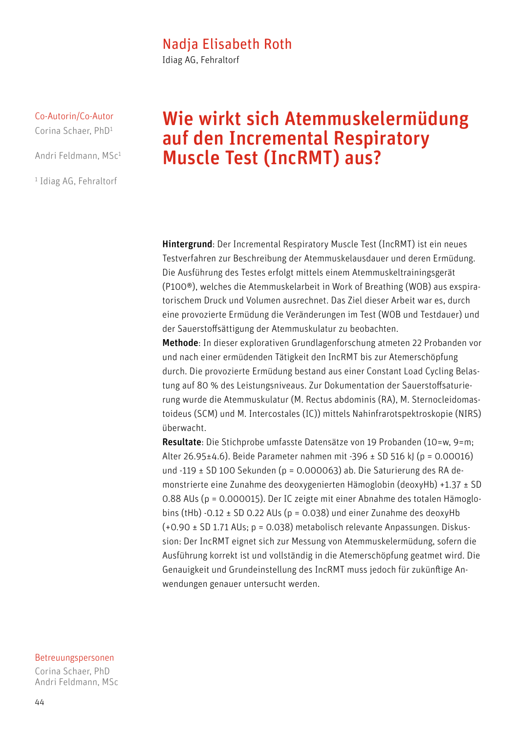Nadja Elisabeth Roth
Idiag AG, Fehraltorf

Co-Autorin/Co-Autor
Corina Schaer, PhD[1]

Andri Feldmann, MSc[1]

[1] Idiag AG, Fehraltorf

# Wie wirkt sich Atemmuskelermüdung auf den Incremental Respiratory Muscle Test (IncRMT) aus?

**Hintergrund**: Der Incremental Respiratory Muscle Test (IncRMT) ist ein neues Testverfahren zur Beschreibung der Atemmuskelausdauer und deren Ermüdung. Die Ausführung des Testes erfolgt mittels einem Atemmuskeltrainingsgerät (P100®), welches die Atemmuskelarbeit in Work of Breathing (WOB) aus exspiratorischem Druck und Volumen ausrechnet. Das Ziel dieser Arbeit war es, durch eine provozierte Ermüdung die Veränderungen im Test (WOB und Testdauer) und der Sauerstoffsättigung der Atemmuskulatur zu beobachten.

**Methode**: In dieser explorativen Grundlagenforschung atmeten 22 Probanden vor und nach einer ermüdenden Tätigkeit den IncRMT bis zur Atemerschöpfung durch. Die provozierte Ermüdung bestand aus einer Constant Load Cycling Belastung auf 80 % des Leistungsniveaus. Zur Dokumentation der Sauerstoffsaturierung wurde die Atemmuskulatur (M. Rectus abdominis (RA), M. Sternocleidomastoideus (SCM) und M. Intercostales (IC)) mittels Nahinfrarotspektroskopie (NIRS) überwacht.

**Resultate**: Die Stichprobe umfasste Datensätze von 19 Probanden (10=w, 9=m; Alter 26.95±4.6). Beide Parameter nahmen mit -396 ± SD 516 kJ ($p = 0.00016$) und -119 ± SD 100 Sekunden ($p = 0.000063$) ab. Die Saturierung des RA demonstrierte eine Zunahme des deoxygenierten Hämoglobin (deoxyHb) +1.37 ± SD 0.88 AUs ($p = 0.000015$). Der IC zeigte mit einer Abnahme des totalen Hämoglobins (tHb) -0.12 ± SD 0.22 AUs ($p = 0.038$) und einer Zunahme des deoxyHb (+0.90 ± SD 1.71 AUs; $p = 0.038$) metabolisch relevante Anpassungen. Diskussion: Der IncRMT eignet sich zur Messung von Atemmuskelermüdung, sofern die Ausführung korrekt ist und vollständig in die Atemerschöpfung geatmet wird. Die Genauigkeit und Grundeinstellung des IncRMT muss jedoch für zukünftige Anwendungen genauer untersucht werden.

Betreuungspersonen
Corina Schaer, PhD
Andri Feldmann, MSc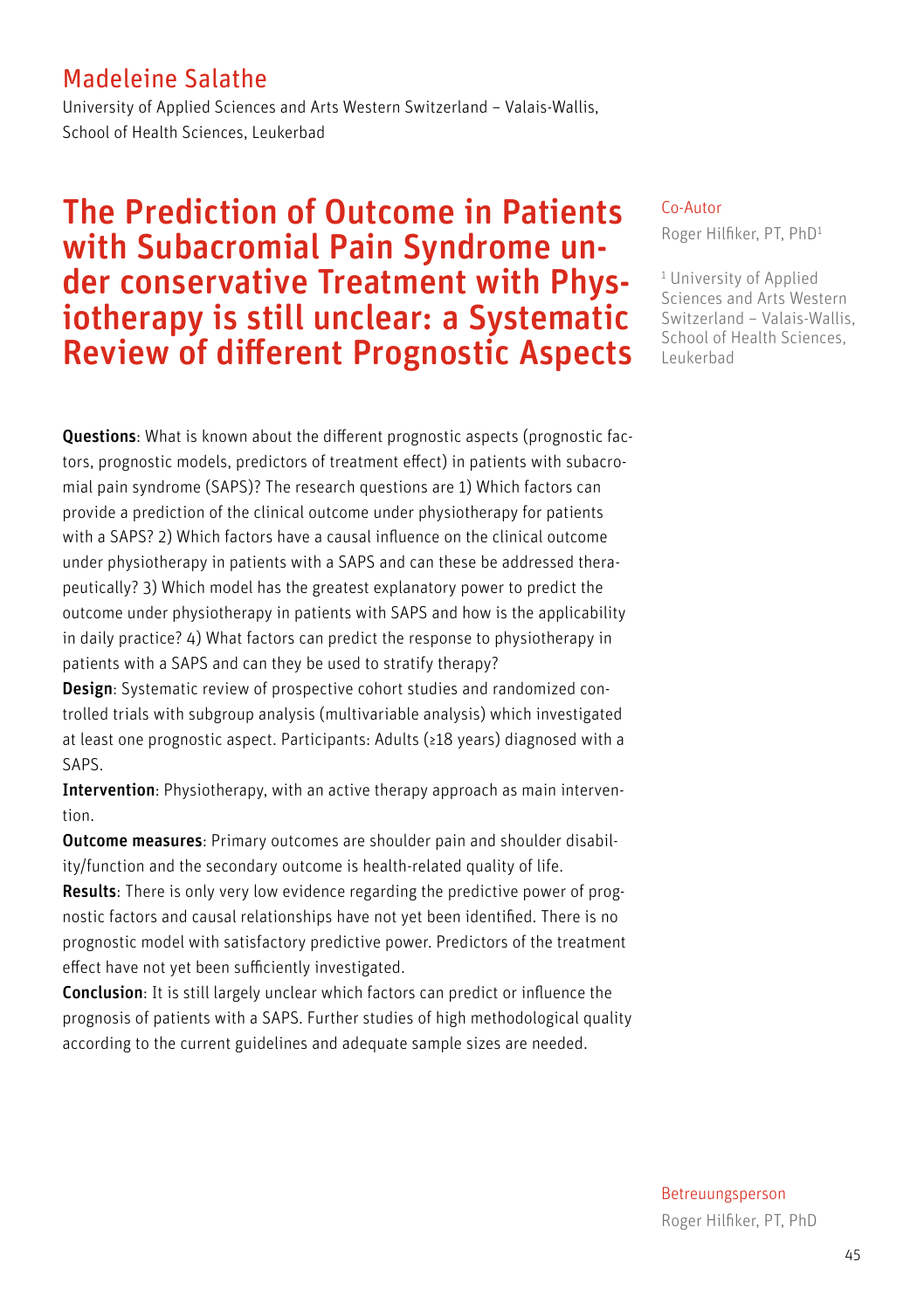## Madeleine Salathe

University of Applied Sciences and Arts Western Switzerland – Valais-Wallis, School of Health Sciences, Leukerbad

# The Prediction of Outcome in Patients with Subacromial Pain Syndrome under conservative Treatment with Physiotherapy is still unclear: a Systematic Review of different Prognostic Aspects

Co-Autor

Roger Hilfiker, PT, PhD[1]

[1] University of Applied Sciences and Arts Western Switzerland – Valais-Wallis, School of Health Sciences, Leukerbad

**Questions**: What is known about the different prognostic aspects (prognostic factors, prognostic models, predictors of treatment effect) in patients with subacromial pain syndrome (SAPS)? The research questions are 1) Which factors can provide a prediction of the clinical outcome under physiotherapy for patients with a SAPS? 2) Which factors have a causal influence on the clinical outcome under physiotherapy in patients with a SAPS and can these be addressed therapeutically? 3) Which model has the greatest explanatory power to predict the outcome under physiotherapy in patients with SAPS and how is the applicability in daily practice? 4) What factors can predict the response to physiotherapy in patients with a SAPS and can they be used to stratify therapy?

**Design**: Systematic review of prospective cohort studies and randomized controlled trials with subgroup analysis (multivariable analysis) which investigated at least one prognostic aspect. Participants: Adults (≥18 years) diagnosed with a SAPS.

**Intervention**: Physiotherapy, with an active therapy approach as main intervention.

**Outcome measures**: Primary outcomes are shoulder pain and shoulder disability/function and the secondary outcome is health-related quality of life.

**Results**: There is only very low evidence regarding the predictive power of prognostic factors and causal relationships have not yet been identified. There is no prognostic model with satisfactory predictive power. Predictors of the treatment effect have not yet been sufficiently investigated.

**Conclusion**: It is still largely unclear which factors can predict or influence the prognosis of patients with a SAPS. Further studies of high methodological quality according to the current guidelines and adequate sample sizes are needed.

Betreuungsperson

Roger Hilfiker, PT, PhD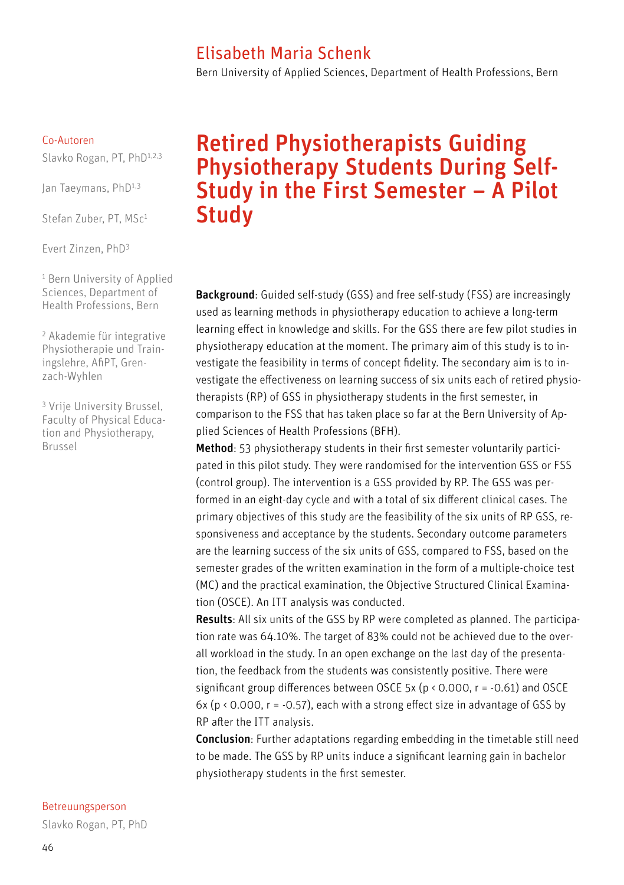## Elisabeth Maria Schenk

Bern University of Applied Sciences, Department of Health Professions, Bern

Co-Autoren

Slavko Rogan, PT, PhD[1,2,3]

Jan Taeymans, PhD[1,3]

Stefan Zuber, PT, MSc[1]

Evert Zinzen, PhD[3]

[1] Bern University of Applied Sciences, Department of Health Professions, Bern

[2] Akademie für integrative Physiotherapie und Trainingslehre, AfiPT, Grenzach-Wyhlen

[3] Vrije University Brussel, Faculty of Physical Education and Physiotherapy, Brussel

# Retired Physiotherapists Guiding Physiotherapy Students During Self-Study in the First Semester – A Pilot Study

**Background**: Guided self-study (GSS) and free self-study (FSS) are increasingly used as learning methods in physiotherapy education to achieve a long-term learning effect in knowledge and skills. For the GSS there are few pilot studies in physiotherapy education at the moment. The primary aim of this study is to investigate the feasibility in terms of concept fidelity. The secondary aim is to investigate the effectiveness on learning success of six units each of retired physiotherapists (RP) of GSS in physiotherapy students in the first semester, in comparison to the FSS that has taken place so far at the Bern University of Applied Sciences of Health Professions (BFH).

**Method**: 53 physiotherapy students in their first semester voluntarily participated in this pilot study. They were randomised for the intervention GSS or FSS (control group). The intervention is a GSS provided by RP. The GSS was performed in an eight-day cycle and with a total of six different clinical cases. The primary objectives of this study are the feasibility of the six units of RP GSS, responsiveness and acceptance by the students. Secondary outcome parameters are the learning success of the six units of GSS, compared to FSS, based on the semester grades of the written examination in the form of a multiple-choice test (MC) and the practical examination, the Objective Structured Clinical Examination (OSCE). An ITT analysis was conducted.

**Results**: All six units of the GSS by RP were completed as planned. The participation rate was 64.10%. The target of 83% could not be achieved due to the overall workload in the study. In an open exchange on the last day of the presentation, the feedback from the students was consistently positive. There were significant group differences between OSCE 5x ($p < 0.000$, $r = -0.61$) and OSCE 6x ($p < 0.000$, $r = -0.57$), each with a strong effect size in advantage of GSS by RP after the ITT analysis.

**Conclusion**: Further adaptations regarding embedding in the timetable still need to be made. The GSS by RP units induce a significant learning gain in bachelor physiotherapy students in the first semester.

Betreuungsperson

Slavko Rogan, PT, PhD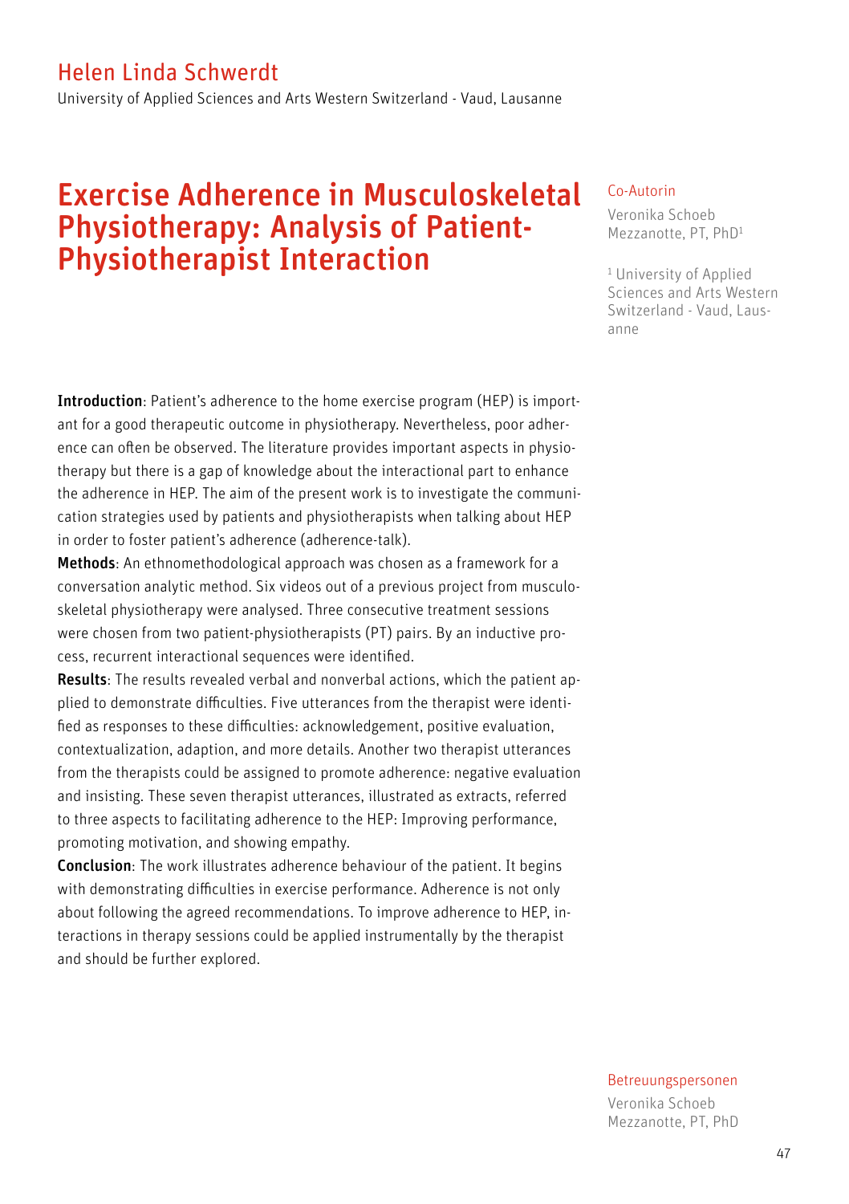## Helen Linda Schwerdt

University of Applied Sciences and Arts Western Switzerland - Vaud, Lausanne

# Exercise Adherence in Musculoskeletal Physiotherapy: Analysis of Patient-Physiotherapist Interaction

Co-Autorin

Veronika Schoeb Mezzanotte, PT, PhD[1]

[1] University of Applied Sciences and Arts Western Switzerland - Vaud, Lausanne

**Introduction**: Patient's adherence to the home exercise program (HEP) is important for a good therapeutic outcome in physiotherapy. Nevertheless, poor adherence can often be observed. The literature provides important aspects in physiotherapy but there is a gap of knowledge about the interactional part to enhance the adherence in HEP. The aim of the present work is to investigate the communication strategies used by patients and physiotherapists when talking about HEP in order to foster patient's adherence (adherence-talk).

**Methods**: An ethnomethodological approach was chosen as a framework for a conversation analytic method. Six videos out of a previous project from musculoskeletal physiotherapy were analysed. Three consecutive treatment sessions were chosen from two patient-physiotherapists (PT) pairs. By an inductive process, recurrent interactional sequences were identified.

**Results**: The results revealed verbal and nonverbal actions, which the patient applied to demonstrate difficulties. Five utterances from the therapist were identified as responses to these difficulties: acknowledgement, positive evaluation, contextualization, adaption, and more details. Another two therapist utterances from the therapists could be assigned to promote adherence: negative evaluation and insisting. These seven therapist utterances, illustrated as extracts, referred to three aspects to facilitating adherence to the HEP: Improving performance, promoting motivation, and showing empathy.

**Conclusion**: The work illustrates adherence behaviour of the patient. It begins with demonstrating difficulties in exercise performance. Adherence is not only about following the agreed recommendations. To improve adherence to HEP, interactions in therapy sessions could be applied instrumentally by the therapist and should be further explored.

Betreuungspersonen

Veronika Schoeb Mezzanotte, PT, PhD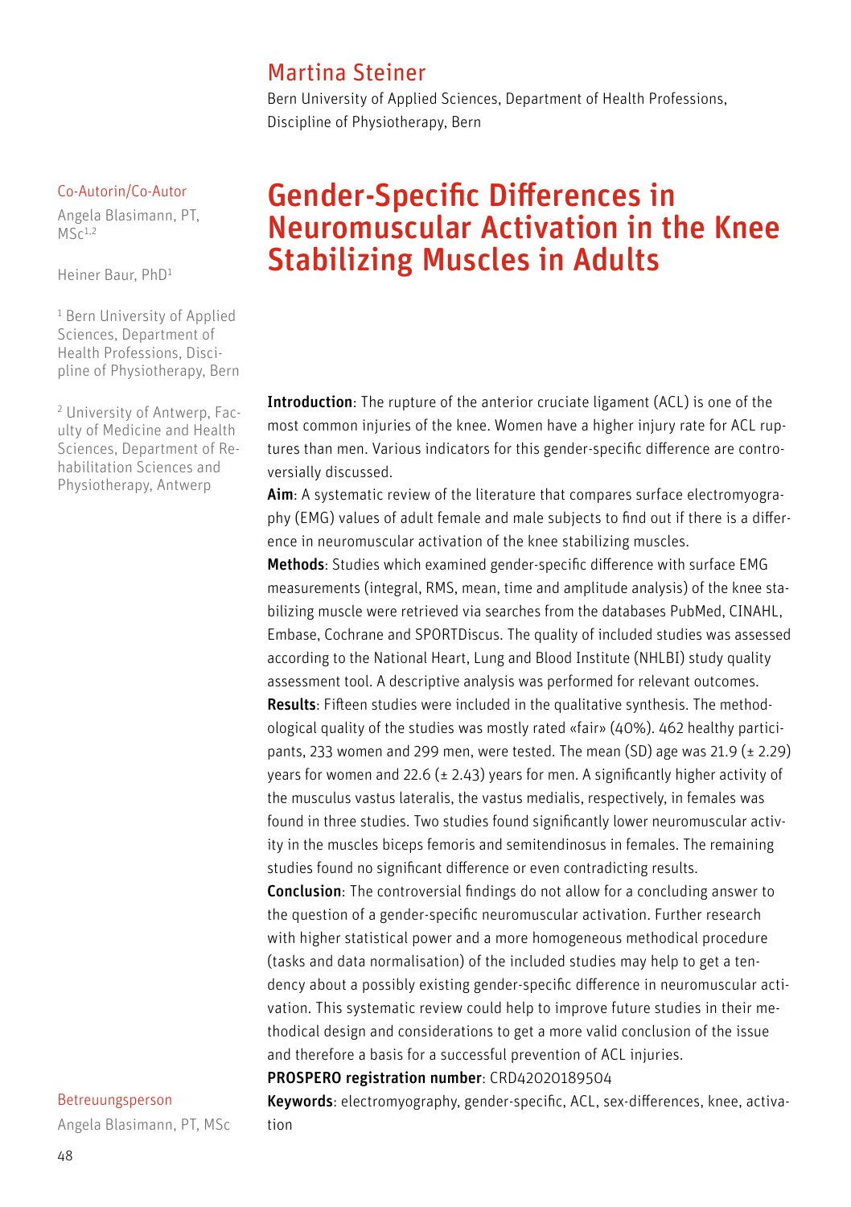Martina Steiner

Bern University of Applied Sciences, Department of Health Professions, Discipline of Physiotherapy, Bern

Co-Autorin/Co-Autor

Angela Blasimann, PT, MSc[1,2]

Heiner Baur, PhD[1]

[1] Bern University of Applied Sciences, Department of Health Professions, Discipline of Physiotherapy, Bern

[2] University of Antwerp, Faculty of Medicine and Health Sciences, Department of Rehabilitation Sciences and Physiotherapy, Antwerp

# Gender-Specific Differences in Neuromuscular Activation in the Knee Stabilizing Muscles in Adults

**Introduction**: The rupture of the anterior cruciate ligament (ACL) is one of the most common injuries of the knee. Women have a higher injury rate for ACL ruptures than men. Various indicators for this gender-specific difference are controversially discussed.

**Aim**: A systematic review of the literature that compares surface electromyography (EMG) values of adult female and male subjects to find out if there is a difference in neuromuscular activation of the knee stabilizing muscles.

**Methods**: Studies which examined gender-specific difference with surface EMG measurements (integral, RMS, mean, time and amplitude analysis) of the knee stabilizing muscle were retrieved via searches from the databases PubMed, CINAHL, Embase, Cochrane and SPORTDiscus. The quality of included studies was assessed according to the National Heart, Lung and Blood Institute (NHLBI) study quality assessment tool. A descriptive analysis was performed for relevant outcomes.

**Results**: Fifteen studies were included in the qualitative synthesis. The methodological quality of the studies was mostly rated «fair» (40%). 462 healthy participants, 233 women and 299 men, were tested. The mean (SD) age was 21.9 (± 2.29) years for women and 22.6 (± 2.43) years for men. A significantly higher activity of the musculus vastus lateralis, the vastus medialis, respectively, in females was found in three studies. Two studies found significantly lower neuromuscular activity in the muscles biceps femoris and semitendinosus in females. The remaining studies found no significant difference or even contradicting results.

**Conclusion**: The controversial findings do not allow for a concluding answer to the question of a gender-specific neuromuscular activation. Further research with higher statistical power and a more homogeneous methodical procedure (tasks and data normalisation) of the included studies may help to get a tendency about a possibly existing gender-specific difference in neuromuscular activation. This systematic review could help to improve future studies in their methodical design and considerations to get a more valid conclusion of the issue and therefore a basis for a successful prevention of ACL injuries.

**PROSPERO registration number**: CRD42020189504

**Keywords**: electromyography, gender-specific, ACL, sex-differences, knee, activation

Betreuungsperson

Angela Blasimann, PT, MSc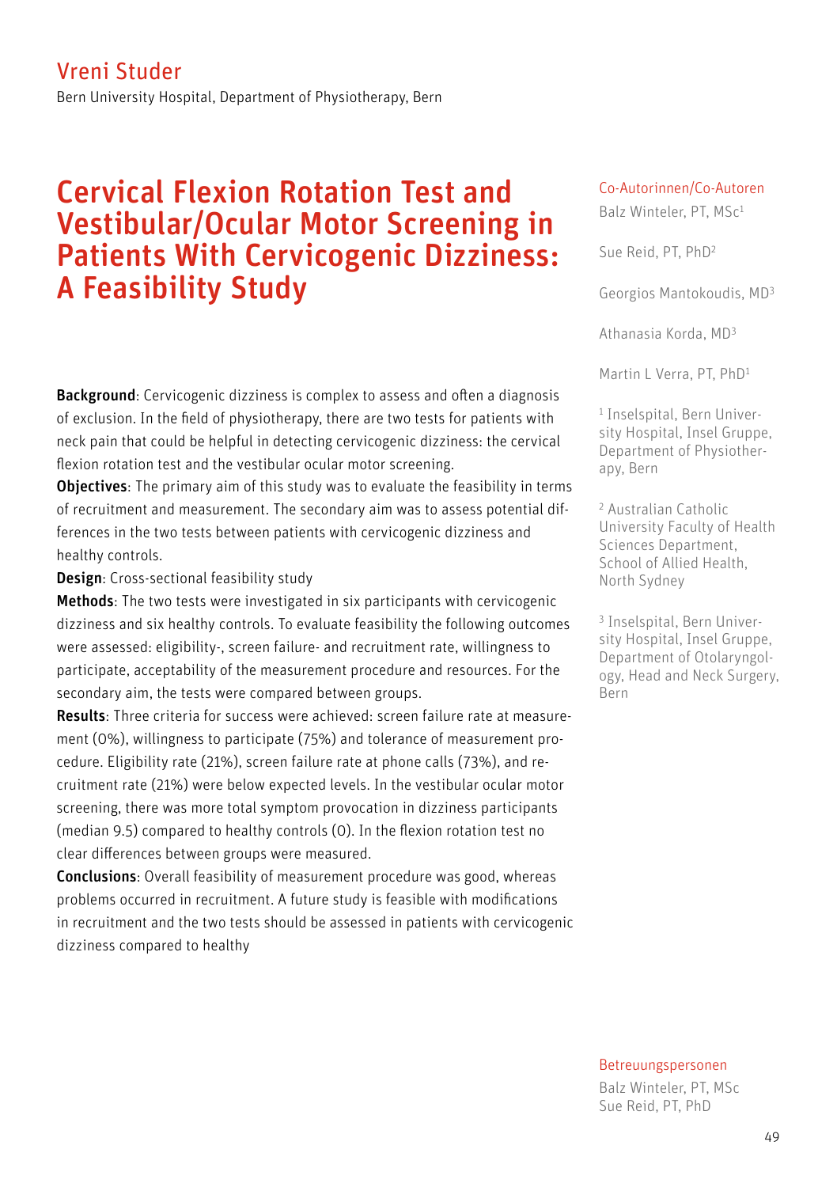## Vreni Studer

Bern University Hospital, Department of Physiotherapy, Bern

# Cervical Flexion Rotation Test and Vestibular/Ocular Motor Screening in Patients With Cervicogenic Dizziness: A Feasibility Study

**Background**: Cervicogenic dizziness is complex to assess and often a diagnosis of exclusion. In the field of physiotherapy, there are two tests for patients with neck pain that could be helpful in detecting cervicogenic dizziness: the cervical flexion rotation test and the vestibular ocular motor screening.

**Objectives**: The primary aim of this study was to evaluate the feasibility in terms of recruitment and measurement. The secondary aim was to assess potential differences in the two tests between patients with cervicogenic dizziness and healthy controls.

**Design**: Cross-sectional feasibility study

**Methods**: The two tests were investigated in six participants with cervicogenic dizziness and six healthy controls. To evaluate feasibility the following outcomes were assessed: eligibility-, screen failure- and recruitment rate, willingness to participate, acceptability of the measurement procedure and resources. For the secondary aim, the tests were compared between groups.

**Results**: Three criteria for success were achieved: screen failure rate at measurement (0%), willingness to participate (75%) and tolerance of measurement procedure. Eligibility rate (21%), screen failure rate at phone calls (73%), and recruitment rate (21%) were below expected levels. In the vestibular ocular motor screening, there was more total symptom provocation in dizziness participants (median 9.5) compared to healthy controls (0). In the flexion rotation test no clear differences between groups were measured.

**Conclusions**: Overall feasibility of measurement procedure was good, whereas problems occurred in recruitment. A future study is feasible with modifications in recruitment and the two tests should be assessed in patients with cervicogenic dizziness compared to healthy

### Co-Autorinnen/Co-Autoren

Balz Winteler, PT, MSc[1]

Sue Reid, PT, PhD[2]

Georgios Mantokoudis, MD[3]

Athanasia Korda, MD[3]

Martin L Verra, PT, PhD[1]

[1] Inselspital, Bern University Hospital, Insel Gruppe, Department of Physiotherapy, Bern

[2] Australian Catholic University Faculty of Health Sciences Department, School of Allied Health, North Sydney

[3] Inselspital, Bern University Hospital, Insel Gruppe, Department of Otolaryngology, Head and Neck Surgery, Bern

### Betreuungspersonen

Balz Winteler, PT, MSc
Sue Reid, PT, PhD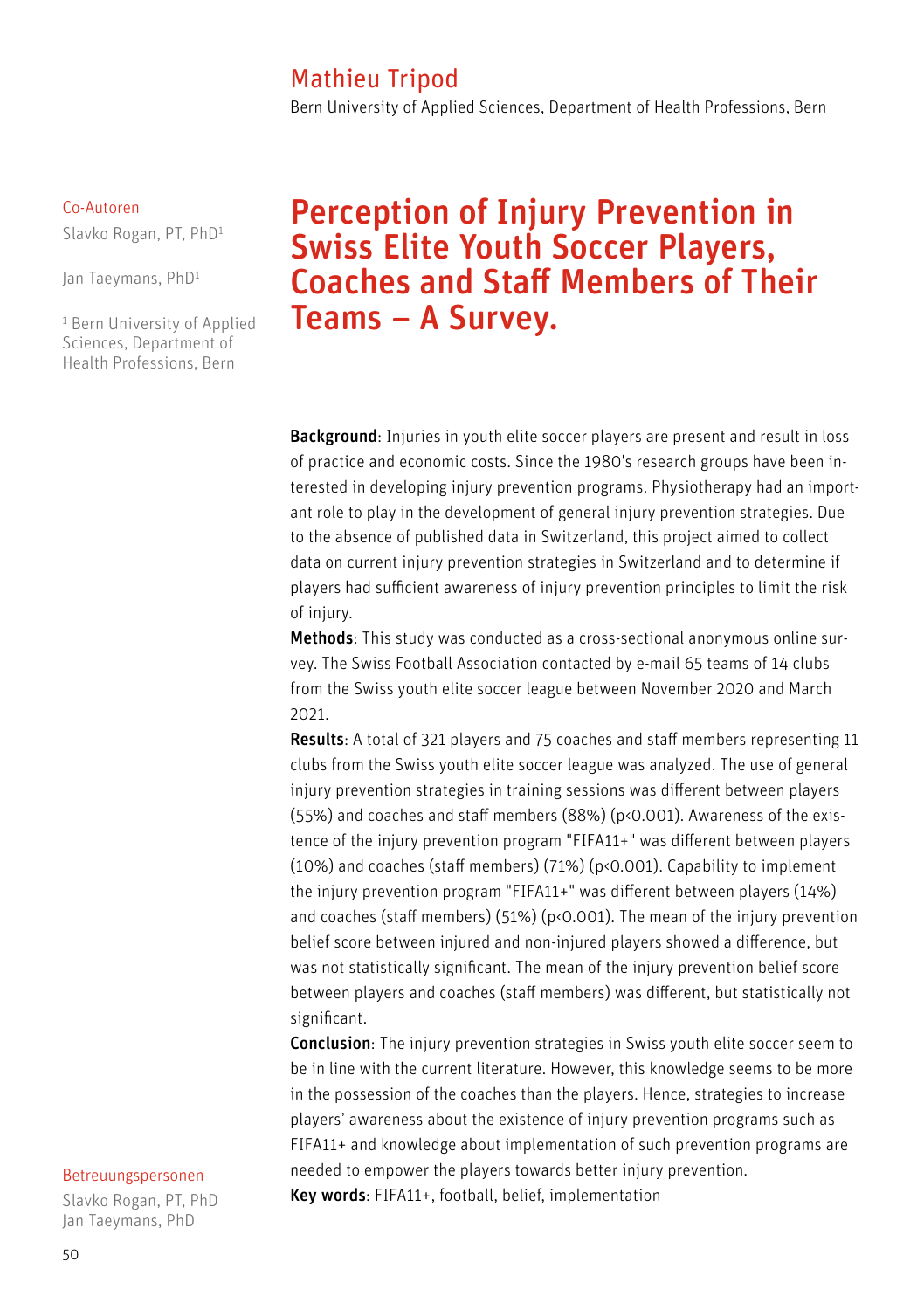## Mathieu Tripod

Bern University of Applied Sciences, Department of Health Professions, Bern

Co-Autoren

Slavko Rogan, PT, PhD[1]

Jan Taeymans, PhD[1]

[1] Bern University of Applied Sciences, Department of Health Professions, Bern

# Perception of Injury Prevention in Swiss Elite Youth Soccer Players, Coaches and Staff Members of Their Teams – A Survey.

**Background**: Injuries in youth elite soccer players are present and result in loss of practice and economic costs. Since the 1980's research groups have been interested in developing injury prevention programs. Physiotherapy had an important role to play in the development of general injury prevention strategies. Due to the absence of published data in Switzerland, this project aimed to collect data on current injury prevention strategies in Switzerland and to determine if players had sufficient awareness of injury prevention principles to limit the risk of injury.

**Methods**: This study was conducted as a cross-sectional anonymous online survey. The Swiss Football Association contacted by e-mail 65 teams of 14 clubs from the Swiss youth elite soccer league between November 2020 and March 2021.

**Results**: A total of 321 players and 75 coaches and staff members representing 11 clubs from the Swiss youth elite soccer league was analyzed. The use of general injury prevention strategies in training sessions was different between players (55%) and coaches and staff members (88%) ($p<0.001$). Awareness of the existence of the injury prevention program "FIFA11+" was different between players (10%) and coaches (staff members) (71%) ($p<0.001$). Capability to implement the injury prevention program "FIFA11+" was different between players (14%) and coaches (staff members) (51%) ($p<0.001$). The mean of the injury prevention belief score between injured and non-injured players showed a difference, but was not statistically significant. The mean of the injury prevention belief score between players and coaches (staff members) was different, but statistically not significant.

**Conclusion**: The injury prevention strategies in Swiss youth elite soccer seem to be in line with the current literature. However, this knowledge seems to be more in the possession of the coaches than the players. Hence, strategies to increase players' awareness about the existence of injury prevention programs such as FIFA11+ and knowledge about implementation of such prevention programs are needed to empower the players towards better injury prevention.

**Key words**: FIFA11+, football, belief, implementation

Betreuungspersonen

Slavko Rogan, PT, PhD
Jan Taeymans, PhD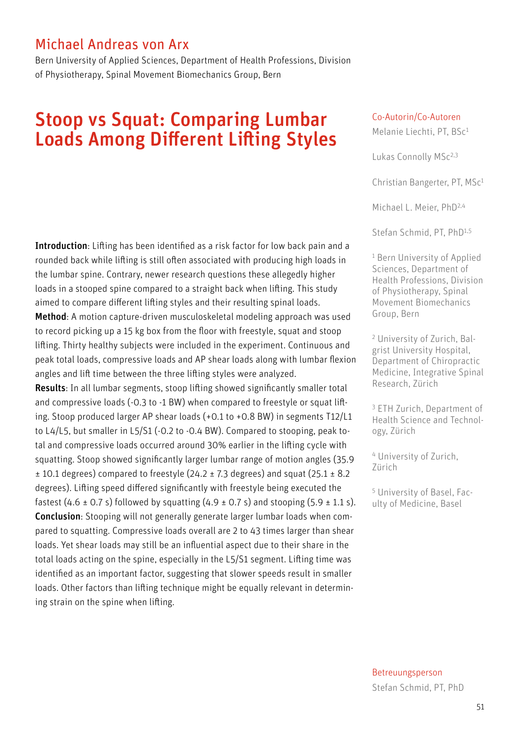## Michael Andreas von Arx

Bern University of Applied Sciences, Department of Health Professions, Division of Physiotherapy, Spinal Movement Biomechanics Group, Bern

# Stoop vs Squat: Comparing Lumbar Loads Among Different Lifting Styles

**Introduction**: Lifting has been identified as a risk factor for low back pain and a rounded back while lifting is still often associated with producing high loads in the lumbar spine. Contrary, newer research questions these allegedly higher loads in a stooped spine compared to a straight back when lifting. This study aimed to compare different lifting styles and their resulting spinal loads.

**Method**: A motion capture-driven musculoskeletal modeling approach was used to record picking up a 15 kg box from the floor with freestyle, squat and stoop lifting. Thirty healthy subjects were included in the experiment. Continuous and peak total loads, compressive loads and AP shear loads along with lumbar flexion angles and lift time between the three lifting styles were analyzed.

**Results**: In all lumbar segments, stoop lifting showed significantly smaller total and compressive loads (-0.3 to -1 BW) when compared to freestyle or squat lifting. Stoop produced larger AP shear loads (+0.1 to +0.8 BW) in segments T12/L1 to L4/L5, but smaller in L5/S1 (-0.2 to -0.4 BW). Compared to stooping, peak total and compressive loads occurred around 30% earlier in the lifting cycle with squatting. Stoop showed significantly larger lumbar range of motion angles (35.9 ± 10.1 degrees) compared to freestyle (24.2 ± 7.3 degrees) and squat (25.1 ± 8.2 degrees). Lifting speed differed significantly with freestyle being executed the fastest (4.6 ± 0.7 s) followed by squatting (4.9 ± 0.7 s) and stooping (5.9 ± 1.1 s).

**Conclusion**: Stooping will not generally generate larger lumbar loads when compared to squatting. Compressive loads overall are 2 to 43 times larger than shear loads. Yet shear loads may still be an influential aspect due to their share in the total loads acting on the spine, especially in the L5/S1 segment. Lifting time was identified as an important factor, suggesting that slower speeds result in smaller loads. Other factors than lifting technique might be equally relevant in determining strain on the spine when lifting.

Co-Autorin/Co-Autoren

Melanie Liechti, PT, BSc[1]

Lukas Connolly MSc[2,3]

Christian Bangerter, PT, MSc[1]

Michael L. Meier, PhD[2,4]

Stefan Schmid, PT, PhD[1,5]

[1] Bern University of Applied Sciences, Department of Health Professions, Division of Physiotherapy, Spinal Movement Biomechanics Group, Bern

[2] University of Zurich, Balgrist University Hospital, Department of Chiropractic Medicine, Integrative Spinal Research, Zürich

[3] ETH Zurich, Department of Health Science and Technology, Zürich

[4] University of Zurich, Zürich

[5] University of Basel, Faculty of Medicine, Basel

Betreuungsperson

Stefan Schmid, PT, PhD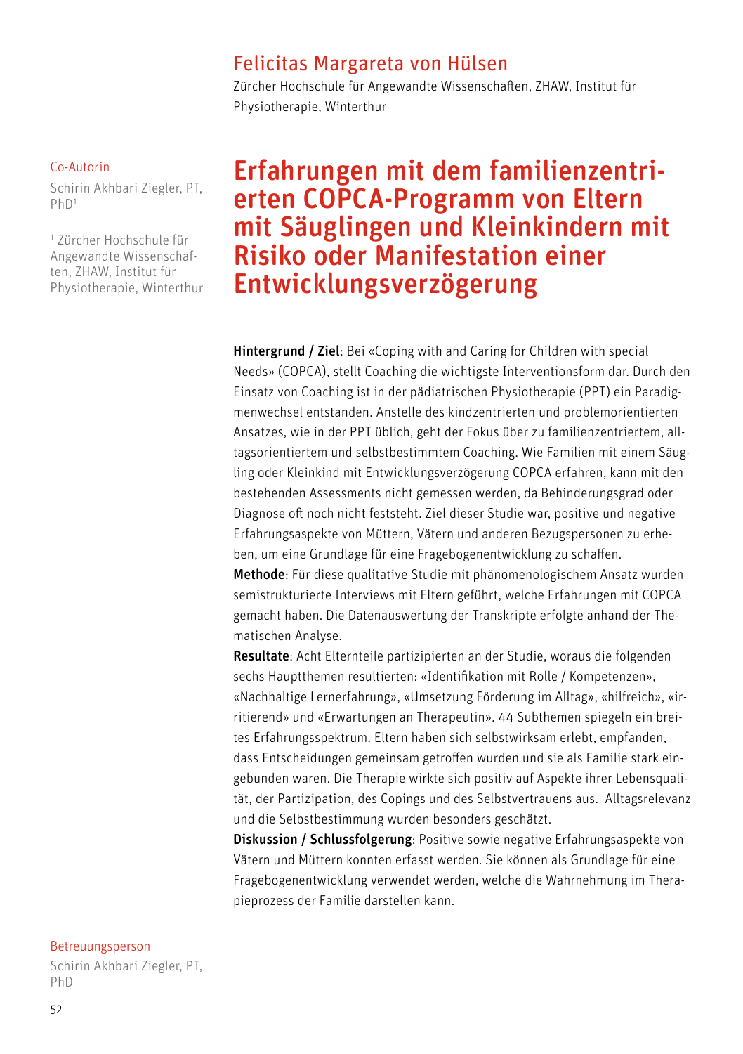## Felicitas Margareta von Hülsen

Zürcher Hochschule für Angewandte Wissenschaften, ZHAW, Institut für Physiotherapie, Winterthur

Co-Autorin

Schirin Akhbari Ziegler, PT, PhD[1]

[1] Zürcher Hochschule für Angewandte Wissenschaften, ZHAW, Institut für Physiotherapie, Winterthur

# Erfahrungen mit dem familienzentrierten COPCA-Programm von Eltern mit Säuglingen und Kleinkindern mit Risiko oder Manifestation einer Entwicklungsverzögerung

**Hintergrund / Ziel**: Bei «Coping with and Caring for Children with special Needs» (COPCA), stellt Coaching die wichtigste Interventionsform dar. Durch den Einsatz von Coaching ist in der pädiatrischen Physiotherapie (PPT) ein Paradigmenwechsel entstanden. Anstelle des kindzentrierten und problemorientierten Ansatzes, wie in der PPT üblich, geht der Fokus über zu familienzentriertem, alltagsorientiertem und selbstbestimmtem Coaching. Wie Familien mit einem Säugling oder Kleinkind mit Entwicklungsverzögerung COPCA erfahren, kann mit den bestehenden Assessments nicht gemessen werden, da Behinderungsgrad oder Diagnose oft noch nicht feststeht. Ziel dieser Studie war, positive und negative Erfahrungsaspekte von Müttern, Vätern und anderen Bezugspersonen zu erheben, um eine Grundlage für eine Fragebogenentwicklung zu schaffen.

**Methode**: Für diese qualitative Studie mit phänomenologischem Ansatz wurden semistrukturierte Interviews mit Eltern geführt, welche Erfahrungen mit COPCA gemacht haben. Die Datenauswertung der Transkripte erfolgte anhand der Thematischen Analyse.

**Resultate**: Acht Elternteile partizipierten an der Studie, woraus die folgenden sechs Hauptthemen resultierten: «Identifikation mit Rolle / Kompetenzen», «Nachhaltige Lernerfahrung», «Umsetzung Förderung im Alltag», «hilfreich», «irritierend» und «Erwartungen an Therapeutin». 44 Subthemen spiegeln ein breites Erfahrungsspektrum. Eltern haben sich selbstwirksam erlebt, empfanden, dass Entscheidungen gemeinsam getroffen wurden und sie als Familie stark eingebunden waren. Die Therapie wirkte sich positiv auf Aspekte ihrer Lebensqualität, der Partizipation, des Copings und des Selbstvertrauens aus. Alltagsrelevanz und die Selbstbestimmung wurden besonders geschätzt.

**Diskussion / Schlussfolgerung**: Positive sowie negative Erfahrungsaspekte von Vätern und Müttern konnten erfasst werden. Sie können als Grundlage für eine Fragebogenentwicklung verwendet werden, welche die Wahrnehmung im Therapieprozess der Familie darstellen kann.

Betreuungsperson

Schirin Akhbari Ziegler, PT, PhD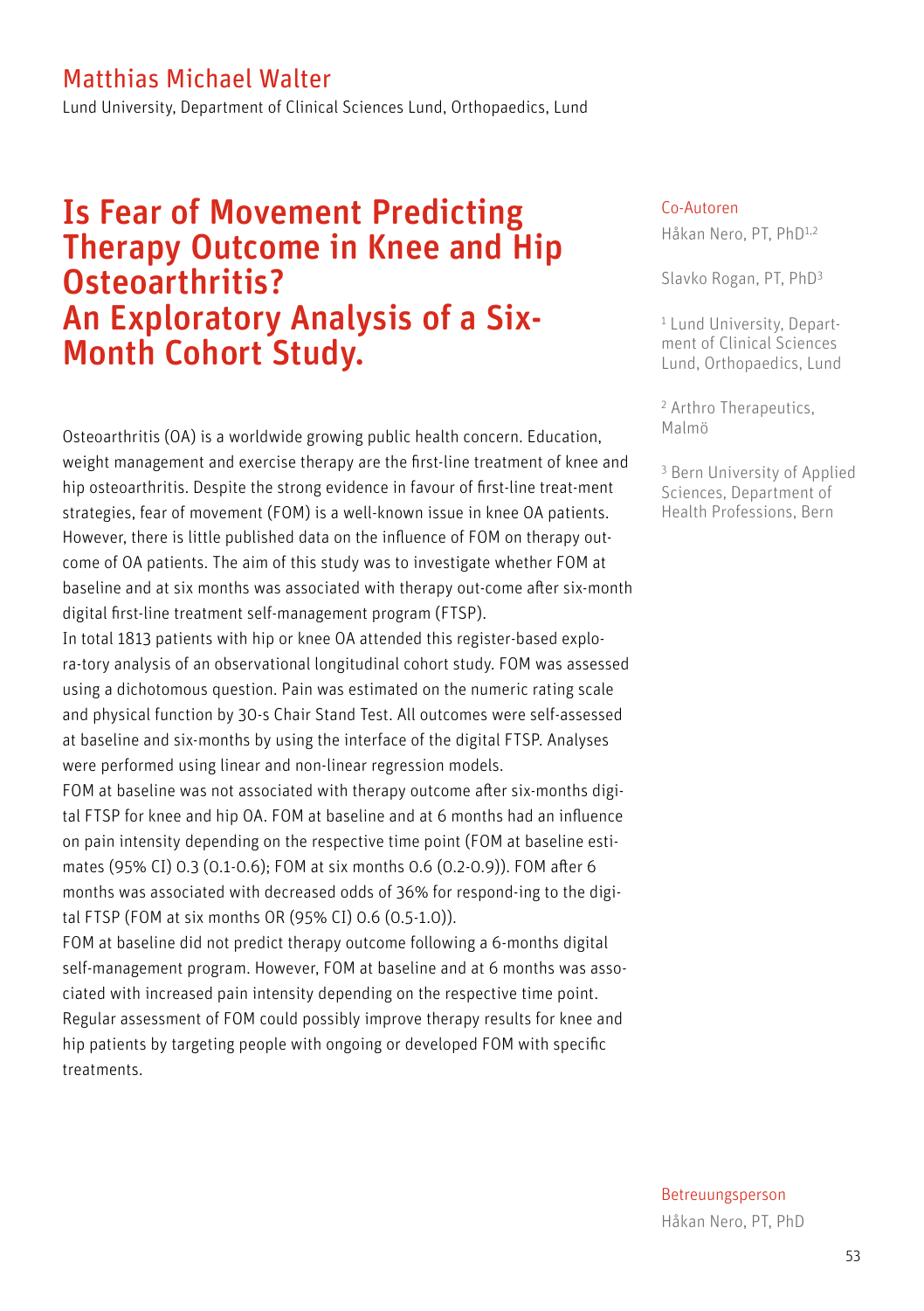## Matthias Michael Walter

Lund University, Department of Clinical Sciences Lund, Orthopaedics, Lund

# Is Fear of Movement Predicting Therapy Outcome in Knee and Hip Osteoarthritis? An Exploratory Analysis of a Six-Month Cohort Study.

Osteoarthritis (OA) is a worldwide growing public health concern. Education, weight management and exercise therapy are the first-line treatment of knee and hip osteoarthritis. Despite the strong evidence in favour of first-line treat-ment strategies, fear of movement (FOM) is a well-known issue in knee OA patients. However, there is little published data on the influence of FOM on therapy out-come of OA patients. The aim of this study was to investigate whether FOM at baseline and at six months was associated with therapy out-come after six-month digital first-line treatment self-management program (FTSP).

In total 1813 patients with hip or knee OA attended this register-based explora-tory analysis of an observational longitudinal cohort study. FOM was assessed using a dichotomous question. Pain was estimated on the numeric rating scale and physical function by 30-s Chair Stand Test. All outcomes were self-assessed at baseline and six-months by using the interface of the digital FTSP. Analyses were performed using linear and non-linear regression models.

FOM at baseline was not associated with therapy outcome after six-months digi-tal FTSP for knee and hip OA. FOM at baseline and at 6 months had an influence on pain intensity depending on the respective time point (FOM at baseline esti-mates (95% CI) 0.3 (0.1-0.6); FOM at six months 0.6 (0.2-0.9)). FOM after 6 months was associated with decreased odds of 36% for respond-ing to the digi-tal FTSP (FOM at six months OR (95% CI) 0.6 (0.5-1.0)).

FOM at baseline did not predict therapy outcome following a 6-months digital self-management program. However, FOM at baseline and at 6 months was asso-ciated with increased pain intensity depending on the respective time point. Regular assessment of FOM could possibly improve therapy results for knee and hip patients by targeting people with ongoing or developed FOM with specific treatments.

**Co-Autoren**

Håkan Nero, PT, PhD[1,2]

Slavko Rogan, PT, PhD[3]

[1] Lund University, Department of Clinical Sciences Lund, Orthopaedics, Lund

[2] Arthro Therapeutics, Malmö

[3] Bern University of Applied Sciences, Department of Health Professions, Bern

**Betreuungsperson**

Håkan Nero, PT, PhD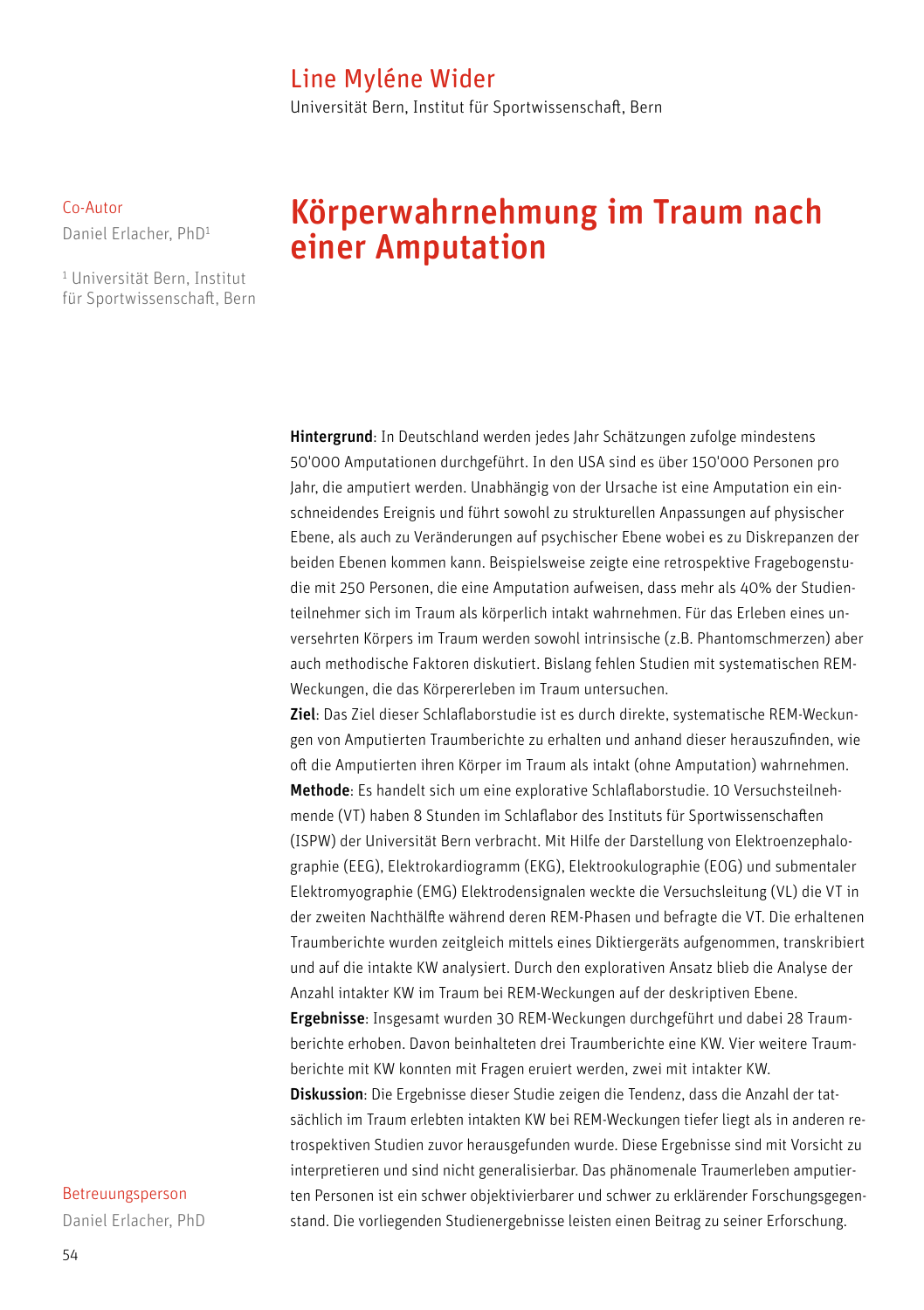Line Myléne Wider

Universität Bern, Institut für Sportwissenschaft, Bern

Co-Autor

Daniel Erlacher, PhD[1]

[1] Universität Bern, Institut für Sportwissenschaft, Bern

# Körperwahrnehmung im Traum nach einer Amputation

**Hintergrund**: In Deutschland werden jedes Jahr Schätzungen zufolge mindestens 50'000 Amputationen durchgeführt. In den USA sind es über 150'000 Personen pro Jahr, die amputiert werden. Unabhängig von der Ursache ist eine Amputation ein einschneidendes Ereignis und führt sowohl zu strukturellen Anpassungen auf physischer Ebene, als auch zu Veränderungen auf psychischer Ebene wobei es zu Diskrepanzen der beiden Ebenen kommen kann. Beispielsweise zeigte eine retrospektive Fragebogenstudie mit 250 Personen, die eine Amputation aufweisen, dass mehr als 40% der Studienteilnehmer sich im Traum als körperlich intakt wahrnehmen. Für das Erleben eines unversehrten Körpers im Traum werden sowohl intrinsische (z.B. Phantomschmerzen) aber auch methodische Faktoren diskutiert. Bislang fehlen Studien mit systematischen REM-Weckungen, die das Körpererleben im Traum untersuchen.

**Ziel**: Das Ziel dieser Schlaflaborstudie ist es durch direkte, systematische REM-Weckungen von Amputierten Traumberichte zu erhalten und anhand dieser herauszufinden, wie oft die Amputierten ihren Körper im Traum als intakt (ohne Amputation) wahrnehmen.

**Methode**: Es handelt sich um eine explorative Schlaflaborstudie. 10 Versuchsteilnehmende (VT) haben 8 Stunden im Schlaflabor des Instituts für Sportwissenschaften (ISPW) der Universität Bern verbracht. Mit Hilfe der Darstellung von Elektroenzephalographie (EEG), Elektrokardiogramm (EKG), Elektrookulographie (EOG) und submentaler Elektromyographie (EMG) Elektrodensignalen weckte die Versuchsleitung (VL) die VT in der zweiten Nachthälfte während deren REM-Phasen und befragte die VT. Die erhaltenen Traumberichte wurden zeitgleich mittels eines Diktiergeräts aufgenommen, transkribiert und auf die intakte KW analysiert. Durch den explorativen Ansatz blieb die Analyse der Anzahl intakter KW im Traum bei REM-Weckungen auf der deskriptiven Ebene.

**Ergebnisse**: Insgesamt wurden 30 REM-Weckungen durchgeführt und dabei 28 Traumberichte erhoben. Davon beinhalteten drei Traumberichte eine KW. Vier weitere Traumberichte mit KW konnten mit Fragen eruiert werden, zwei mit intakter KW.

**Diskussion**: Die Ergebnisse dieser Studie zeigen die Tendenz, dass die Anzahl der tatsächlich im Traum erlebten intakten KW bei REM-Weckungen tiefer liegt als in anderen retrospektiven Studien zuvor herausgefunden wurde. Diese Ergebnisse sind mit Vorsicht zu interpretieren und sind nicht generalisierbar. Das phänomenale Traumerleben amputierten Personen ist ein schwer objektivierbarer und schwer zu erklärender Forschungsgegenstand. Die vorliegenden Studienergebnisse leisten einen Beitrag zu seiner Erforschung.

Betreuungsperson

Daniel Erlacher, PhD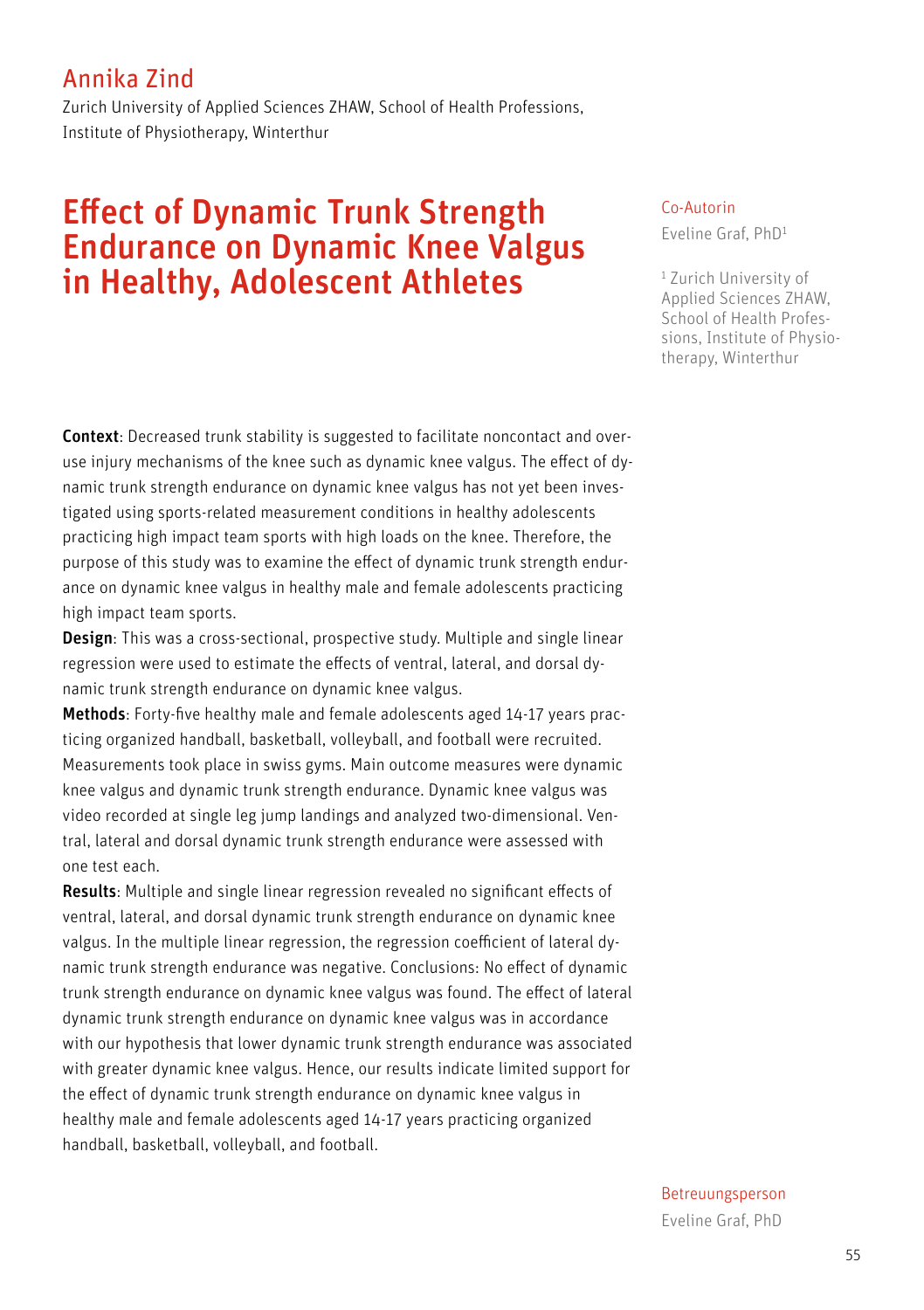## Annika Zind

Zurich University of Applied Sciences ZHAW, School of Health Professions, Institute of Physiotherapy, Winterthur

# Effect of Dynamic Trunk Strength Endurance on Dynamic Knee Valgus in Healthy, Adolescent Athletes

Co-Autorin

Eveline Graf, PhD[1]

[1] Zurich University of Applied Sciences ZHAW, School of Health Professions, Institute of Physiotherapy, Winterthur

**Context**: Decreased trunk stability is suggested to facilitate noncontact and overuse injury mechanisms of the knee such as dynamic knee valgus. The effect of dynamic trunk strength endurance on dynamic knee valgus has not yet been investigated using sports-related measurement conditions in healthy adolescents practicing high impact team sports with high loads on the knee. Therefore, the purpose of this study was to examine the effect of dynamic trunk strength endurance on dynamic knee valgus in healthy male and female adolescents practicing high impact team sports.

**Design**: This was a cross-sectional, prospective study. Multiple and single linear regression were used to estimate the effects of ventral, lateral, and dorsal dynamic trunk strength endurance on dynamic knee valgus.

**Methods**: Forty-five healthy male and female adolescents aged 14-17 years practicing organized handball, basketball, volleyball, and football were recruited. Measurements took place in swiss gyms. Main outcome measures were dynamic knee valgus and dynamic trunk strength endurance. Dynamic knee valgus was video recorded at single leg jump landings and analyzed two-dimensional. Ventral, lateral and dorsal dynamic trunk strength endurance were assessed with one test each.

**Results**: Multiple and single linear regression revealed no significant effects of ventral, lateral, and dorsal dynamic trunk strength endurance on dynamic knee valgus. In the multiple linear regression, the regression coefficient of lateral dynamic trunk strength endurance was negative. Conclusions: No effect of dynamic trunk strength endurance on dynamic knee valgus was found. The effect of lateral dynamic trunk strength endurance on dynamic knee valgus was in accordance with our hypothesis that lower dynamic trunk strength endurance was associated with greater dynamic knee valgus. Hence, our results indicate limited support for the effect of dynamic trunk strength endurance on dynamic knee valgus in healthy male and female adolescents aged 14-17 years practicing organized handball, basketball, volleyball, and football.

Betreuungsperson

Eveline Graf, PhD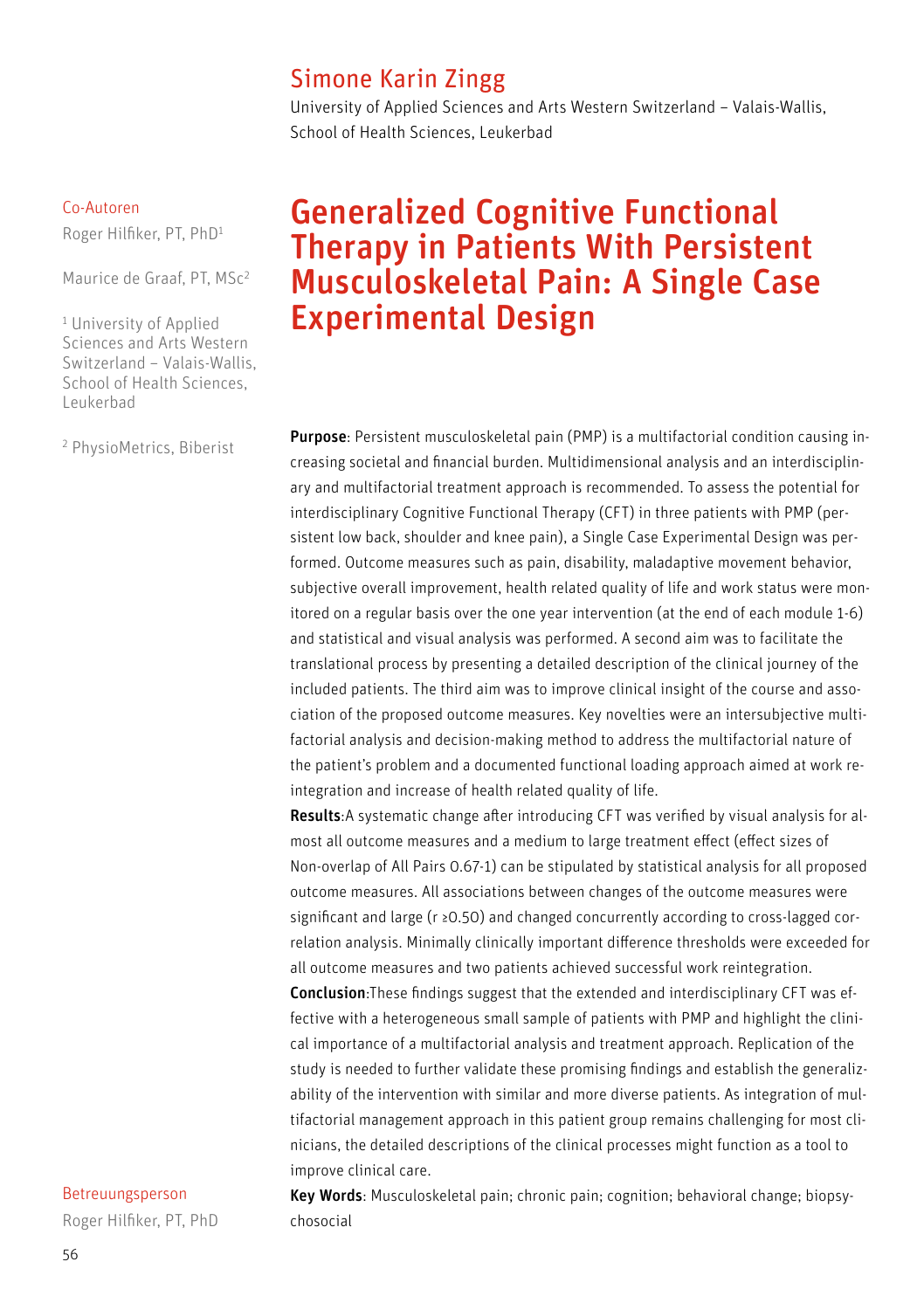## Simone Karin Zingg

University of Applied Sciences and Arts Western Switzerland – Valais-Wallis, School of Health Sciences, Leukerbad

Co-Autoren

Roger Hilfiker, PT, PhD[1]

Maurice de Graaf, PT, MSc[2]

[1] University of Applied Sciences and Arts Western Switzerland – Valais-Wallis, School of Health Sciences, Leukerbad

[2] PhysioMetrics, Biberist

# Generalized Cognitive Functional Therapy in Patients With Persistent Musculoskeletal Pain: A Single Case Experimental Design

**Purpose**: Persistent musculoskeletal pain (PMP) is a multifactorial condition causing increasing societal and financial burden. Multidimensional analysis and an interdisciplinary and multifactorial treatment approach is recommended. To assess the potential for interdisciplinary Cognitive Functional Therapy (CFT) in three patients with PMP (persistent low back, shoulder and knee pain), a Single Case Experimental Design was performed. Outcome measures such as pain, disability, maladaptive movement behavior, subjective overall improvement, health related quality of life and work status were monitored on a regular basis over the one year intervention (at the end of each module 1-6) and statistical and visual analysis was performed. A second aim was to facilitate the translational process by presenting a detailed description of the clinical journey of the included patients. The third aim was to improve clinical insight of the course and association of the proposed outcome measures. Key novelties were an intersubjective multifactorial analysis and decision-making method to address the multifactorial nature of the patient's problem and a documented functional loading approach aimed at work reintegration and increase of health related quality of life.

**Results**:A systematic change after introducing CFT was verified by visual analysis for almost all outcome measures and a medium to large treatment effect (effect sizes of Non-overlap of All Pairs 0.67-1) can be stipulated by statistical analysis for all proposed outcome measures. All associations between changes of the outcome measures were significant and large (r ≥0.50) and changed concurrently according to cross-lagged correlation analysis. Minimally clinically important difference thresholds were exceeded for all outcome measures and two patients achieved successful work reintegration.

**Conclusion**:These findings suggest that the extended and interdisciplinary CFT was effective with a heterogeneous small sample of patients with PMP and highlight the clinical importance of a multifactorial analysis and treatment approach. Replication of the study is needed to further validate these promising findings and establish the generalizability of the intervention with similar and more diverse patients. As integration of multifactorial management approach in this patient group remains challenging for most clinicians, the detailed descriptions of the clinical processes might function as a tool to improve clinical care.

**Key Words**: Musculoskeletal pain; chronic pain; cognition; behavioral change; biopsychosocial

Betreuungsperson

Roger Hilfiker, PT, PhD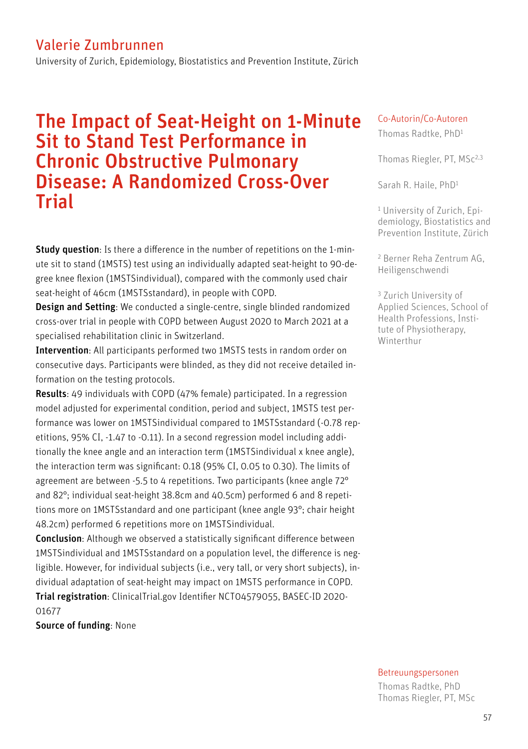## Valerie Zumbrunnen

University of Zurich, Epidemiology, Biostatistics and Prevention Institute, Zürich

# The Impact of Seat-Height on 1-Minute Sit to Stand Test Performance in Chronic Obstructive Pulmonary Disease: A Randomized Cross-Over Trial

**Study question**: Is there a difference in the number of repetitions on the 1-minute sit to stand (1MSTS) test using an individually adapted seat-height to 90-degree knee flexion (1MSTSindividual), compared with the commonly used chair seat-height of 46cm (1MSTSstandard), in people with COPD.

**Design and Setting**: We conducted a single-centre, single blinded randomized cross-over trial in people with COPD between August 2020 to March 2021 at a specialised rehabilitation clinic in Switzerland.

**Intervention**: All participants performed two 1MSTS tests in random order on consecutive days. Participants were blinded, as they did not receive detailed information on the testing protocols.

**Results**: 49 individuals with COPD (47% female) participated. In a regression model adjusted for experimental condition, period and subject, 1MSTS test performance was lower on 1MSTSindividual compared to 1MSTSstandard (-0.78 repetitions, 95% CI, -1.47 to -0.11). In a second regression model including additionally the knee angle and an interaction term (1MSTSindividual x knee angle), the interaction term was significant: 0.18 (95% CI, 0.05 to 0.30). The limits of agreement are between -5.5 to 4 repetitions. Two participants (knee angle 72° and 82°; individual seat-height 38.8cm and 40.5cm) performed 6 and 8 repetitions more on 1MSTSstandard and one participant (knee angle 93°; chair height 48.2cm) performed 6 repetitions more on 1MSTSindividual.

**Conclusion**: Although we observed a statistically significant difference between 1MSTSindividual and 1MSTSstandard on a population level, the difference is negligible. However, for individual subjects (i.e., very tall, or very short subjects), individual adaptation of seat-height may impact on 1MSTS performance in COPD.

**Trial registration**: ClinicalTrial.gov Identifier NCT04579055, BASEC-ID 2020-01677

**Source of funding**: None

Co-Autorin/Co-Autoren

Thomas Radtke, PhD[1]

Thomas Riegler, PT, MSc[2,3]

Sarah R. Haile, PhD[1]

[1] University of Zurich, Epidemiology, Biostatistics and Prevention Institute, Zürich

[2] Berner Reha Zentrum AG, Heiligenschwendi

[3] Zurich University of Applied Sciences, School of Health Professions, Institute of Physiotherapy, Winterthur

Betreuungspersonen

Thomas Radtke, PhD
Thomas Riegler, PT, MSc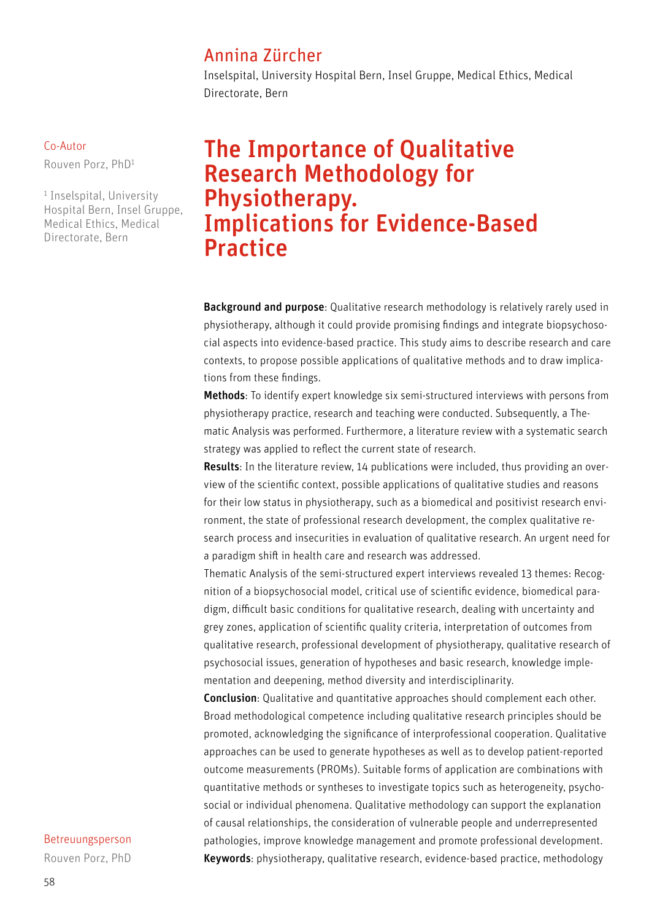## Annina Zürcher

Inselspital, University Hospital Bern, Insel Gruppe, Medical Ethics, Medical Directorate, Bern

Co-Autor

Rouven Porz, PhD[1]

[1] Inselspital, University Hospital Bern, Insel Gruppe, Medical Ethics, Medical Directorate, Bern

# The Importance of Qualitative Research Methodology for Physiotherapy. Implications for Evidence-Based Practice

**Background and purpose**: Qualitative research methodology is relatively rarely used in physiotherapy, although it could provide promising findings and integrate biopsychosocial aspects into evidence-based practice. This study aims to describe research and care contexts, to propose possible applications of qualitative methods and to draw implications from these findings.

**Methods**: To identify expert knowledge six semi-structured interviews with persons from physiotherapy practice, research and teaching were conducted. Subsequently, a Thematic Analysis was performed. Furthermore, a literature review with a systematic search strategy was applied to reflect the current state of research.

**Results**: In the literature review, 14 publications were included, thus providing an overview of the scientific context, possible applications of qualitative studies and reasons for their low status in physiotherapy, such as a biomedical and positivist research environment, the state of professional research development, the complex qualitative research process and insecurities in evaluation of qualitative research. An urgent need for a paradigm shift in health care and research was addressed.

Thematic Analysis of the semi-structured expert interviews revealed 13 themes: Recognition of a biopsychosocial model, critical use of scientific evidence, biomedical paradigm, difficult basic conditions for qualitative research, dealing with uncertainty and grey zones, application of scientific quality criteria, interpretation of outcomes from qualitative research, professional development of physiotherapy, qualitative research of psychosocial issues, generation of hypotheses and basic research, knowledge implementation and deepening, method diversity and interdisciplinarity.

**Conclusion**: Qualitative and quantitative approaches should complement each other. Broad methodological competence including qualitative research principles should be promoted, acknowledging the significance of interprofessional cooperation. Qualitative approaches can be used to generate hypotheses as well as to develop patient-reported outcome measurements (PROMs). Suitable forms of application are combinations with quantitative methods or syntheses to investigate topics such as heterogeneity, psychosocial or individual phenomena. Qualitative methodology can support the explanation of causal relationships, the consideration of vulnerable people and underrepresented pathologies, improve knowledge management and promote professional development.

**Keywords**: physiotherapy, qualitative research, evidence-based practice, methodology

Betreuungsperson

Rouven Porz, PhD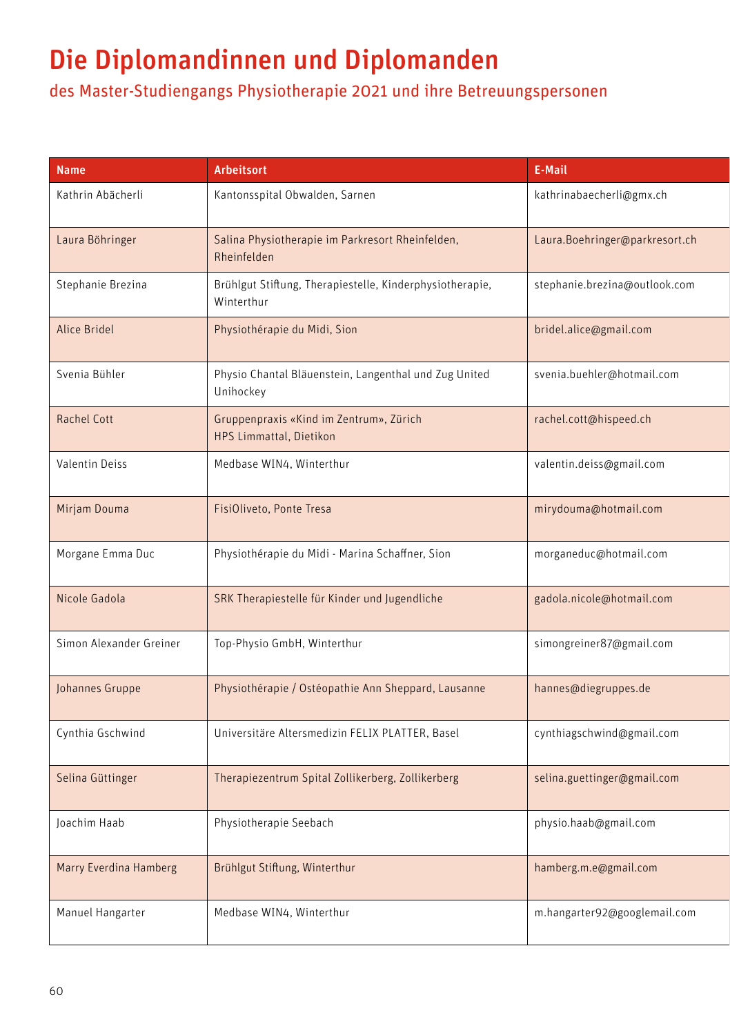# Die Diplomandinnen und Diplomanden

## des Master-Studiengangs Physiotherapie 2021 und ihre Betreuungspersonen

| Name | Arbeitsort | E-Mail |
|---|---|---|
| Kathrin Abächerli | Kantonsspital Obwalden, Sarnen | kathrinabaecherli@gmx.ch |
| Laura Böhringer | Salina Physiotherapie im Parkresort Rheinfelden, Rheinfelden | Laura.Boehringer@parkresort.ch |
| Stephanie Brezina | Brühlgut Stiftung, Therapiestelle, Kinderphysiotherapie, Winterthur | stephanie.brezina@outlook.com |
| Alice Bridel | Physiothérapie du Midi, Sion | bridel.alice@gmail.com |
| Svenia Bühler | Physio Chantal Bläuenstein, Langenthal und Zug United Unihockey | svenia.buehler@hotmail.com |
| Rachel Cott | Gruppenpraxis «Kind im Zentrum», Zürich<br>HPS Limmattal, Dietikon | rachel.cott@hispeed.ch |
| Valentin Deiss | Medbase WIN4, Winterthur | valentin.deiss@gmail.com |
| Mirjam Douma | FisiOliveto, Ponte Tresa | mirydouma@hotmail.com |
| Morgane Emma Duc | Physiothérapie du Midi - Marina Schaffner, Sion | morganeduc@hotmail.com |
| Nicole Gadola | SRK Therapiestelle für Kinder und Jugendliche | gadola.nicole@hotmail.com |
| Simon Alexander Greiner | Top-Physio GmbH, Winterthur | simongreiner87@gmail.com |
| Johannes Gruppe | Physiothérapie / Ostéopathie Ann Sheppard, Lausanne | hannes@diegruppes.de |
| Cynthia Gschwind | Universitäre Altersmedizin FELIX PLATTER, Basel | cynthiagschwind@gmail.com |
| Selina Güttinger | Therapiezentrum Spital Zollikerberg, Zollikerberg | selina.guettinger@gmail.com |
| Joachim Haab | Physiotherapie Seebach | physio.haab@gmail.com |
| Marry Everdina Hamberg | Brühlgut Stiftung, Winterthur | hamberg.m.e@gmail.com |
| Manuel Hangarter | Medbase WIN4, Winterthur | m.hangarter92@googlemail.com |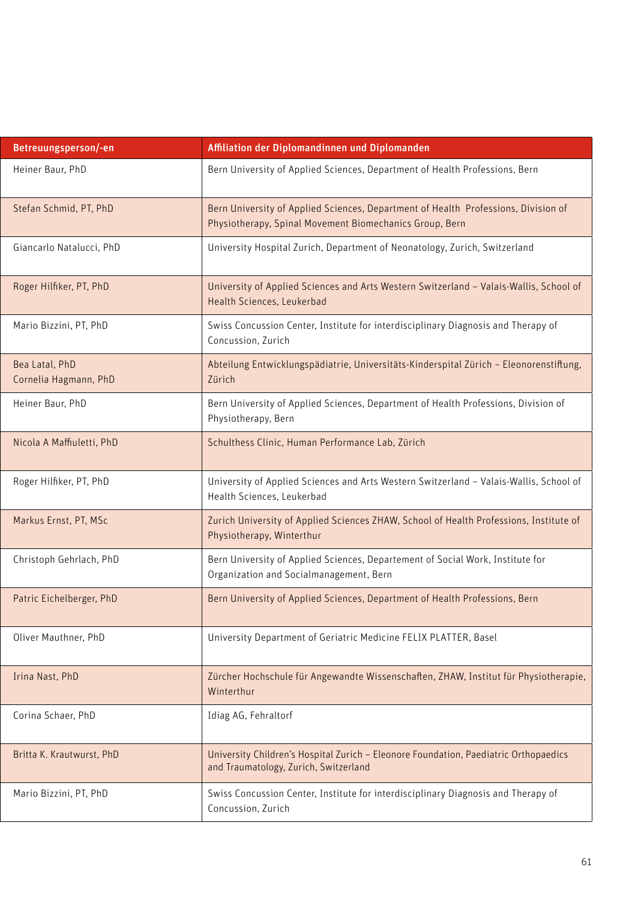| Betreuungsperson/-en | Affiliation der Diplomandinnen und Diplomanden |
| --- | --- |
| Heiner Baur, PhD | Bern University of Applied Sciences, Department of Health Professions, Bern |
| Stefan Schmid, PT, PhD | Bern University of Applied Sciences, Department of Health Professions, Division of Physiotherapy, Spinal Movement Biomechanics Group, Bern |
| Giancarlo Natalucci, PhD | University Hospital Zurich, Department of Neonatology, Zurich, Switzerland |
| Roger Hilfiker, PT, PhD | University of Applied Sciences and Arts Western Switzerland – Valais-Wallis, School of Health Sciences, Leukerbad |
| Mario Bizzini, PT, PhD | Swiss Concussion Center, Institute for interdisciplinary Diagnosis and Therapy of Concussion, Zurich |
| Bea Latal, PhD<br>Cornelia Hagmann, PhD | Abteilung Entwicklungspädiatrie, Universitäts-Kinderspital Zürich – Eleonorenstiftung, Zürich |
| Heiner Baur, PhD | Bern University of Applied Sciences, Department of Health Professions, Division of Physiotherapy, Bern |
| Nicola A Maffiuletti, PhD | Schulthess Clinic, Human Performance Lab, Zürich |
| Roger Hilfiker, PT, PhD | University of Applied Sciences and Arts Western Switzerland – Valais-Wallis, School of Health Sciences, Leukerbad |
| Markus Ernst, PT, MSc | Zurich University of Applied Sciences ZHAW, School of Health Professions, Institute of Physiotherapy, Winterthur |
| Christoph Gehrlach, PhD | Bern University of Applied Sciences, Departement of Social Work, Institute for Organization and Socialmanagement, Bern |
| Patric Eichelberger, PhD | Bern University of Applied Sciences, Department of Health Professions, Bern |
| Oliver Mauthner, PhD | University Department of Geriatric Medicine FELIX PLATTER, Basel |
| Irina Nast, PhD | Zürcher Hochschule für Angewandte Wissenschaften, ZHAW, Institut für Physiotherapie, Winterthur |
| Corina Schaer, PhD | Idiag AG, Fehraltorf |
| Britta K. Krautwurst, PhD | University Children's Hospital Zurich – Eleonore Foundation, Paediatric Orthopaedics and Traumatology, Zurich, Switzerland |
| Mario Bizzini, PT, PhD | Swiss Concussion Center, Institute for interdisciplinary Diagnosis and Therapy of Concussion, Zurich |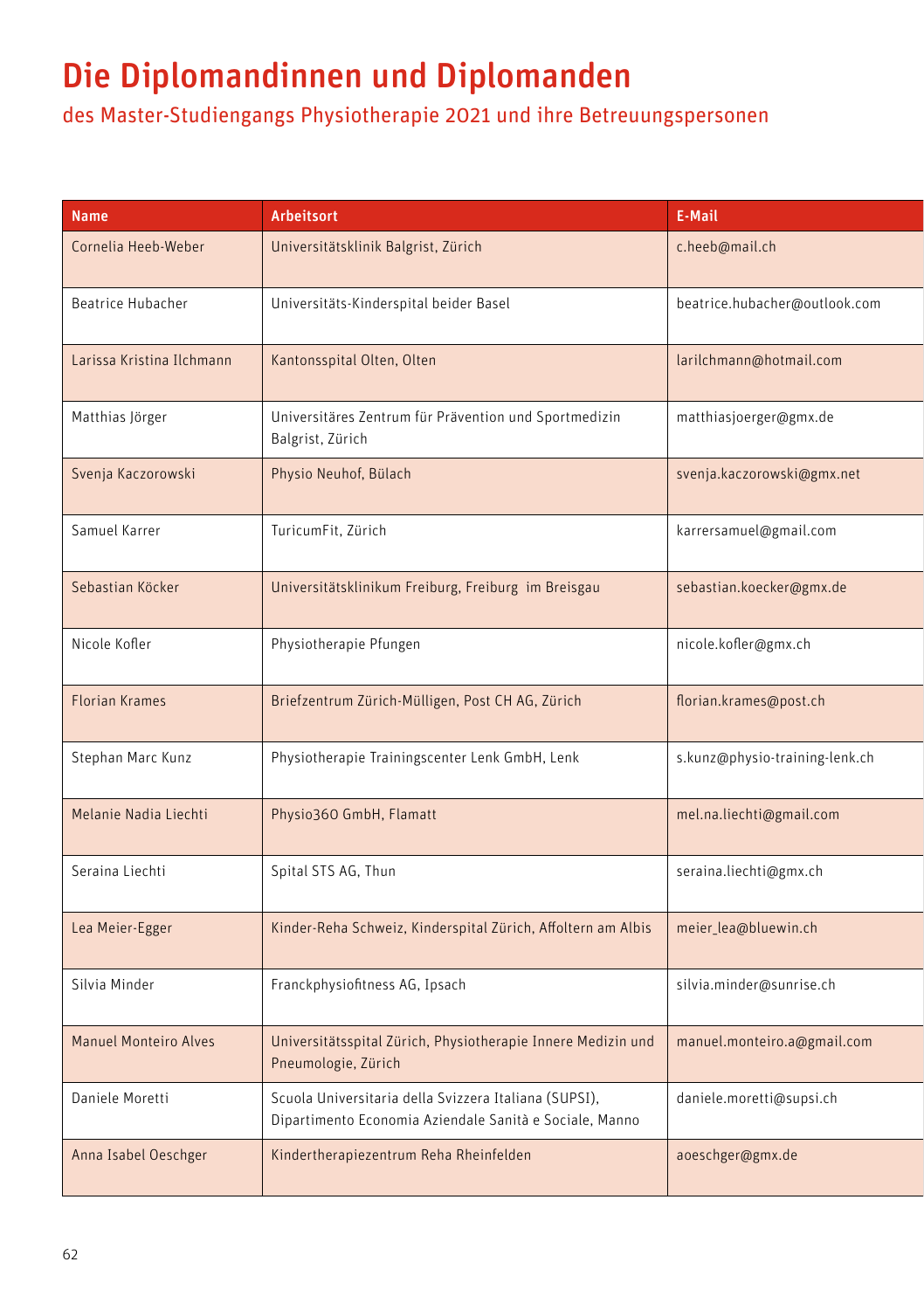# Die Diplomandinnen und Diplomanden

des Master-Studiengangs Physiotherapie 2021 und ihre Betreuungspersonen

| Name | Arbeitsort | E-Mail |
|---|---|---|
| Cornelia Heeb-Weber | Universitätsklinik Balgrist, Zürich | c.heeb@mail.ch |
| Beatrice Hubacher | Universitäts-Kinderspital beider Basel | beatrice.hubacher@outlook.com |
| Larissa Kristina Ilchmann | Kantonsspital Olten, Olten | larilchmann@hotmail.com |
| Matthias Jörger | Universitäres Zentrum für Prävention und Sportmedizin Balgrist, Zürich | matthiasjoerger@gmx.de |
| Svenja Kaczorowski | Physio Neuhof, Bülach | svenja.kaczorowski@gmx.net |
| Samuel Karrer | TuricumFit, Zürich | karrersamuel@gmail.com |
| Sebastian Köcker | Universitätsklinikum Freiburg, Freiburg im Breisgau | sebastian.koecker@gmx.de |
| Nicole Kofler | Physiotherapie Pfungen | nicole.kofler@gmx.ch |
| Florian Krames | Briefzentrum Zürich-Mülligen, Post CH AG, Zürich | florian.krames@post.ch |
| Stephan Marc Kunz | Physiotherapie Trainingscenter Lenk GmbH, Lenk | s.kunz@physio-training-lenk.ch |
| Melanie Nadia Liechti | Physio360 GmbH, Flamatt | mel.na.liechti@gmail.com |
| Seraina Liechti | Spital STS AG, Thun | seraina.liechti@gmx.ch |
| Lea Meier-Egger | Kinder-Reha Schweiz, Kinderspital Zürich, Affoltern am Albis | meier_lea@bluewin.ch |
| Silvia Minder | Franckphysiofitness AG, Ipsach | silvia.minder@sunrise.ch |
| Manuel Monteiro Alves | Universitätsspital Zürich, Physiotherapie Innere Medizin und Pneumologie, Zürich | manuel.monteiro.a@gmail.com |
| Daniele Moretti | Scuola Universitaria della Svizzera Italiana (SUPSI), Dipartimento Economia Aziendale Sanità e Sociale, Manno | daniele.moretti@supsi.ch |
| Anna Isabel Oeschger | Kindertherapiezentrum Reha Rheinfelden | aoeschger@gmx.de |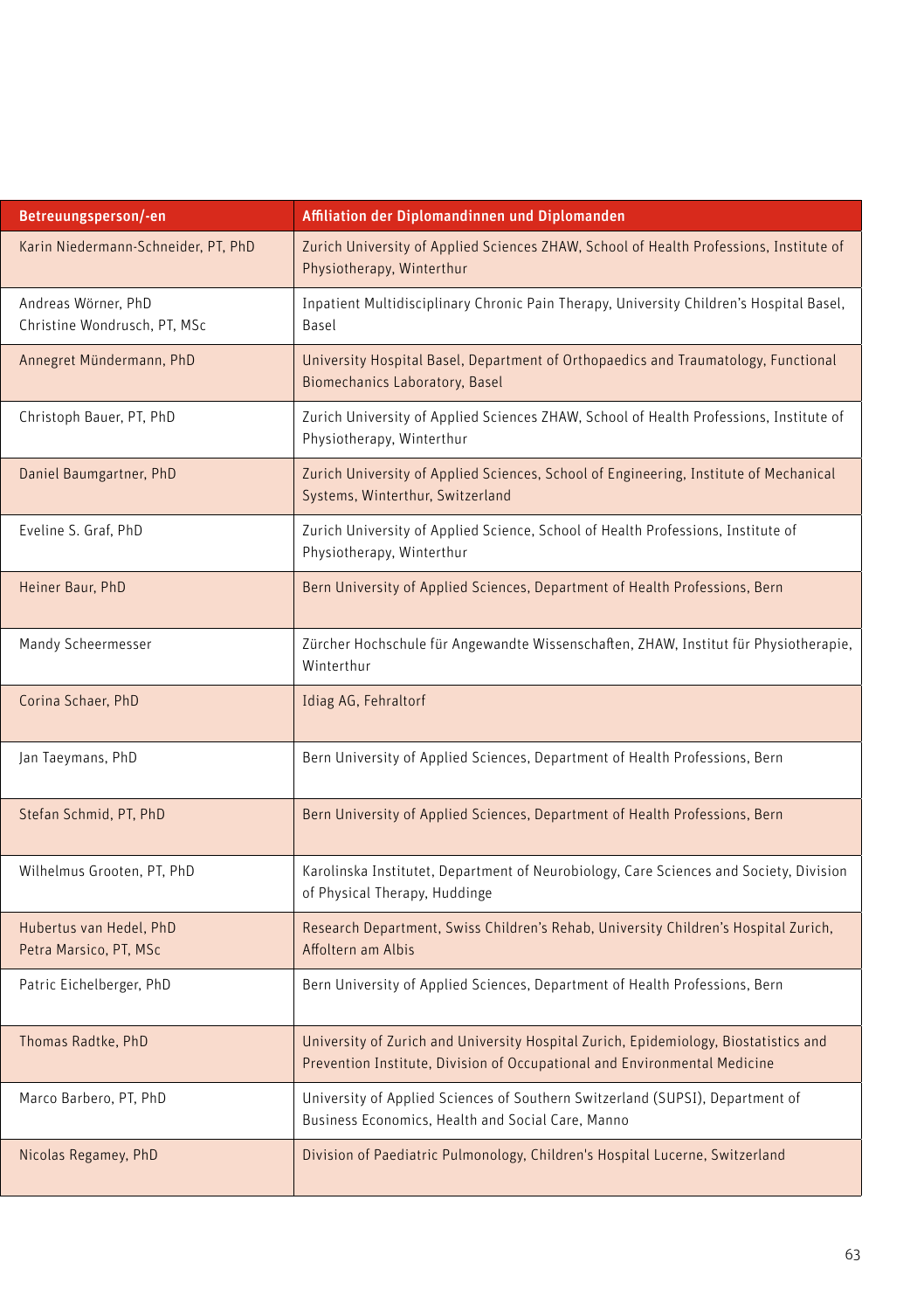| Betreuungsperson/-en | Affiliation der Diplomandinnen und Diplomanden |
|---|---|
| Karin Niedermann-Schneider, PT, PhD | Zurich University of Applied Sciences ZHAW, School of Health Professions, Institute of Physiotherapy, Winterthur |
| Andreas Wörner, PhD<br>Christine Wondrusch, PT, MSc | Inpatient Multidisciplinary Chronic Pain Therapy, University Children's Hospital Basel, Basel |
| Annegret Mündermann, PhD | University Hospital Basel, Department of Orthopaedics and Traumatology, Functional Biomechanics Laboratory, Basel |
| Christoph Bauer, PT, PhD | Zurich University of Applied Sciences ZHAW, School of Health Professions, Institute of Physiotherapy, Winterthur |
| Daniel Baumgartner, PhD | Zurich University of Applied Sciences, School of Engineering, Institute of Mechanical Systems, Winterthur, Switzerland |
| Eveline S. Graf, PhD | Zurich University of Applied Science, School of Health Professions, Institute of Physiotherapy, Winterthur |
| Heiner Baur, PhD | Bern University of Applied Sciences, Department of Health Professions, Bern |
| Mandy Scheermesser | Zürcher Hochschule für Angewandte Wissenschaften, ZHAW, Institut für Physiotherapie, Winterthur |
| Corina Schaer, PhD | Idiag AG, Fehraltorf |
| Jan Taeymans, PhD | Bern University of Applied Sciences, Department of Health Professions, Bern |
| Stefan Schmid, PT, PhD | Bern University of Applied Sciences, Department of Health Professions, Bern |
| Wilhelmus Grooten, PT, PhD | Karolinska Institutet, Department of Neurobiology, Care Sciences and Society, Division of Physical Therapy, Huddinge |
| Hubertus van Hedel, PhD<br>Petra Marsico, PT, MSc | Research Department, Swiss Children's Rehab, University Children's Hospital Zurich, Affoltern am Albis |
| Patric Eichelberger, PhD | Bern University of Applied Sciences, Department of Health Professions, Bern |
| Thomas Radtke, PhD | University of Zurich and University Hospital Zurich, Epidemiology, Biostatistics and Prevention Institute, Division of Occupational and Environmental Medicine |
| Marco Barbero, PT, PhD | University of Applied Sciences of Southern Switzerland (SUPSI), Department of Business Economics, Health and Social Care, Manno |
| Nicolas Regamey, PhD | Division of Paediatric Pulmonology, Children's Hospital Lucerne, Switzerland |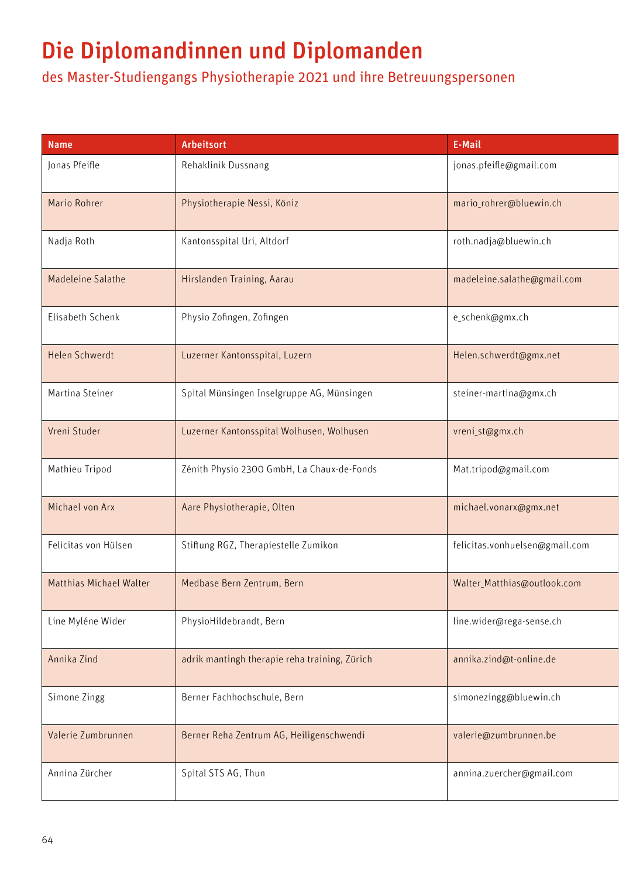# Die Diplomandinnen und Diplomanden

## des Master-Studiengangs Physiotherapie 2021 und ihre Betreuungspersonen

| Name | Arbeitsort | E-Mail |
|---|---|---|
| Jonas Pfeifle | Rehaklinik Dussnang | jonas.pfeifle@gmail.com |
| Mario Rohrer | Physiotherapie Nessi, Köniz | mario_rohrer@bluewin.ch |
| Nadja Roth | Kantonsspital Uri, Altdorf | roth.nadja@bluewin.ch |
| Madeleine Salathe | Hirslanden Training, Aarau | madeleine.salathe@gmail.com |
| Elisabeth Schenk | Physio Zofingen, Zofingen | e_schenk@gmx.ch |
| Helen Schwerdt | Luzerner Kantonsspital, Luzern | Helen.schwerdt@gmx.net |
| Martina Steiner | Spital Münsingen Inselgruppe AG, Münsingen | steiner-martina@gmx.ch |
| Vreni Studer | Luzerner Kantonsspital Wolhusen, Wolhusen | vreni_st@gmx.ch |
| Mathieu Tripod | Zénith Physio 2300 GmbH, La Chaux-de-Fonds | Mat.tripod@gmail.com |
| Michael von Arx | Aare Physiotherapie, Olten | michael.vonarx@gmx.net |
| Felicitas von Hülsen | Stiftung RGZ, Therapiestelle Zumikon | felicitas.vonhuelsen@gmail.com |
| Matthias Michael Walter | Medbase Bern Zentrum, Bern | Walter_Matthias@outlook.com |
| Line Myléne Wider | PhysioHildebrandt, Bern | line.wider@rega-sense.ch |
| Annika Zind | adrik mantingh therapie reha training, Zürich | annika.zind@t-online.de |
| Simone Zingg | Berner Fachhochschule, Bern | simonezingg@bluewin.ch |
| Valerie Zumbrunnen | Berner Reha Zentrum AG, Heiligenschwendi | valerie@zumbrunnen.be |
| Annina Zürcher | Spital STS AG, Thun | annina.zuercher@gmail.com |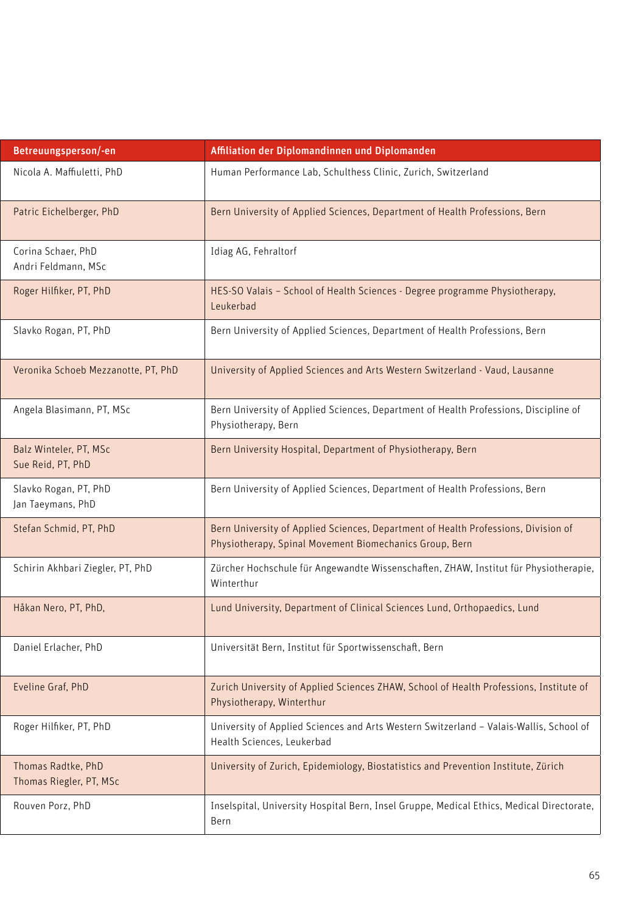| Betreuungsperson/-en | Affiliation der Diplomandinnen und Diplomanden |
|---|---|
| Nicola A. Maffiuletti, PhD | Human Performance Lab, Schulthess Clinic, Zurich, Switzerland |
| Patric Eichelberger, PhD | Bern University of Applied Sciences, Department of Health Professions, Bern |
| Corina Schaer, PhD<br>Andri Feldmann, MSc | Idiag AG, Fehraltorf |
| Roger Hilfiker, PT, PhD | HES-SO Valais – School of Health Sciences - Degree programme Physiotherapy, Leukerbad |
| Slavko Rogan, PT, PhD | Bern University of Applied Sciences, Department of Health Professions, Bern |
| Veronika Schoeb Mezzanotte, PT, PhD | University of Applied Sciences and Arts Western Switzerland - Vaud, Lausanne |
| Angela Blasimann, PT, MSc | Bern University of Applied Sciences, Department of Health Professions, Discipline of Physiotherapy, Bern |
| Balz Winteler, PT, MSc<br>Sue Reid, PT, PhD | Bern University Hospital, Department of Physiotherapy, Bern |
| Slavko Rogan, PT, PhD<br>Jan Taeymans, PhD | Bern University of Applied Sciences, Department of Health Professions, Bern |
| Stefan Schmid, PT, PhD | Bern University of Applied Sciences, Department of Health Professions, Division of Physiotherapy, Spinal Movement Biomechanics Group, Bern |
| Schirin Akhbari Ziegler, PT, PhD | Zürcher Hochschule für Angewandte Wissenschaften, ZHAW, Institut für Physiotherapie, Winterthur |
| Håkan Nero, PT, PhD, | Lund University, Department of Clinical Sciences Lund, Orthopaedics, Lund |
| Daniel Erlacher, PhD | Universität Bern, Institut für Sportwissenschaft, Bern |
| Eveline Graf, PhD | Zurich University of Applied Sciences ZHAW, School of Health Professions, Institute of Physiotherapy, Winterthur |
| Roger Hilfiker, PT, PhD | University of Applied Sciences and Arts Western Switzerland – Valais-Wallis, School of Health Sciences, Leukerbad |
| Thomas Radtke, PhD<br>Thomas Riegler, PT, MSc | University of Zurich, Epidemiology, Biostatistics and Prevention Institute, Zürich |
| Rouven Porz, PhD | Inselspital, University Hospital Bern, Insel Gruppe, Medical Ethics, Medical Directorate, Bern |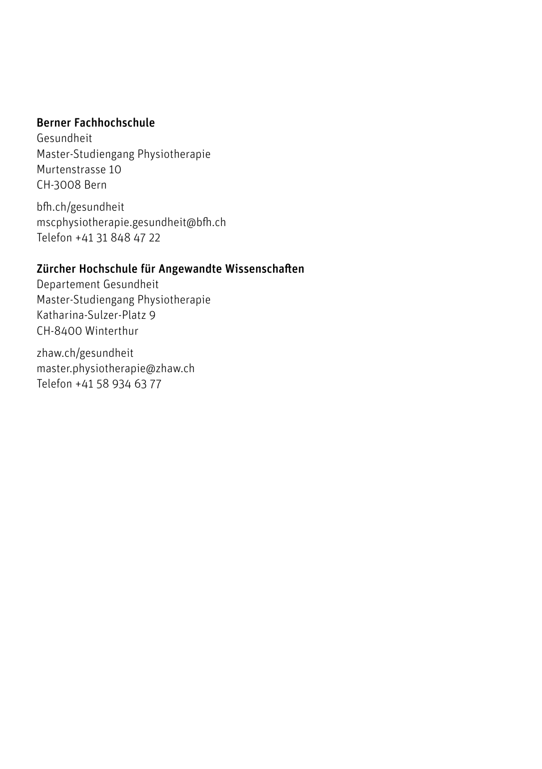**Berner Fachhochschule**
Gesundheit
Master-Studiengang Physiotherapie
Murtenstrasse 10
CH-3008 Bern

bfh.ch/gesundheit
mscphysiotherapie.gesundheit@bfh.ch
Telefon +41 31 848 47 22

**Zürcher Hochschule für Angewandte Wissenschaften**
Departement Gesundheit
Master-Studiengang Physiotherapie
Katharina-Sulzer-Platz 9
CH-8400 Winterthur

zhaw.ch/gesundheit
master.physiotherapie@zhaw.ch
Telefon +41 58 934 63 77